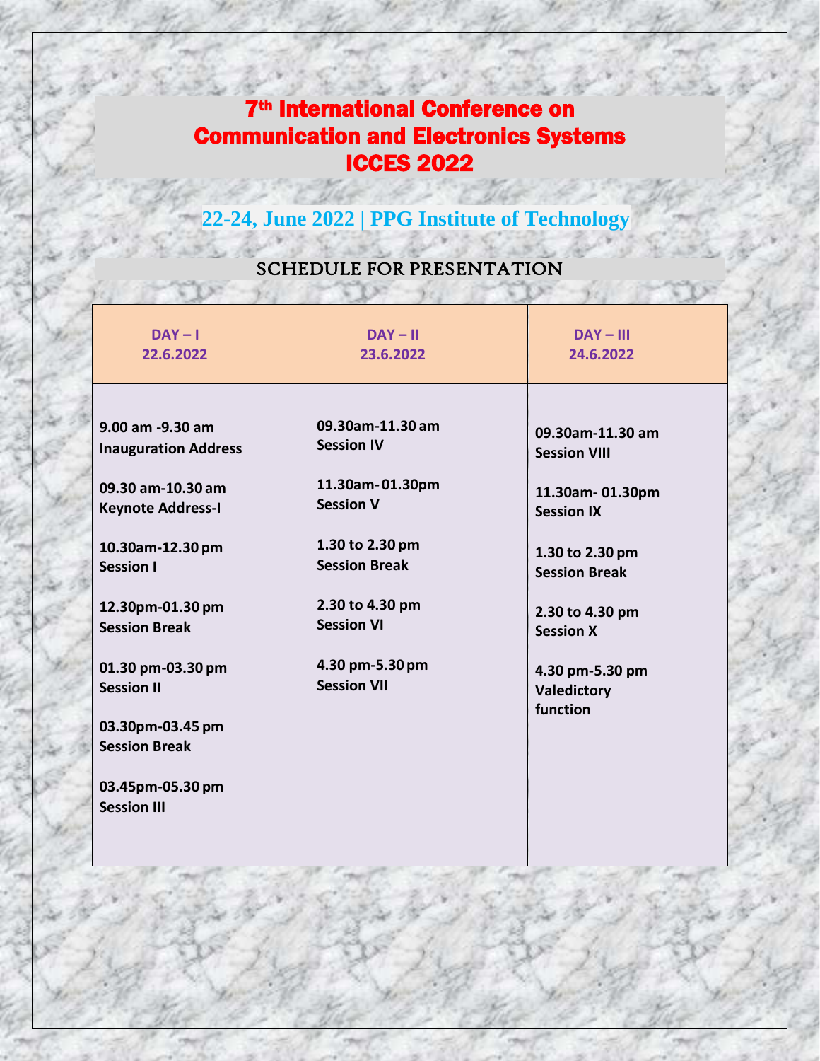# 7th International Conference on Communication and Electronics Systems ICCES 2022

## 22-24, June 2022 | PPG Institute of Technology

### SCHEDULE FOR PRESENTATION

| DAY – I<br>22.6.2022 | DAY – II<br>23.6.2022 | DAY – III<br>24.6.2022 |
|---|---|---|
| **9.00 am -9.30 am**<br>**Inauguration Address** | **09.30am-11.30 am**<br>**Session IV** | **09.30am-11.30 am**<br>**Session VIII** |
| **09.30 am-10.30 am**<br>**Keynote Address-I** | **11.30am- 01.30pm**<br>**Session V** | **11.30am- 01.30pm**<br>**Session IX** |
| **10.30am-12.30 pm**<br>**Session I** | **1.30 to 2.30 pm**<br>**Session Break** | **1.30 to 2.30 pm**<br>**Session Break** |
| **12.30pm-01.30 pm**<br>**Session Break** | **2.30 to 4.30 pm**<br>**Session VI** | **2.30 to 4.30 pm**<br>**Session X** |
| **01.30 pm-03.30 pm**<br>**Session II** | **4.30 pm-5.30 pm**<br>**Session VII** | **4.30 pm-5.30 pm**<br>**Valedictory function** |
| **03.30pm-03.45 pm**<br>**Session Break** | | |
| **03.45pm-05.30 pm**<br>**Session III** | | |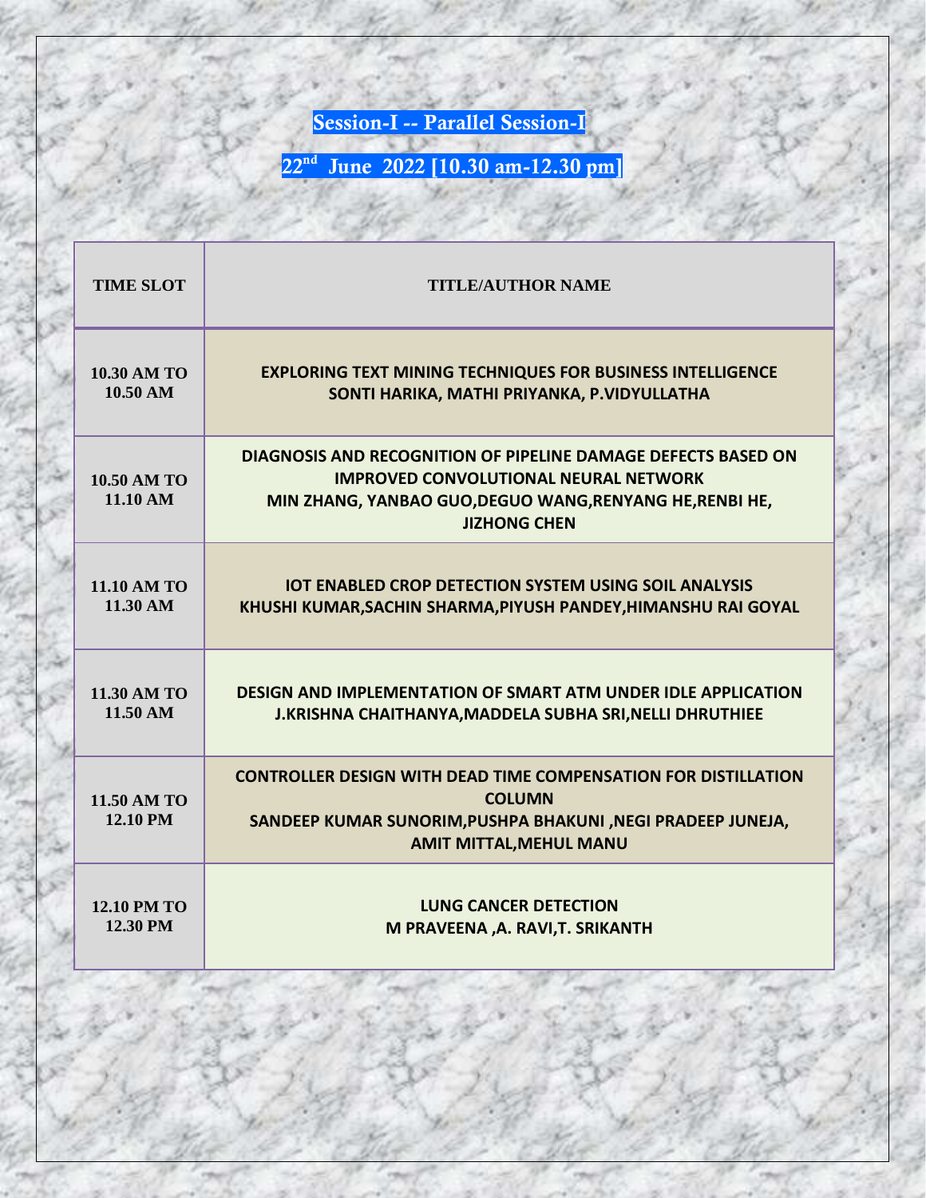## Session-I -- Parallel Session-I

## 22nd June 2022 [10.30 am-12.30 pm]

| TIME SLOT | TITLE/AUTHOR NAME |
| --- | --- |
| 10.30 AM TO 10.50 AM | **EXPLORING TEXT MINING TECHNIQUES FOR BUSINESS INTELLIGENCE**<br>**SONTI HARIKA, MATHI PRIYANKA, P.VIDYULLATHA** |
| 10.50 AM TO 11.10 AM | **DIAGNOSIS AND RECOGNITION OF PIPELINE DAMAGE DEFECTS BASED ON IMPROVED CONVOLUTIONAL NEURAL NETWORK**<br>**MIN ZHANG, YANBAO GUO,DEGUO WANG,RENYANG HE,RENBI HE, JIZHONG CHEN** |
| 11.10 AM TO 11.30 AM | **IOT ENABLED CROP DETECTION SYSTEM USING SOIL ANALYSIS**<br>**KHUSHI KUMAR,SACHIN SHARMA,PIYUSH PANDEY,HIMANSHU RAI GOYAL** |
| 11.30 AM TO 11.50 AM | **DESIGN AND IMPLEMENTATION OF SMART ATM UNDER IDLE APPLICATION**<br>**J.KRISHNA CHAITHANYA,MADDELA SUBHA SRI,NELLI DHRUTHIEE** |
| 11.50 AM TO 12.10 PM | **CONTROLLER DESIGN WITH DEAD TIME COMPENSATION FOR DISTILLATION COLUMN**<br>**SANDEEP KUMAR SUNORIM,PUSHPA BHAKUNI ,NEGI PRADEEP JUNEJA, AMIT MITTAL,MEHUL MANU** |
| 12.10 PM TO 12.30 PM | **LUNG CANCER DETECTION**<br>**M PRAVEENA ,A. RAVI,T. SRIKANTH** |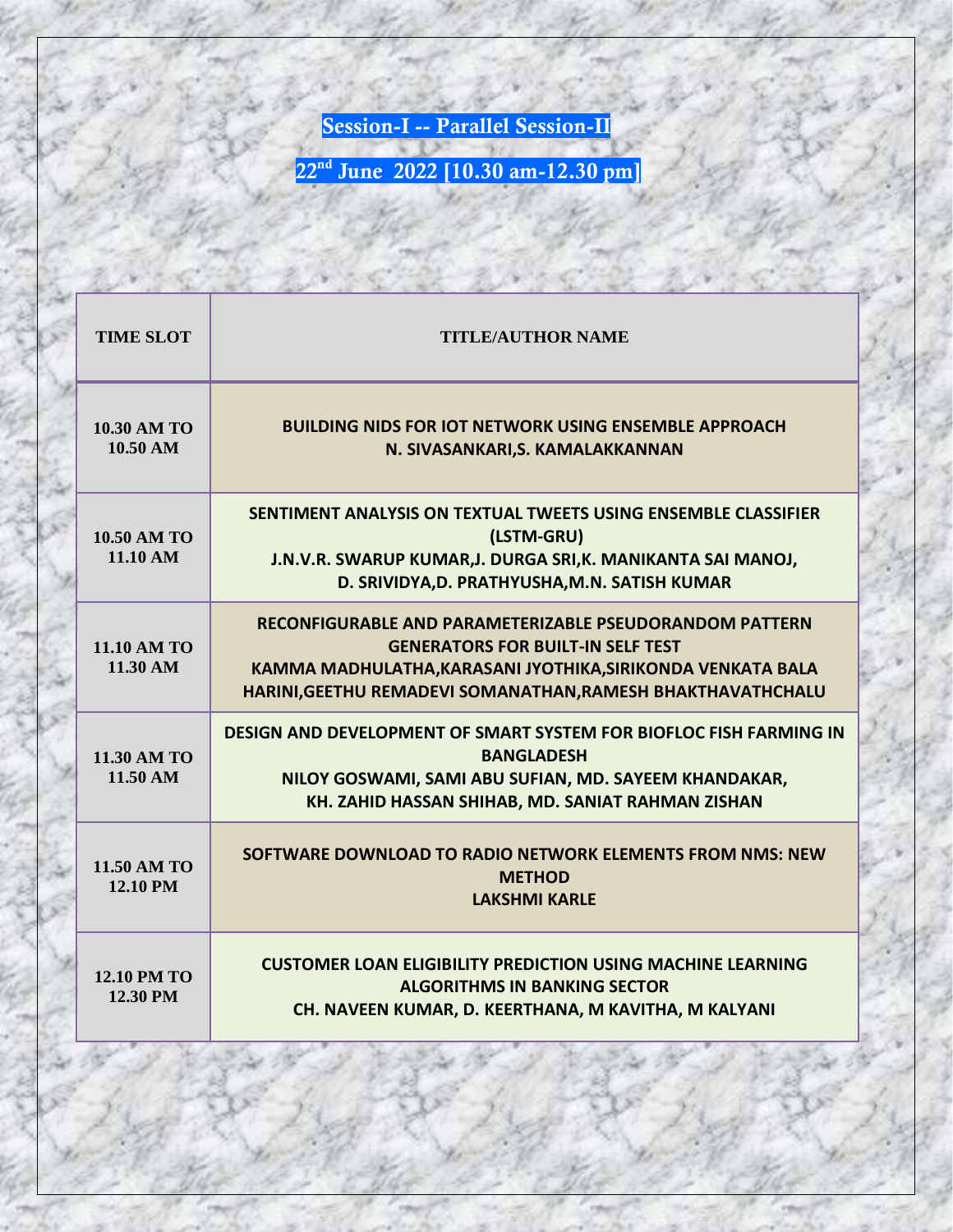## Session-I -- Parallel Session-II

## 22nd June 2022 [10.30 am-12.30 pm]

| TIME SLOT | TITLE/AUTHOR NAME |
| --- | --- |
| 10.30 AM TO 10.50 AM | **BUILDING NIDS FOR IOT NETWORK USING ENSEMBLE APPROACH**<br>**N. SIVASANKARI,S. KAMALAKKANNAN** |
| 10.50 AM TO 11.10 AM | **SENTIMENT ANALYSIS ON TEXTUAL TWEETS USING ENSEMBLE CLASSIFIER (LSTM-GRU)**<br>**J.N.V.R. SWARUP KUMAR,J. DURGA SRI,K. MANIKANTA SAI MANOJ, D. SRIVIDYA,D. PRATHYUSHA,M.N. SATISH KUMAR** |
| 11.10 AM TO 11.30 AM | **RECONFIGURABLE AND PARAMETERIZABLE PSEUDORANDOM PATTERN GENERATORS FOR BUILT-IN SELF TEST**<br>**KAMMA MADHULATHA,KARASANI JYOTHIKA,SIRIKONDA VENKATA BALA HARINI,GEETHU REMADEVI SOMANATHAN,RAMESH BHAKTHAVATHCHALU** |
| 11.30 AM TO 11.50 AM | **DESIGN AND DEVELOPMENT OF SMART SYSTEM FOR BIOFLOC FISH FARMING IN BANGLADESH**<br>**NILOY GOSWAMI, SAMI ABU SUFIAN, MD. SAYEEM KHANDAKAR, KH. ZAHID HASSAN SHIHAB, MD. SANIAT RAHMAN ZISHAN** |
| 11.50 AM TO 12.10 PM | **SOFTWARE DOWNLOAD TO RADIO NETWORK ELEMENTS FROM NMS: NEW METHOD**<br>**LAKSHMI KARLE** |
| 12.10 PM TO 12.30 PM | **CUSTOMER LOAN ELIGIBILITY PREDICTION USING MACHINE LEARNING ALGORITHMS IN BANKING SECTOR**<br>**CH. NAVEEN KUMAR, D. KEERTHANA, M KAVITHA, M KALYANI** |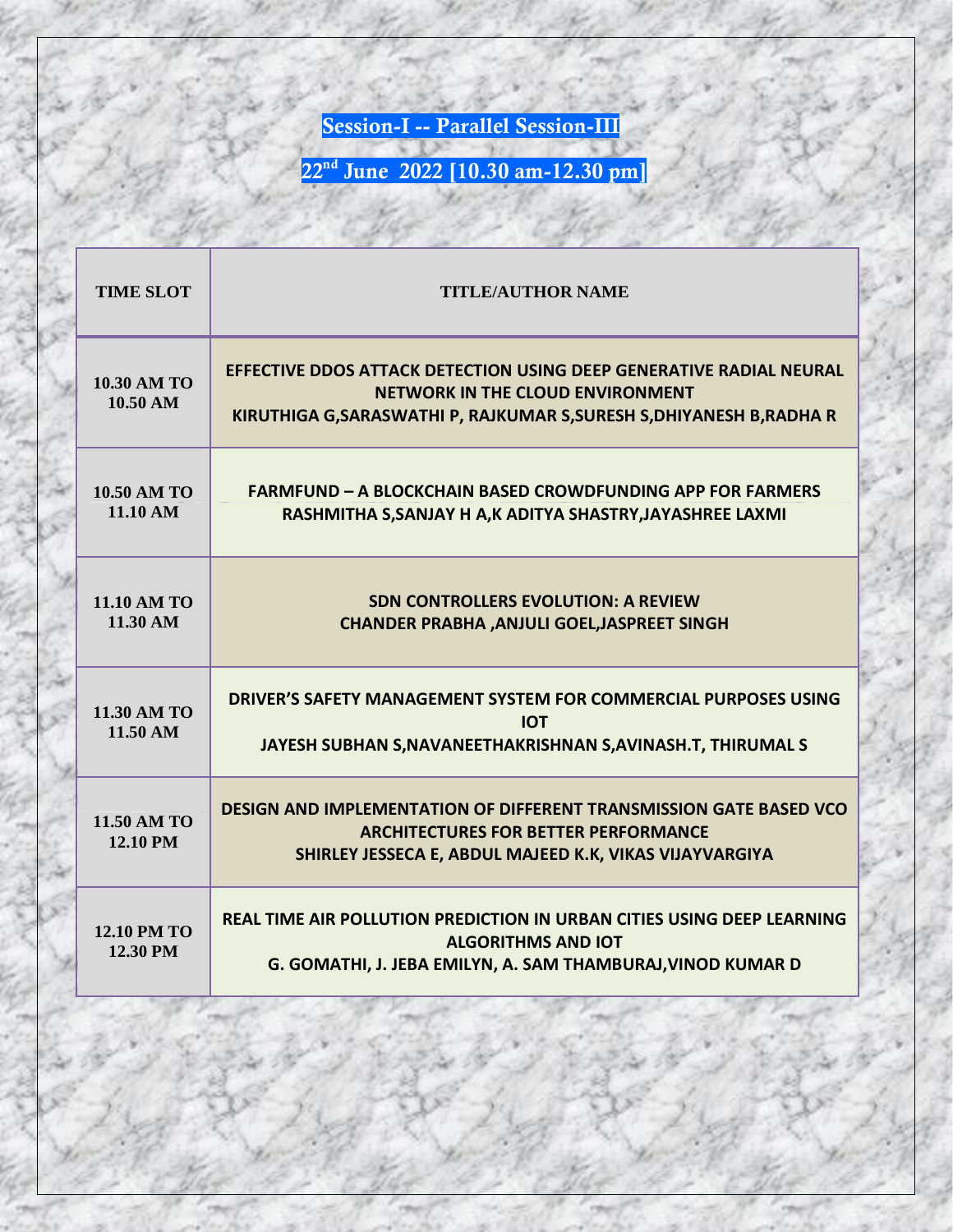## Session-I -- Parallel Session-III

## 22nd June 2022 [10.30 am-12.30 pm]

| TIME SLOT | TITLE/AUTHOR NAME |
| --- | --- |
| 10.30 AM TO 10.50 AM | **EFFECTIVE DDOS ATTACK DETECTION USING DEEP GENERATIVE RADIAL NEURAL NETWORK IN THE CLOUD ENVIRONMENT**<br>**KIRUTHIGA G,SARASWATHI P, RAJKUMAR S,SURESH S,DHIYANESH B,RADHA R** |
| 10.50 AM TO 11.10 AM | **FARMFUND – A BLOCKCHAIN BASED CROWDFUNDING APP FOR FARMERS**<br>**RASHMITHA S,SANJAY H A,K ADITYA SHASTRY,JAYASHREE LAXMI** |
| 11.10 AM TO 11.30 AM | **SDN CONTROLLERS EVOLUTION: A REVIEW**<br>**CHANDER PRABHA ,ANJULI GOEL,JASPREET SINGH** |
| 11.30 AM TO 11.50 AM | **DRIVER'S SAFETY MANAGEMENT SYSTEM FOR COMMERCIAL PURPOSES USING IOT**<br>**JAYESH SUBHAN S,NAVANEETHAKRISHNAN S,AVINASH.T, THIRUMAL S** |
| 11.50 AM TO 12.10 PM | **DESIGN AND IMPLEMENTATION OF DIFFERENT TRANSMISSION GATE BASED VCO ARCHITECTURES FOR BETTER PERFORMANCE**<br>**SHIRLEY JESSECA E, ABDUL MAJEED K.K, VIKAS VIJAYVARGIYA** |
| 12.10 PM TO 12.30 PM | **REAL TIME AIR POLLUTION PREDICTION IN URBAN CITIES USING DEEP LEARNING ALGORITHMS AND IOT**<br>**G. GOMATHI, J. JEBA EMILYN, A. SAM THAMBURAJ,VINOD KUMAR D** |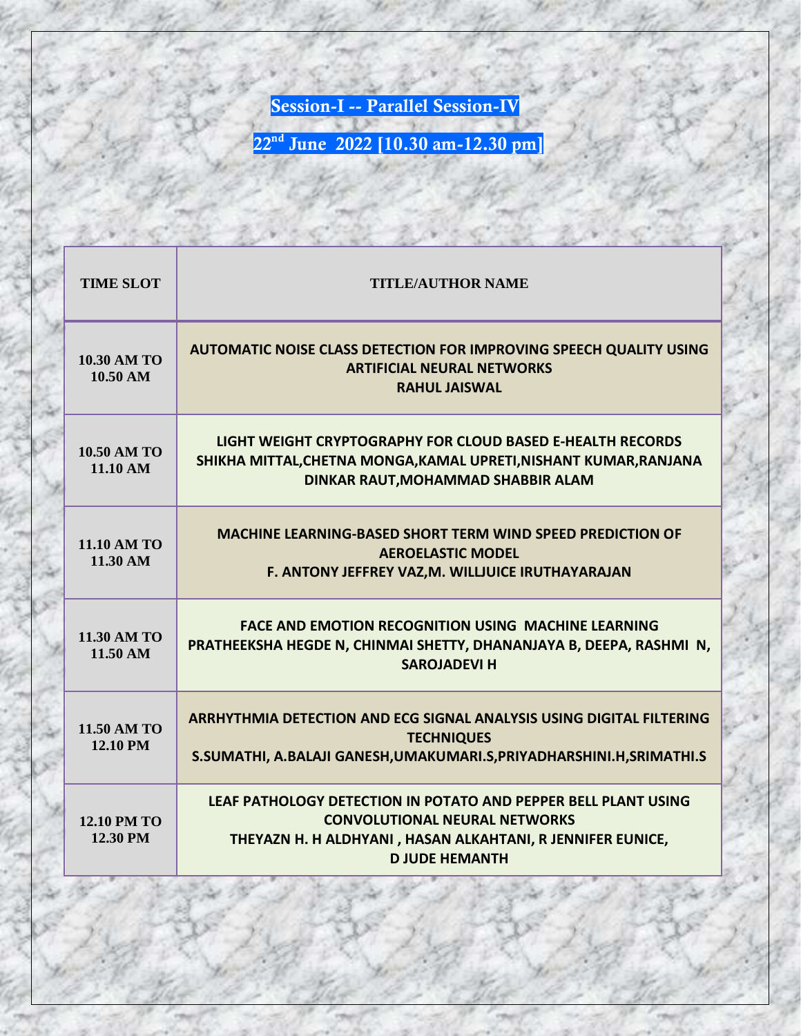## Session-I -- Parallel Session-IV

## 22nd June 2022 [10.30 am-12.30 pm]

| TIME SLOT | TITLE/AUTHOR NAME |
|---|---|
| 10.30 AM TO 10.50 AM | **AUTOMATIC NOISE CLASS DETECTION FOR IMPROVING SPEECH QUALITY USING ARTIFICIAL NEURAL NETWORKS**<br>**RAHUL JAISWAL** |
| 10.50 AM TO 11.10 AM | **LIGHT WEIGHT CRYPTOGRAPHY FOR CLOUD BASED E-HEALTH RECORDS**<br>**SHIKHA MITTAL,CHETNA MONGA,KAMAL UPRETI,NISHANT KUMAR,RANJANA DINKAR RAUT,MOHAMMAD SHABBIR ALAM** |
| 11.10 AM TO 11.30 AM | **MACHINE LEARNING-BASED SHORT TERM WIND SPEED PREDICTION OF AEROELASTIC MODEL**<br>**F. ANTONY JEFFREY VAZ,M. WILLJUICE IRUTHAYARAJAN** |
| 11.30 AM TO 11.50 AM | **FACE AND EMOTION RECOGNITION USING MACHINE LEARNING**<br>**PRATHEEKSHA HEGDE N, CHINMAI SHETTY, DHANANJAYA B, DEEPA, RASHMI N, SAROJADEVI H** |
| 11.50 AM TO 12.10 PM | **ARRHYTHMIA DETECTION AND ECG SIGNAL ANALYSIS USING DIGITAL FILTERING TECHNIQUES**<br>**S.SUMATHI, A.BALAJI GANESH,UMAKUMARI.S,PRIYADHARSHINI.H,SRIMATHI.S** |
| 12.10 PM TO 12.30 PM | **LEAF PATHOLOGY DETECTION IN POTATO AND PEPPER BELL PLANT USING CONVOLUTIONAL NEURAL NETWORKS**<br>**THEYAZN H. H ALDHYANI , HASAN ALKAHTANI, R JENNIFER EUNICE, D JUDE HEMANTH** |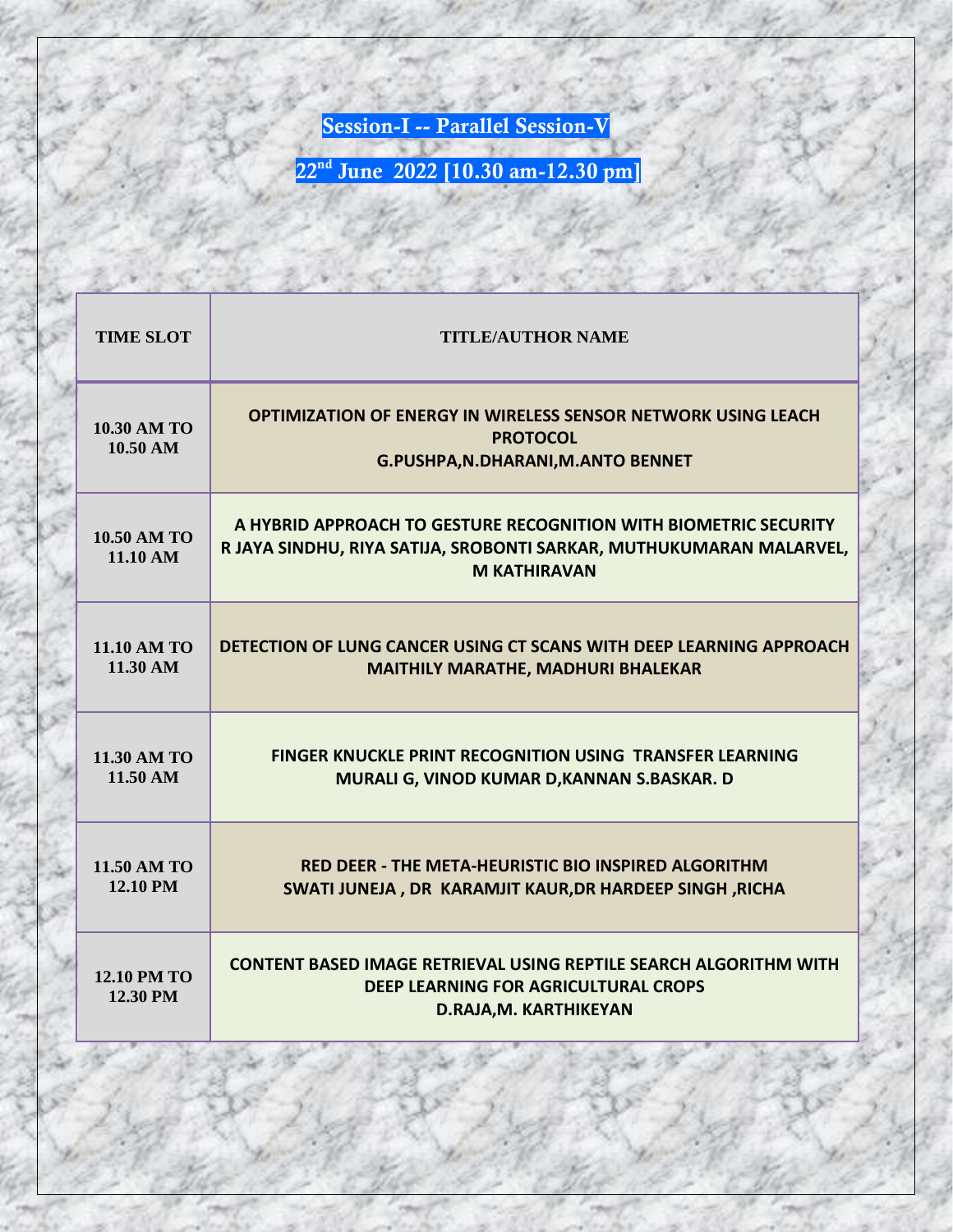## Session-I -- Parallel Session-V

## 22nd June 2022 [10.30 am-12.30 pm]

| TIME SLOT | TITLE/AUTHOR NAME |
|---|---|
| 10.30 AM TO 10.50 AM | **OPTIMIZATION OF ENERGY IN WIRELESS SENSOR NETWORK USING LEACH PROTOCOL**<br>**G.PUSHPA,N.DHARANI,M.ANTO BENNET** |
| 10.50 AM TO 11.10 AM | **A HYBRID APPROACH TO GESTURE RECOGNITION WITH BIOMETRIC SECURITY**<br>**R JAYA SINDHU, RIYA SATIJA, SROBONTI SARKAR, MUTHUKUMARAN MALARVEL, M KATHIRAVAN** |
| 11.10 AM TO 11.30 AM | **DETECTION OF LUNG CANCER USING CT SCANS WITH DEEP LEARNING APPROACH**<br>**MAITHILY MARATHE, MADHURI BHALEKAR** |
| 11.30 AM TO 11.50 AM | **FINGER KNUCKLE PRINT RECOGNITION USING TRANSFER LEARNING**<br>**MURALI G, VINOD KUMAR D,KANNAN S.BASKAR. D** |
| 11.50 AM TO 12.10 PM | **RED DEER - THE META-HEURISTIC BIO INSPIRED ALGORITHM**<br>**SWATI JUNEJA , DR KARAMJIT KAUR,DR HARDEEP SINGH ,RICHA** |
| 12.10 PM TO 12.30 PM | **CONTENT BASED IMAGE RETRIEVAL USING REPTILE SEARCH ALGORITHM WITH DEEP LEARNING FOR AGRICULTURAL CROPS**<br>**D.RAJA,M. KARTHIKEYAN** |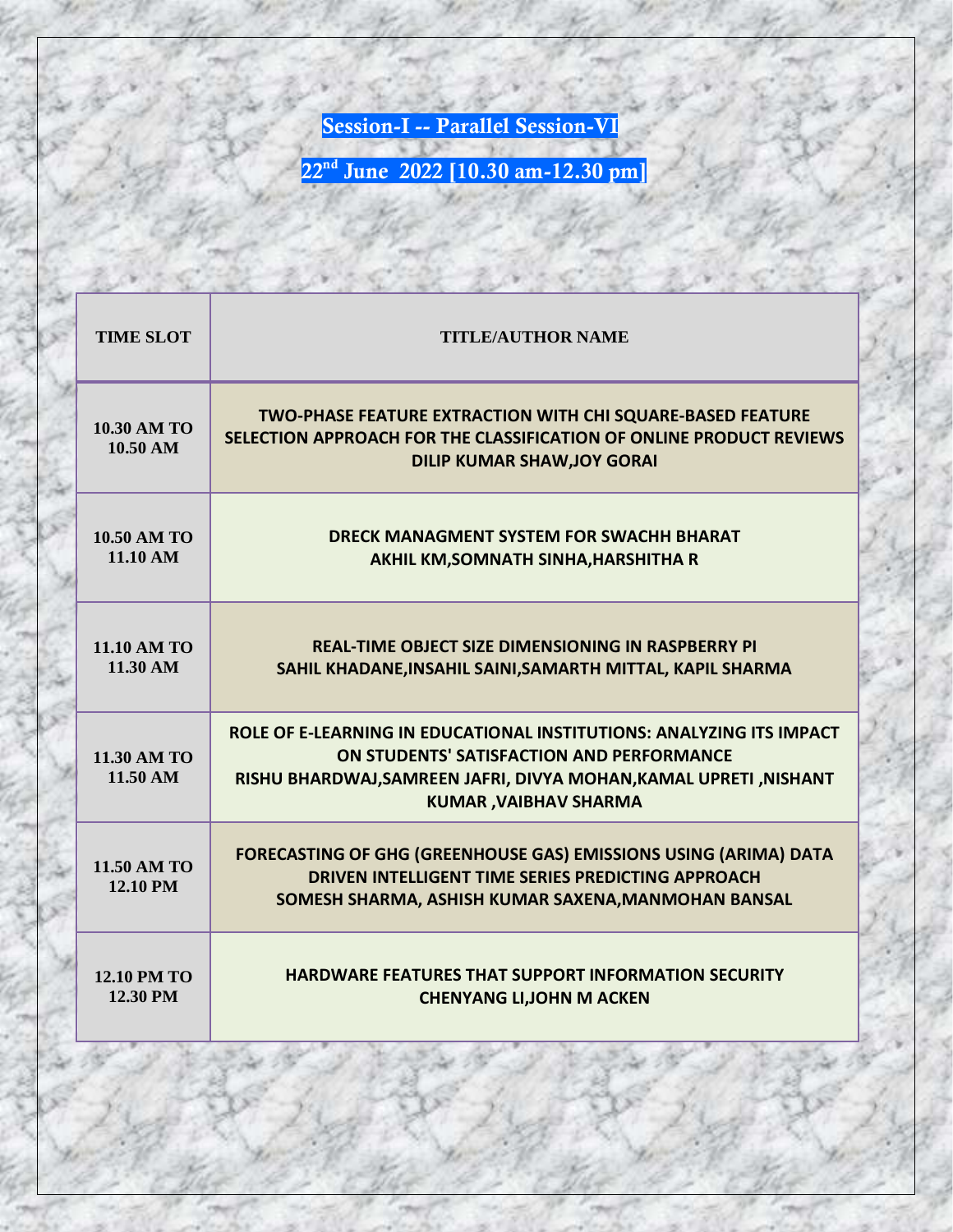# Session-I -- Parallel Session-VI

## 22nd June 2022 [10.30 am-12.30 pm]

| TIME SLOT | TITLE/AUTHOR NAME |
|---|---|
| 10.30 AM TO 10.50 AM | **TWO-PHASE FEATURE EXTRACTION WITH CHI SQUARE-BASED FEATURE SELECTION APPROACH FOR THE CLASSIFICATION OF ONLINE PRODUCT REVIEWS**<br>**DILIP KUMAR SHAW,JOY GORAI** |
| 10.50 AM TO 11.10 AM | **DRECK MANAGMENT SYSTEM FOR SWACHH BHARAT**<br>**AKHIL KM,SOMNATH SINHA,HARSHITHA R** |
| 11.10 AM TO 11.30 AM | **REAL-TIME OBJECT SIZE DIMENSIONING IN RASPBERRY PI**<br>**SAHIL KHADANE,INSAHIL SAINI,SAMARTH MITTAL, KAPIL SHARMA** |
| 11.30 AM TO 11.50 AM | **ROLE OF E-LEARNING IN EDUCATIONAL INSTITUTIONS: ANALYZING ITS IMPACT ON STUDENTS' SATISFACTION AND PERFORMANCE**<br>**RISHU BHARDWAJ,SAMREEN JAFRI, DIVYA MOHAN,KAMAL UPRETI ,NISHANT KUMAR ,VAIBHAV SHARMA** |
| 11.50 AM TO 12.10 PM | **FORECASTING OF GHG (GREENHOUSE GAS) EMISSIONS USING (ARIMA) DATA DRIVEN INTELLIGENT TIME SERIES PREDICTING APPROACH**<br>**SOMESH SHARMA, ASHISH KUMAR SAXENA,MANMOHAN BANSAL** |
| 12.10 PM TO 12.30 PM | **HARDWARE FEATURES THAT SUPPORT INFORMATION SECURITY**<br>**CHENYANG LI,JOHN M ACKEN** |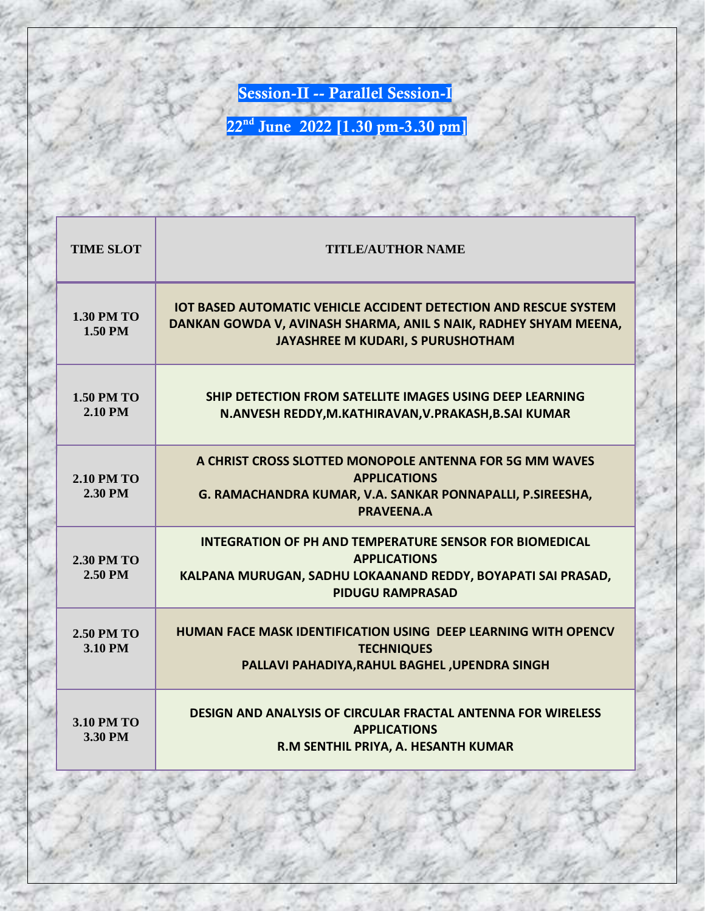## Session-II -- Parallel Session-I

## 22nd June 2022 [1.30 pm-3.30 pm]

| TIME SLOT | TITLE/AUTHOR NAME |
| --- | --- |
| 1.30 PM TO 1.50 PM | **IOT BASED AUTOMATIC VEHICLE ACCIDENT DETECTION AND RESCUE SYSTEM** DANKAN GOWDA V, AVINASH SHARMA, ANIL S NAIK, RADHEY SHYAM MEENA, JAYASHREE M KUDARI, S PURUSHOTHAM |
| 1.50 PM TO 2.10 PM | **SHIP DETECTION FROM SATELLITE IMAGES USING DEEP LEARNING** N.ANVESH REDDY,M.KATHIRAVAN,V.PRAKASH,B.SAI KUMAR |
| 2.10 PM TO 2.30 PM | **A CHRIST CROSS SLOTTED MONOPOLE ANTENNA FOR 5G MM WAVES APPLICATIONS** G. RAMACHANDRA KUMAR, V.A. SANKAR PONNAPALLI, P.SIREESHA, PRAVEENA.A |
| 2.30 PM TO 2.50 PM | **INTEGRATION OF PH AND TEMPERATURE SENSOR FOR BIOMEDICAL APPLICATIONS** KALPANA MURUGAN, SADHU LOKAANAND REDDY, BOYAPATI SAI PRASAD, PIDUGU RAMPRASAD |
| 2.50 PM TO 3.10 PM | **HUMAN FACE MASK IDENTIFICATION USING DEEP LEARNING WITH OPENCV TECHNIQUES** PALLAVI PAHADIYA,RAHUL BAGHEL ,UPENDRA SINGH |
| 3.10 PM TO 3.30 PM | **DESIGN AND ANALYSIS OF CIRCULAR FRACTAL ANTENNA FOR WIRELESS APPLICATIONS** R.M SENTHIL PRIYA, A. HESANTH KUMAR |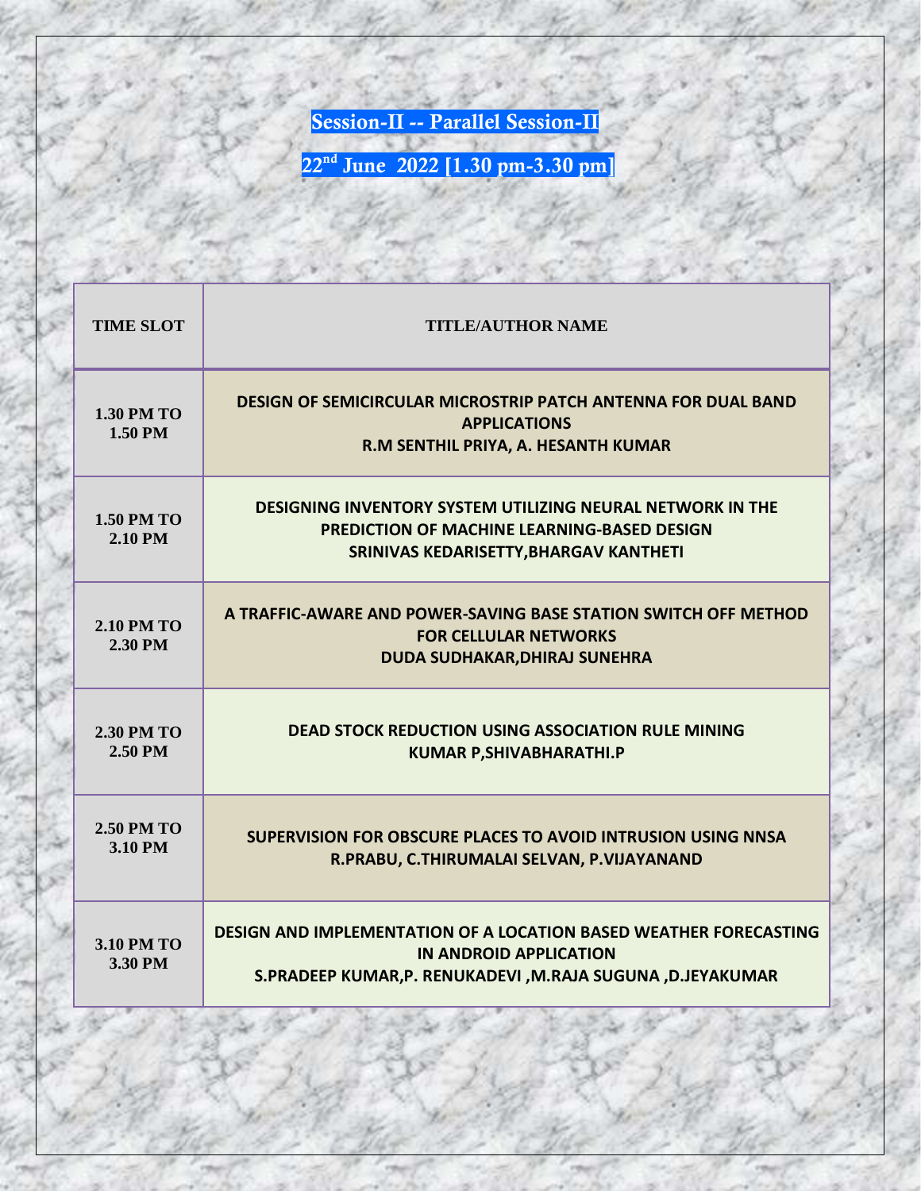## Session-II -- Parallel Session-II

## 22[nd] June 2022 [1.30 pm-3.30 pm]

| TIME SLOT | TITLE/AUTHOR NAME |
|---|---|
| 1.30 PM TO 1.50 PM | **DESIGN OF SEMICIRCULAR MICROSTRIP PATCH ANTENNA FOR DUAL BAND APPLICATIONS**<br>**R.M SENTHIL PRIYA, A. HESANTH KUMAR** |
| 1.50 PM TO 2.10 PM | **DESIGNING INVENTORY SYSTEM UTILIZING NEURAL NETWORK IN THE PREDICTION OF MACHINE LEARNING-BASED DESIGN**<br>**SRINIVAS KEDARISETTY,BHARGAV KANTHETI** |
| 2.10 PM TO 2.30 PM | **A TRAFFIC-AWARE AND POWER-SAVING BASE STATION SWITCH OFF METHOD FOR CELLULAR NETWORKS**<br>**DUDA SUDHAKAR,DHIRAJ SUNEHRA** |
| 2.30 PM TO 2.50 PM | **DEAD STOCK REDUCTION USING ASSOCIATION RULE MINING**<br>**KUMAR P,SHIVABHARATHI.P** |
| 2.50 PM TO 3.10 PM | **SUPERVISION FOR OBSCURE PLACES TO AVOID INTRUSION USING NNSA**<br>**R.PRABU, C.THIRUMALAI SELVAN, P.VIJAYANAND** |
| 3.10 PM TO 3.30 PM | **DESIGN AND IMPLEMENTATION OF A LOCATION BASED WEATHER FORECASTING IN ANDROID APPLICATION**<br>**S.PRADEEP KUMAR,P. RENUKADEVI ,M.RAJA SUGUNA ,D.JEYAKUMAR** |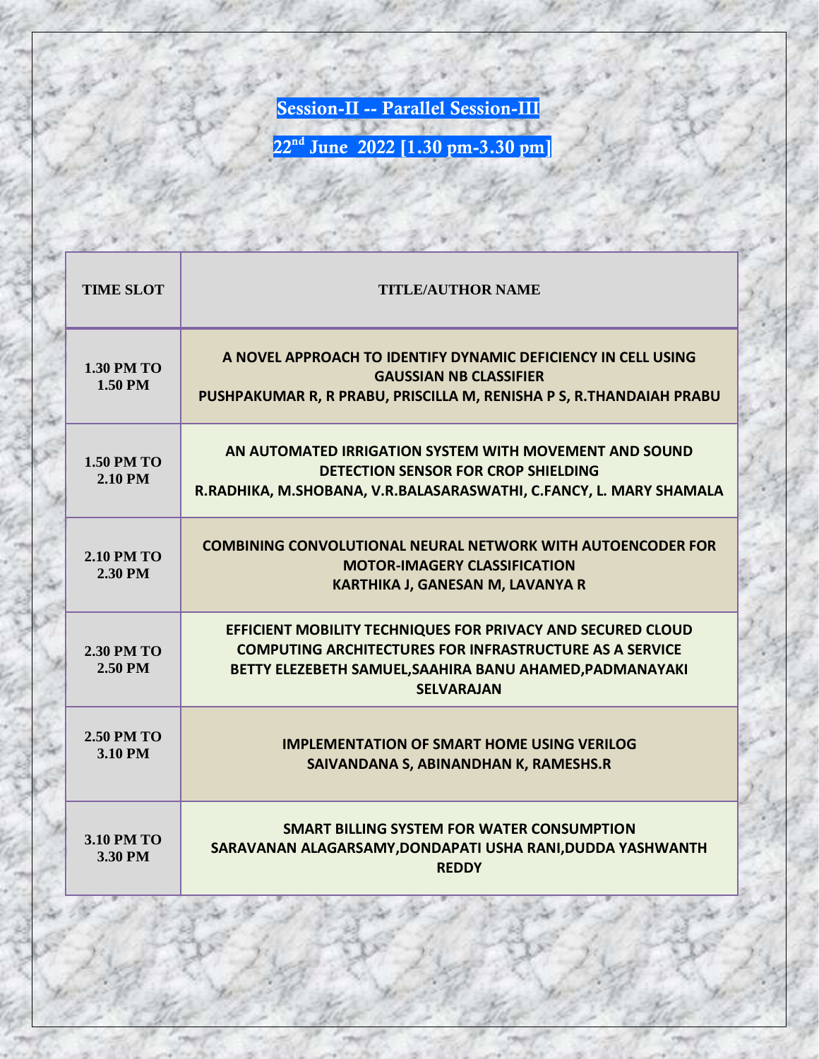## Session-II -- Parallel Session-III

## 22nd June 2022 [1.30 pm-3.30 pm]

| TIME SLOT | TITLE/AUTHOR NAME |
|---|---|
| 1.30 PM TO 1.50 PM | **A NOVEL APPROACH TO IDENTIFY DYNAMIC DEFICIENCY IN CELL USING GAUSSIAN NB CLASSIFIER**<br>**PUSHPAKUMAR R, R PRABU, PRISCILLA M, RENISHA P S, R.THANDAIAH PRABU** |
| 1.50 PM TO 2.10 PM | **AN AUTOMATED IRRIGATION SYSTEM WITH MOVEMENT AND SOUND DETECTION SENSOR FOR CROP SHIELDING**<br>**R.RADHIKA, M.SHOBANA, V.R.BALASARASWATHI, C.FANCY, L. MARY SHAMALA** |
| 2.10 PM TO 2.30 PM | **COMBINING CONVOLUTIONAL NEURAL NETWORK WITH AUTOENCODER FOR MOTOR-IMAGERY CLASSIFICATION**<br>**KARTHIKA J, GANESAN M, LAVANYA R** |
| 2.30 PM TO 2.50 PM | **EFFICIENT MOBILITY TECHNIQUES FOR PRIVACY AND SECURED CLOUD COMPUTING ARCHITECTURES FOR INFRASTRUCTURE AS A SERVICE**<br>**BETTY ELEZEBETH SAMUEL,SAAHIRA BANU AHAMED,PADMANAYAKI SELVARAJAN** |
| 2.50 PM TO 3.10 PM | **IMPLEMENTATION OF SMART HOME USING VERILOG**<br>**SAIVANDANA S, ABINANDHAN K, RAMESHS.R** |
| 3.10 PM TO 3.30 PM | **SMART BILLING SYSTEM FOR WATER CONSUMPTION**<br>**SARAVANAN ALAGARSAMY,DONDAPATI USHA RANI,DUDDA YASHWANTH REDDY** |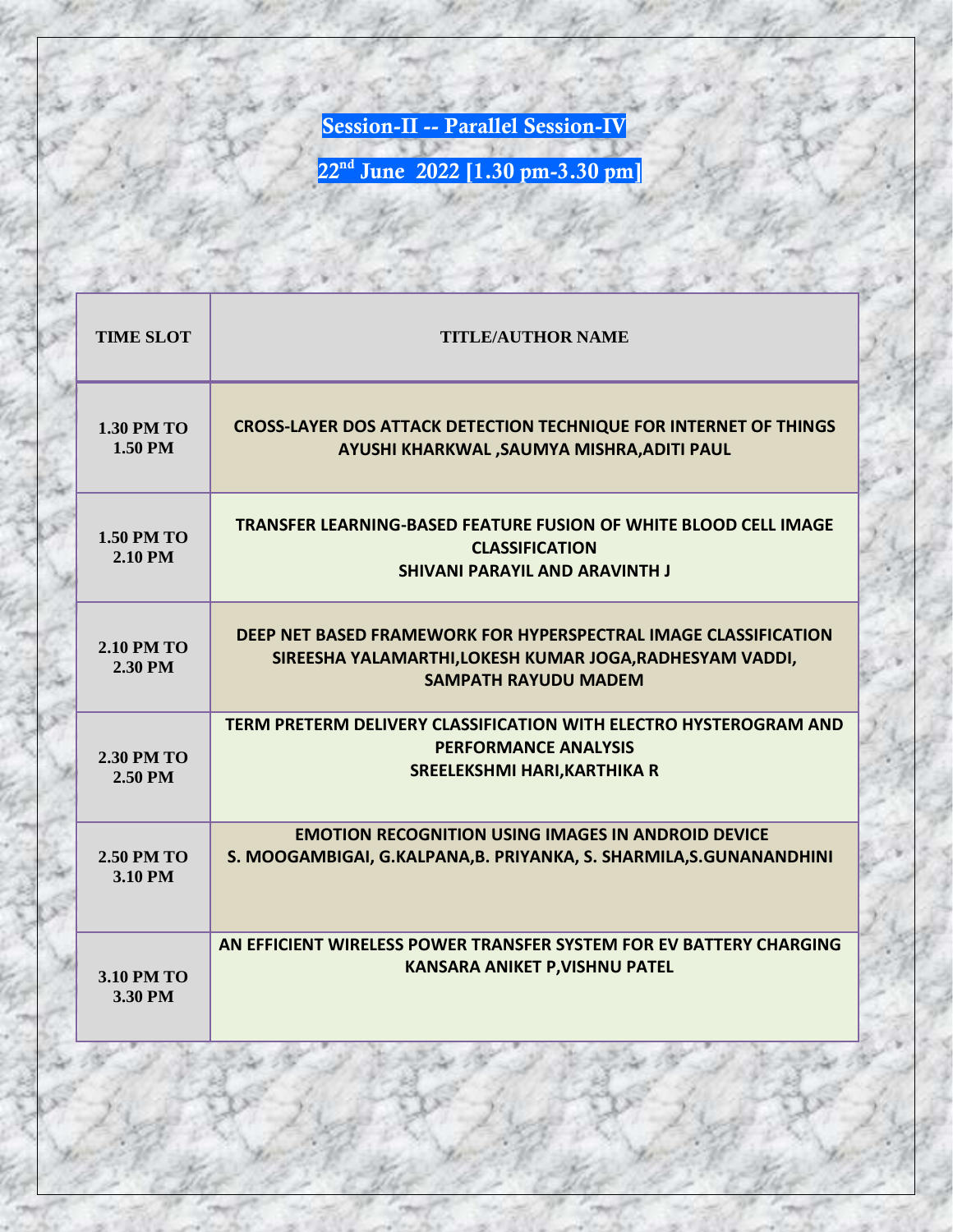## Session-II -- Parallel Session-IV

## 22nd June 2022 [1.30 pm-3.30 pm]

| TIME SLOT | TITLE/AUTHOR NAME |
| --- | --- |
| 1.30 PM TO 1.50 PM | **CROSS-LAYER DOS ATTACK DETECTION TECHNIQUE FOR INTERNET OF THINGS**<br>**AYUSHI KHARKWAL ,SAUMYA MISHRA,ADITI PAUL** |
| 1.50 PM TO 2.10 PM | **TRANSFER LEARNING-BASED FEATURE FUSION OF WHITE BLOOD CELL IMAGE CLASSIFICATION**<br>**SHIVANI PARAYIL AND ARAVINTH J** |
| 2.10 PM TO 2.30 PM | **DEEP NET BASED FRAMEWORK FOR HYPERSPECTRAL IMAGE CLASSIFICATION**<br>**SIREESHA YALAMARTHI,LOKESH KUMAR JOGA,RADHESYAM VADDI, SAMPATH RAYUDU MADEM** |
| 2.30 PM TO 2.50 PM | **TERM PRETERM DELIVERY CLASSIFICATION WITH ELECTRO HYSTEROGRAM AND PERFORMANCE ANALYSIS**<br>**SREELEKSHMI HARI,KARTHIKA R** |
| 2.50 PM TO 3.10 PM | **EMOTION RECOGNITION USING IMAGES IN ANDROID DEVICE**<br>**S. MOOGAMBIGAI, G.KALPANA,B. PRIYANKA, S. SHARMILA,S.GUNANANDHINI** |
| 3.10 PM TO 3.30 PM | **AN EFFICIENT WIRELESS POWER TRANSFER SYSTEM FOR EV BATTERY CHARGING**<br>**KANSARA ANIKET P,VISHNU PATEL** |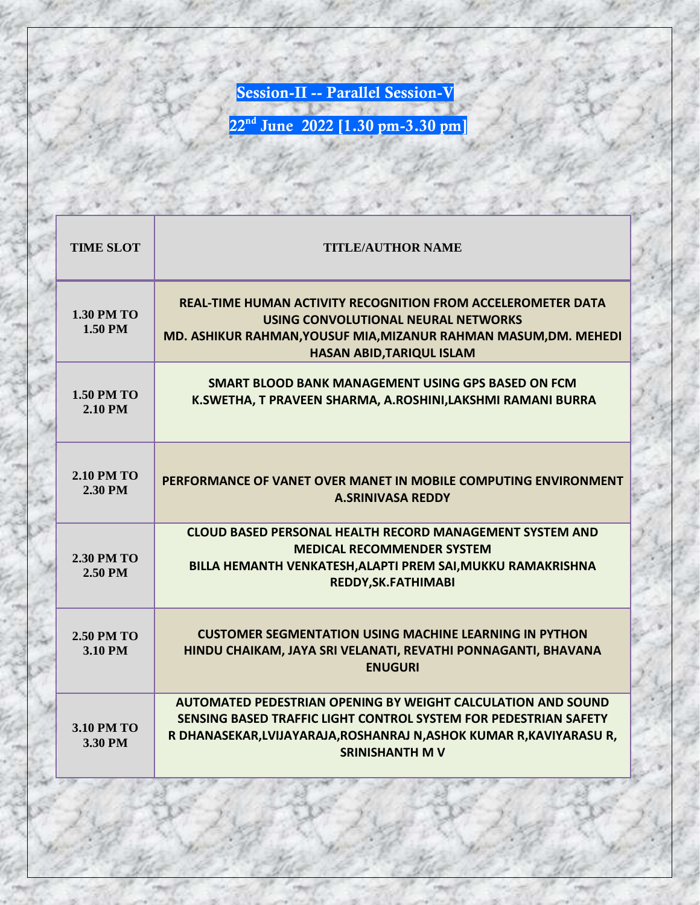## Session-II -- Parallel Session-V

## 22nd June 2022 [1.30 pm-3.30 pm]

| TIME SLOT | TITLE/AUTHOR NAME |
|---|---|
| 1.30 PM TO 1.50 PM | **REAL-TIME HUMAN ACTIVITY RECOGNITION FROM ACCELEROMETER DATA USING CONVOLUTIONAL NEURAL NETWORKS** MD. ASHIKUR RAHMAN,YOUSUF MIA,MIZANUR RAHMAN MASUM,DM. MEHEDI HASAN ABID,TARIQUL ISLAM |
| 1.50 PM TO 2.10 PM | **SMART BLOOD BANK MANAGEMENT USING GPS BASED ON FCM** K.SWETHA, T PRAVEEN SHARMA, A.ROSHINI,LAKSHMI RAMANI BURRA |
| 2.10 PM TO 2.30 PM | **PERFORMANCE OF VANET OVER MANET IN MOBILE COMPUTING ENVIRONMENT** A.SRINIVASA REDDY |
| 2.30 PM TO 2.50 PM | **CLOUD BASED PERSONAL HEALTH RECORD MANAGEMENT SYSTEM AND MEDICAL RECOMMENDER SYSTEM** BILLA HEMANTH VENKATESH,ALAPTI PREM SAI,MUKKU RAMAKRISHNA REDDY,SK.FATHIMABI |
| 2.50 PM TO 3.10 PM | **CUSTOMER SEGMENTATION USING MACHINE LEARNING IN PYTHON** HINDU CHAIKAM, JAYA SRI VELANATI, REVATHI PONNAGANTI, BHAVANA ENUGURI |
| 3.10 PM TO 3.30 PM | **AUTOMATED PEDESTRIAN OPENING BY WEIGHT CALCULATION AND SOUND SENSING BASED TRAFFIC LIGHT CONTROL SYSTEM FOR PEDESTRIAN SAFETY** R DHANASEKAR,LVIJAYARAJA,ROSHANRAJ N,ASHOK KUMAR R,KAVIYARASU R, SRINISHANTH M V |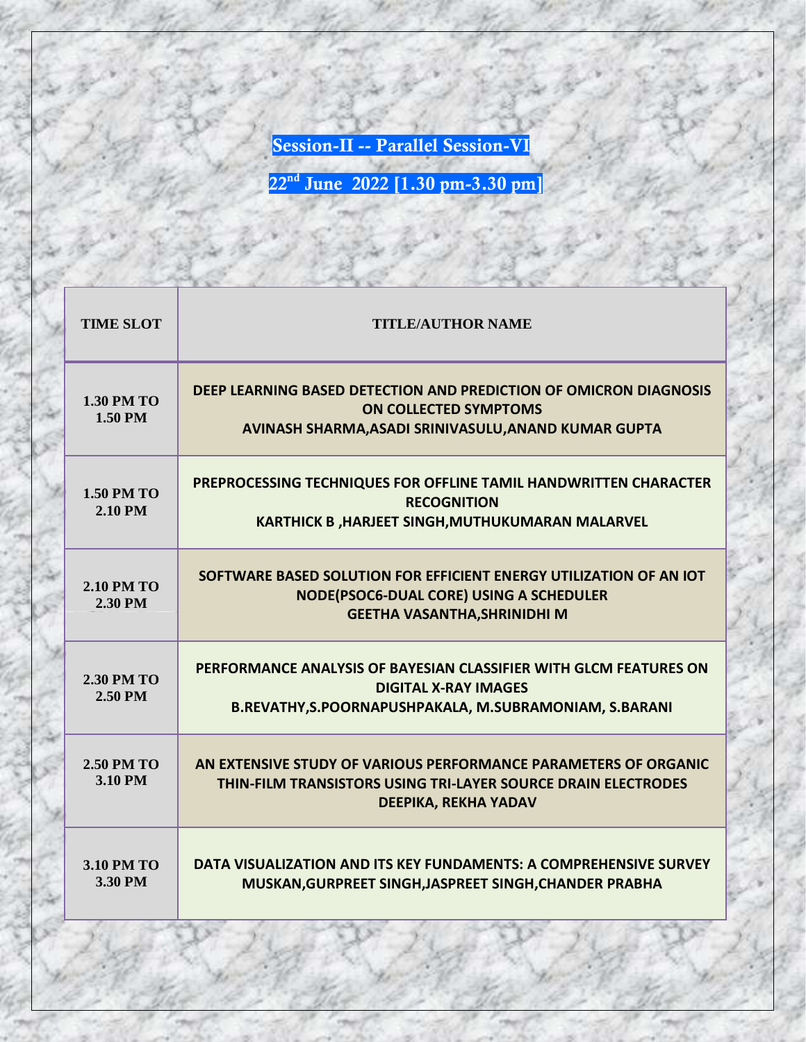## Session-II -- Parallel Session-VI

## 22nd June 2022 [1.30 pm-3.30 pm]

| TIME SLOT | TITLE/AUTHOR NAME |
| --- | --- |
| 1.30 PM TO 1.50 PM | **DEEP LEARNING BASED DETECTION AND PREDICTION OF OMICRON DIAGNOSIS ON COLLECTED SYMPTOMS** <br> **AVINASH SHARMA,ASADI SRINIVASULU,ANAND KUMAR GUPTA** |
| 1.50 PM TO 2.10 PM | **PREPROCESSING TECHNIQUES FOR OFFLINE TAMIL HANDWRITTEN CHARACTER RECOGNITION** <br> **KARTHICK B ,HARJEET SINGH,MUTHUKUMARAN MALARVEL** |
| 2.10 PM TO 2.30 PM | **SOFTWARE BASED SOLUTION FOR EFFICIENT ENERGY UTILIZATION OF AN IOT NODE(PSOC6-DUAL CORE) USING A SCHEDULER** <br> **GEETHA VASANTHA,SHRINIDHI M** |
| 2.30 PM TO 2.50 PM | **PERFORMANCE ANALYSIS OF BAYESIAN CLASSIFIER WITH GLCM FEATURES ON DIGITAL X-RAY IMAGES** <br> **B.REVATHY,S.POORNAPUSHPAKALA, M.SUBRAMONIAM, S.BARANI** |
| 2.50 PM TO 3.10 PM | **AN EXTENSIVE STUDY OF VARIOUS PERFORMANCE PARAMETERS OF ORGANIC THIN-FILM TRANSISTORS USING TRI-LAYER SOURCE DRAIN ELECTRODES** <br> **DEEPIKA, REKHA YADAV** |
| 3.10 PM TO 3.30 PM | **DATA VISUALIZATION AND ITS KEY FUNDAMENTS: A COMPREHENSIVE SURVEY** <br> **MUSKAN,GURPREET SINGH,JASPREET SINGH,CHANDER PRABHA** |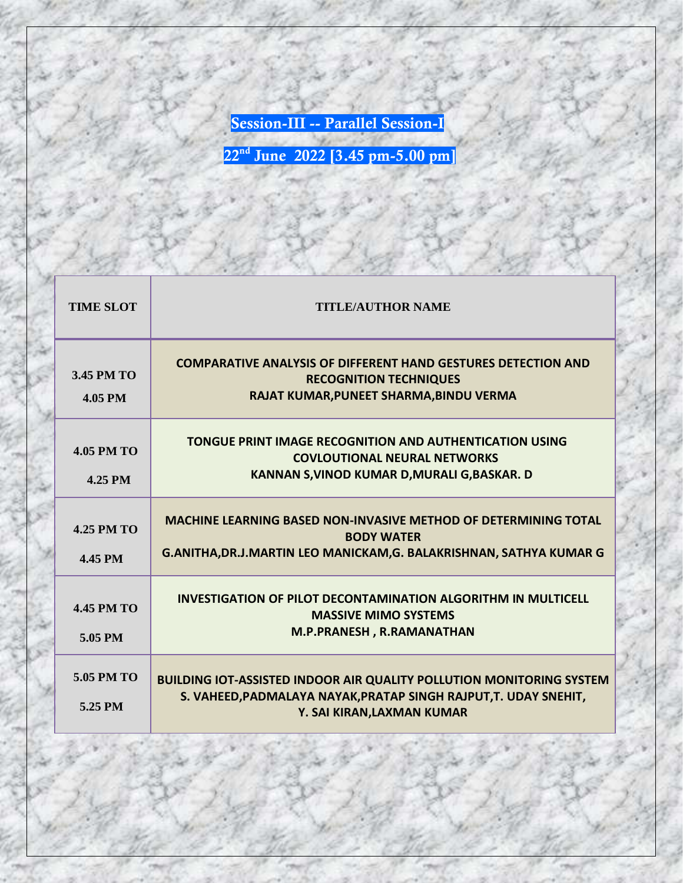## Session-III -- Parallel Session-I

## 22nd June 2022 [3.45 pm-5.00 pm]

| TIME SLOT | TITLE/AUTHOR NAME |
|---|---|
| 3.45 PM TO 4.05 PM | **COMPARATIVE ANALYSIS OF DIFFERENT HAND GESTURES DETECTION AND RECOGNITION TECHNIQUES**<br>**RAJAT KUMAR,PUNEET SHARMA,BINDU VERMA** |
| 4.05 PM TO 4.25 PM | **TONGUE PRINT IMAGE RECOGNITION AND AUTHENTICATION USING COVLOUTIONAL NEURAL NETWORKS**<br>**KANNAN S,VINOD KUMAR D,MURALI G,BASKAR. D** |
| 4.25 PM TO 4.45 PM | **MACHINE LEARNING BASED NON-INVASIVE METHOD OF DETERMINING TOTAL BODY WATER**<br>**G.ANITHA,DR.J.MARTIN LEO MANICKAM,G. BALAKRISHNAN, SATHYA KUMAR G** |
| 4.45 PM TO 5.05 PM | **INVESTIGATION OF PILOT DECONTAMINATION ALGORITHM IN MULTICELL MASSIVE MIMO SYSTEMS**<br>**M.P.PRANESH , R.RAMANATHAN** |
| 5.05 PM TO 5.25 PM | **BUILDING IOT-ASSISTED INDOOR AIR QUALITY POLLUTION MONITORING SYSTEM**<br>**S. VAHEED,PADMALAYA NAYAK,PRATAP SINGH RAJPUT,T. UDAY SNEHIT, Y. SAI KIRAN,LAXMAN KUMAR** |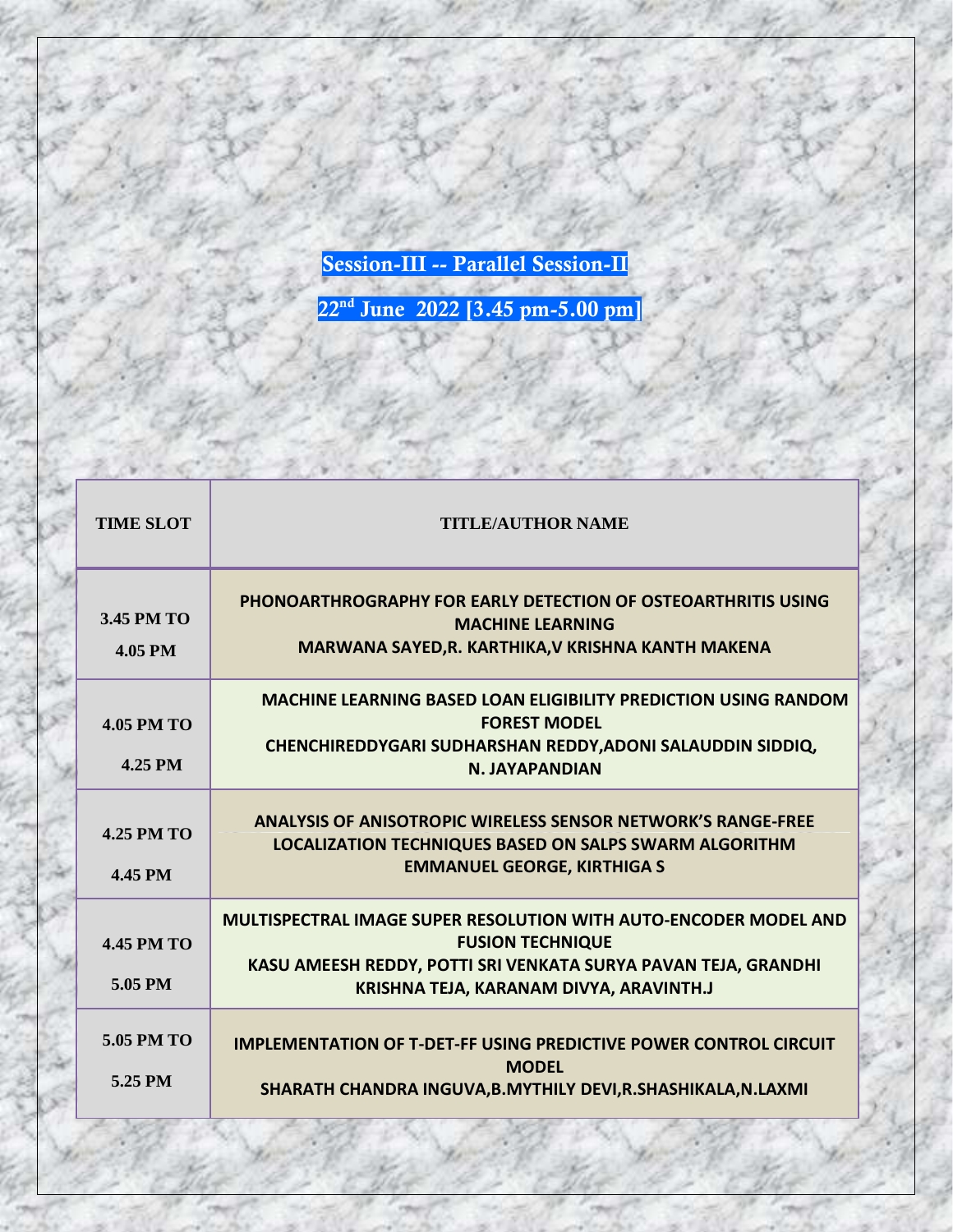## Session-III -- Parallel Session-II

## 22nd June 2022 [3.45 pm-5.00 pm]

| TIME SLOT | TITLE/AUTHOR NAME |
|---|---|
| 3.45 PM TO 4.05 PM | **PHONOARTHROGRAPHY FOR EARLY DETECTION OF OSTEOARTHRITIS USING MACHINE LEARNING**<br>**MARWANA SAYED,R. KARTHIKA,V KRISHNA KANTH MAKENA** |
| 4.05 PM TO 4.25 PM | **MACHINE LEARNING BASED LOAN ELIGIBILITY PREDICTION USING RANDOM FOREST MODEL**<br>**CHENCHIREDDYGARI SUDHARSHAN REDDY,ADONI SALAUDDIN SIDDIQ, N. JAYAPANDIAN** |
| 4.25 PM TO 4.45 PM | **ANALYSIS OF ANISOTROPIC WIRELESS SENSOR NETWORK'S RANGE-FREE LOCALIZATION TECHNIQUES BASED ON SALPS SWARM ALGORITHM**<br>**EMMANUEL GEORGE, KIRTHIGA S** |
| 4.45 PM TO 5.05 PM | **MULTISPECTRAL IMAGE SUPER RESOLUTION WITH AUTO-ENCODER MODEL AND FUSION TECHNIQUE**<br>**KASU AMEESH REDDY, POTTI SRI VENKATA SURYA PAVAN TEJA, GRANDHI KRISHNA TEJA, KARANAM DIVYA, ARAVINTH.J** |
| 5.05 PM TO 5.25 PM | **IMPLEMENTATION OF T-DET-FF USING PREDICTIVE POWER CONTROL CIRCUIT MODEL**<br>**SHARATH CHANDRA INGUVA,B.MYTHILY DEVI,R.SHASHIKALA,N.LAXMI** |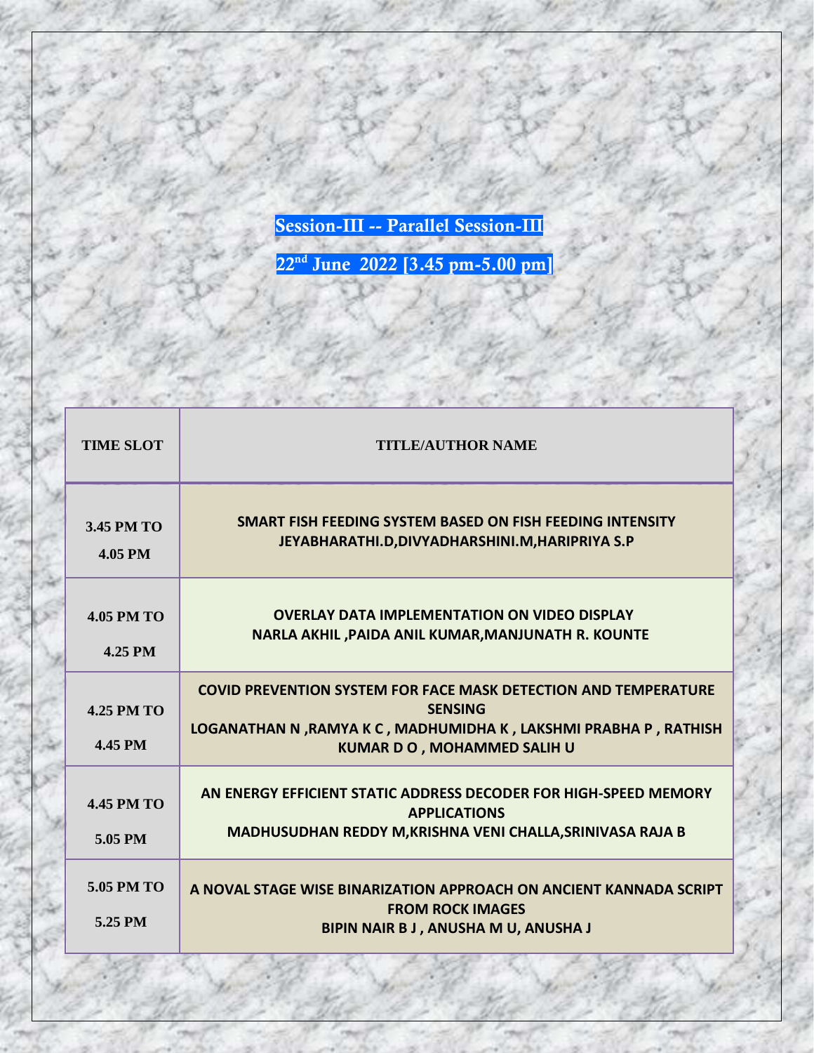## Session-III -- Parallel Session-III

## 22nd June 2022 [3.45 pm-5.00 pm]

| TIME SLOT | TITLE/AUTHOR NAME |
| --- | --- |
| 3.45 PM TO 4.05 PM | **SMART FISH FEEDING SYSTEM BASED ON FISH FEEDING INTENSITY**<br>**JEYABHARATHI.D,DIVYADHARSHINI.M,HARIPRIYA S.P** |
| 4.05 PM TO 4.25 PM | **OVERLAY DATA IMPLEMENTATION ON VIDEO DISPLAY**<br>**NARLA AKHIL ,PAIDA ANIL KUMAR,MANJUNATH R. KOUNTE** |
| 4.25 PM TO 4.45 PM | **COVID PREVENTION SYSTEM FOR FACE MASK DETECTION AND TEMPERATURE SENSING**<br>**LOGANATHAN N ,RAMYA K C , MADHUMIDHA K , LAKSHMI PRABHA P , RATHISH KUMAR D O , MOHAMMED SALIH U** |
| 4.45 PM TO 5.05 PM | **AN ENERGY EFFICIENT STATIC ADDRESS DECODER FOR HIGH-SPEED MEMORY APPLICATIONS**<br>**MADHUSUDHAN REDDY M,KRISHNA VENI CHALLA,SRINIVASA RAJA B** |
| 5.05 PM TO 5.25 PM | **A NOVAL STAGE WISE BINARIZATION APPROACH ON ANCIENT KANNADA SCRIPT FROM ROCK IMAGES**<br>**BIPIN NAIR B J , ANUSHA M U, ANUSHA J** |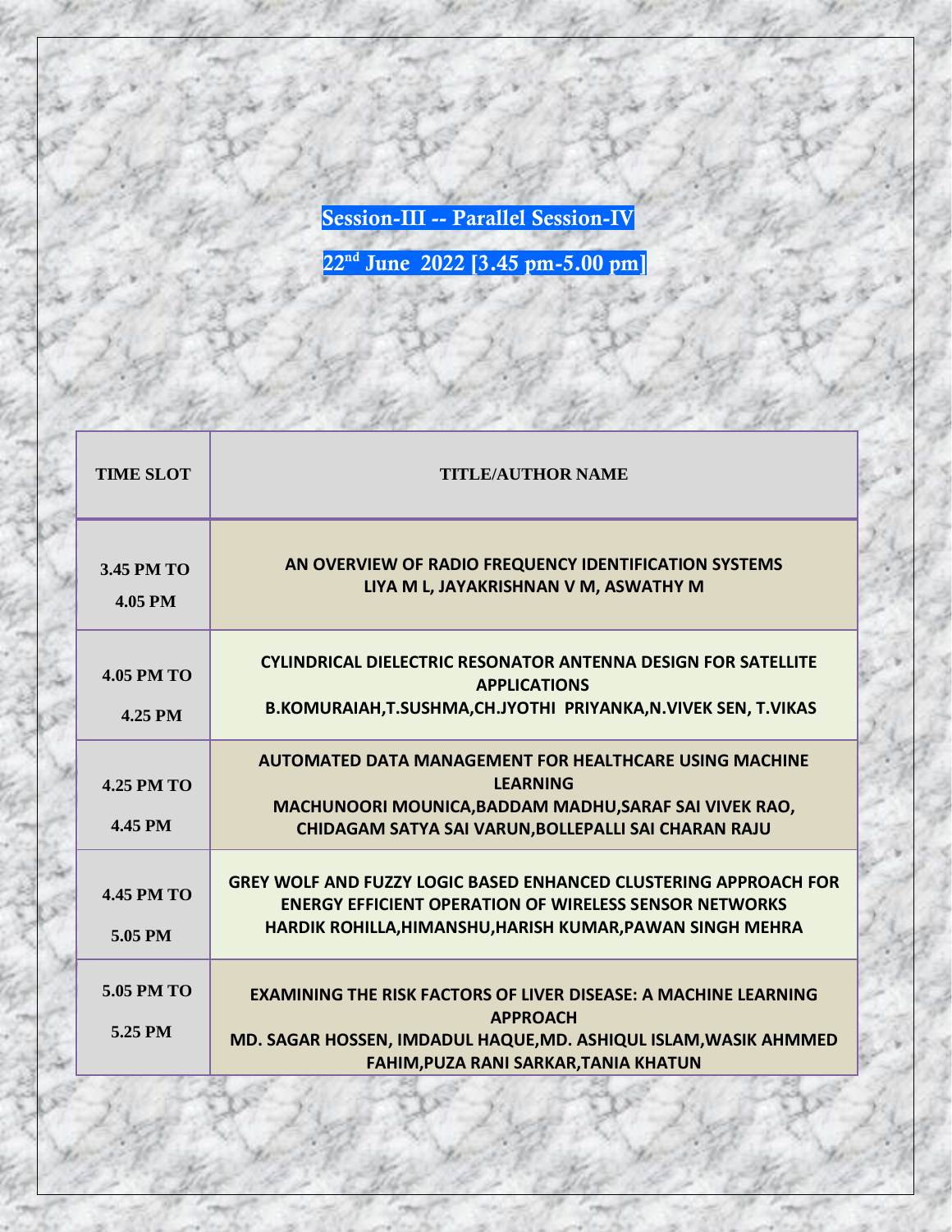## Session-III -- Parallel Session-IV

## 22nd June 2022 [3.45 pm-5.00 pm]

| TIME SLOT | TITLE/AUTHOR NAME |
|---|---|
| 3.45 PM TO 4.05 PM | **AN OVERVIEW OF RADIO FREQUENCY IDENTIFICATION SYSTEMS**<br>**LIYA M L, JAYAKRISHNAN V M, ASWATHY M** |
| 4.05 PM TO 4.25 PM | **CYLINDRICAL DIELECTRIC RESONATOR ANTENNA DESIGN FOR SATELLITE APPLICATIONS**<br>**B.KOMURAIAH,T.SUSHMA,CH.JYOTHI PRIYANKA,N.VIVEK SEN, T.VIKAS** |
| 4.25 PM TO 4.45 PM | **AUTOMATED DATA MANAGEMENT FOR HEALTHCARE USING MACHINE LEARNING**<br>**MACHUNOORI MOUNICA,BADDAM MADHU,SARAF SAI VIVEK RAO, CHIDAGAM SATYA SAI VARUN,BOLLEPALLI SAI CHARAN RAJU** |
| 4.45 PM TO 5.05 PM | **GREY WOLF AND FUZZY LOGIC BASED ENHANCED CLUSTERING APPROACH FOR ENERGY EFFICIENT OPERATION OF WIRELESS SENSOR NETWORKS**<br>**HARDIK ROHILLA,HIMANSHU,HARISH KUMAR,PAWAN SINGH MEHRA** |
| 5.05 PM TO 5.25 PM | **EXAMINING THE RISK FACTORS OF LIVER DISEASE: A MACHINE LEARNING APPROACH**<br>**MD. SAGAR HOSSEN, IMDADUL HAQUE,MD. ASHIQUL ISLAM,WASIK AHMMED FAHIM,PUZA RANI SARKAR,TANIA KHATUN** |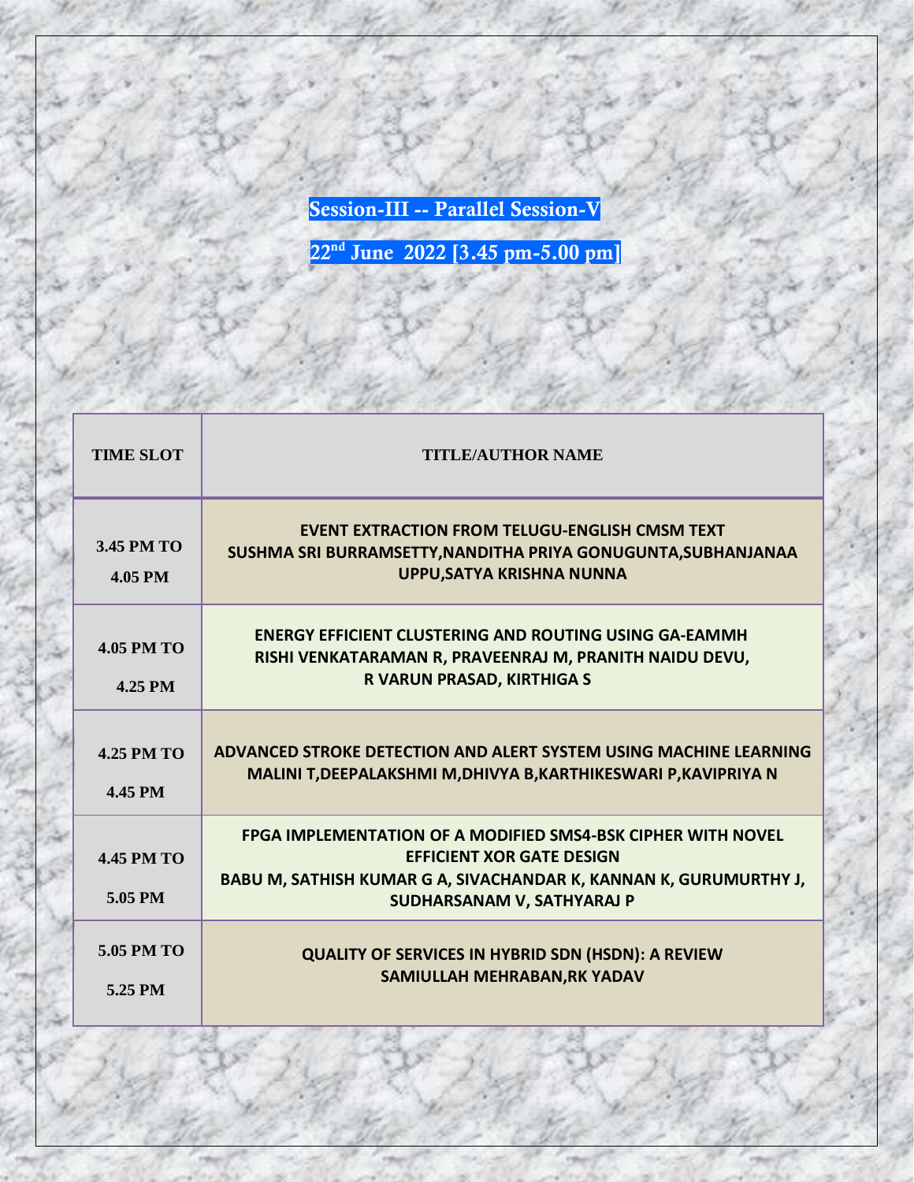## Session-III -- Parallel Session-V

## 22nd June 2022 [3.45 pm-5.00 pm]

| TIME SLOT | TITLE/AUTHOR NAME |
|---|---|
| 3.45 PM TO 4.05 PM | **EVENT EXTRACTION FROM TELUGU-ENGLISH CMSM TEXT**<br>SUSHMA SRI BURRAMSETTY,NANDITHA PRIYA GONUGUNTA,SUBHANJANAA UPPU,SATYA KRISHNA NUNNA |
| 4.05 PM TO 4.25 PM | **ENERGY EFFICIENT CLUSTERING AND ROUTING USING GA-EAMMH**<br>RISHI VENKATARAMAN R, PRAVEENRAJ M, PRANITH NAIDU DEVU, R VARUN PRASAD, KIRTHIGA S |
| 4.25 PM TO 4.45 PM | **ADVANCED STROKE DETECTION AND ALERT SYSTEM USING MACHINE LEARNING**<br>MALINI T,DEEPALAKSHMI M,DHIVYA B,KARTHIKESWARI P,KAVIPRIYA N |
| 4.45 PM TO 5.05 PM | **FPGA IMPLEMENTATION OF A MODIFIED SMS4-BSK CIPHER WITH NOVEL EFFICIENT XOR GATE DESIGN**<br>BABU M, SATHISH KUMAR G A, SIVACHANDAR K, KANNAN K, GURUMURTHY J, SUDHARSANAM V, SATHYARAJ P |
| 5.05 PM TO 5.25 PM | **QUALITY OF SERVICES IN HYBRID SDN (HSDN): A REVIEW**<br>SAMIULLAH MEHRABAN,RK YADAV |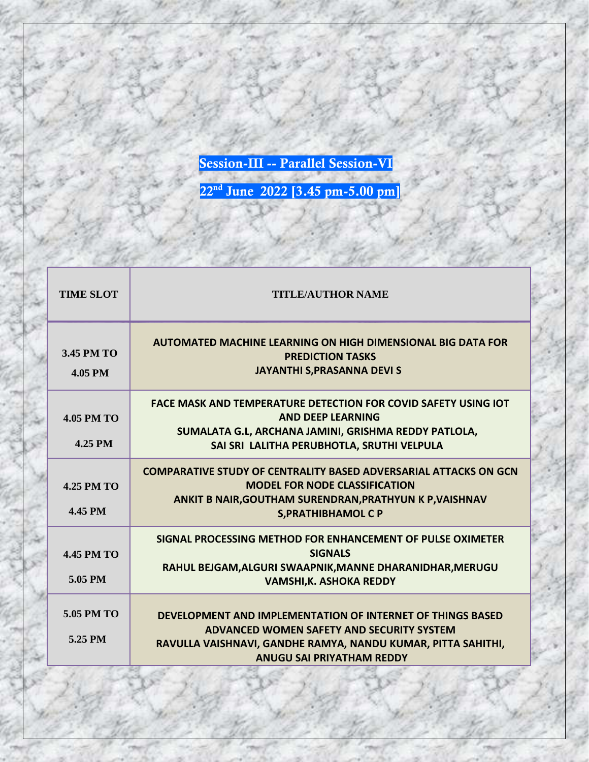## Session-III -- Parallel Session-VI

## 22nd June 2022 [3.45 pm-5.00 pm]

| TIME SLOT | TITLE/AUTHOR NAME |
|---|---|
| 3.45 PM TO 4.05 PM | **AUTOMATED MACHINE LEARNING ON HIGH DIMENSIONAL BIG DATA FOR PREDICTION TASKS**<br>**JAYANTHI S,PRASANNA DEVI S** |
| 4.05 PM TO 4.25 PM | **FACE MASK AND TEMPERATURE DETECTION FOR COVID SAFETY USING IOT AND DEEP LEARNING**<br>**SUMALATA G.L, ARCHANA JAMINI, GRISHMA REDDY PATLOLA, SAI SRI LALITHA PERUBHOTLA, SRUTHI VELPULA** |
| 4.25 PM TO 4.45 PM | **COMPARATIVE STUDY OF CENTRALITY BASED ADVERSARIAL ATTACKS ON GCN MODEL FOR NODE CLASSIFICATION**<br>**ANKIT B NAIR,GOUTHAM SURENDRAN,PRATHYUN K P,VAISHNAV S,PRATHIBHAMOL C P** |
| 4.45 PM TO 5.05 PM | **SIGNAL PROCESSING METHOD FOR ENHANCEMENT OF PULSE OXIMETER SIGNALS**<br>**RAHUL BEJGAM,ALGURI SWAAPNIK,MANNE DHARANIDHAR,MERUGU VAMSHI,K. ASHOKA REDDY** |
| 5.05 PM TO 5.25 PM | **DEVELOPMENT AND IMPLEMENTATION OF INTERNET OF THINGS BASED ADVANCED WOMEN SAFETY AND SECURITY SYSTEM**<br>**RAVULLA VAISHNAVI, GANDHE RAMYA, NANDU KUMAR, PITTA SAHITHI, ANUGU SAI PRIYATHAM REDDY** |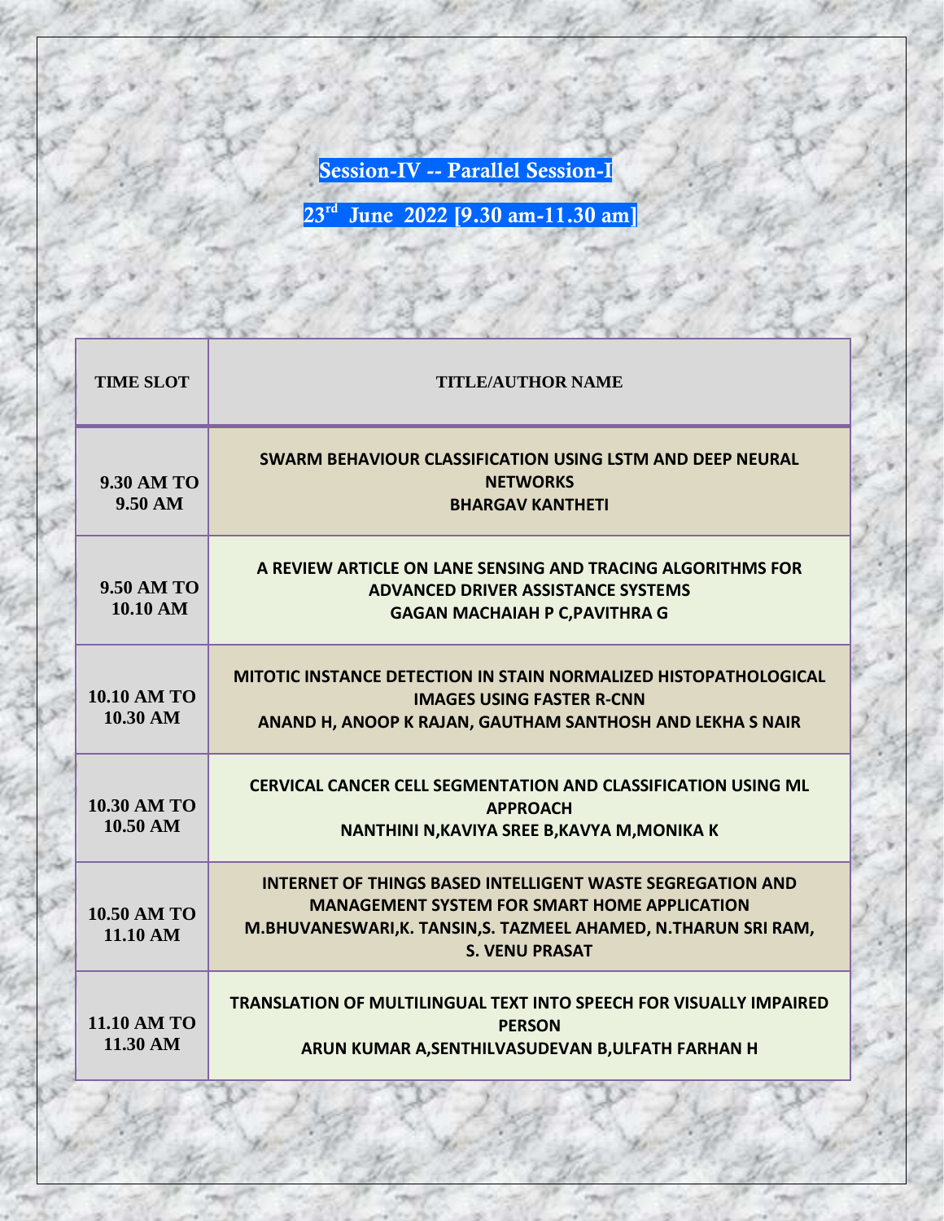## Session-IV -- Parallel Session-I

## 23rd June 2022 [9.30 am-11.30 am]

| TIME SLOT | TITLE/AUTHOR NAME |
|---|---|
| 9.30 AM TO 9.50 AM | **SWARM BEHAVIOUR CLASSIFICATION USING LSTM AND DEEP NEURAL NETWORKS**<br>**BHARGAV KANTHETI** |
| 9.50 AM TO 10.10 AM | **A REVIEW ARTICLE ON LANE SENSING AND TRACING ALGORITHMS FOR ADVANCED DRIVER ASSISTANCE SYSTEMS**<br>**GAGAN MACHAIAH P C,PAVITHRA G** |
| 10.10 AM TO 10.30 AM | **MITOTIC INSTANCE DETECTION IN STAIN NORMALIZED HISTOPATHOLOGICAL IMAGES USING FASTER R-CNN**<br>**ANAND H, ANOOP K RAJAN, GAUTHAM SANTHOSH AND LEKHA S NAIR** |
| 10.30 AM TO 10.50 AM | **CERVICAL CANCER CELL SEGMENTATION AND CLASSIFICATION USING ML APPROACH**<br>**NANTHINI N,KAVIYA SREE B,KAVYA M,MONIKA K** |
| 10.50 AM TO 11.10 AM | **INTERNET OF THINGS BASED INTELLIGENT WASTE SEGREGATION AND MANAGEMENT SYSTEM FOR SMART HOME APPLICATION**<br>**M.BHUVANESWARI,K. TANSIN,S. TAZMEEL AHAMED, N.THARUN SRI RAM, S. VENU PRASAT** |
| 11.10 AM TO 11.30 AM | **TRANSLATION OF MULTILINGUAL TEXT INTO SPEECH FOR VISUALLY IMPAIRED PERSON**<br>**ARUN KUMAR A,SENTHILVASUDEVAN B,ULFATH FARHAN H** |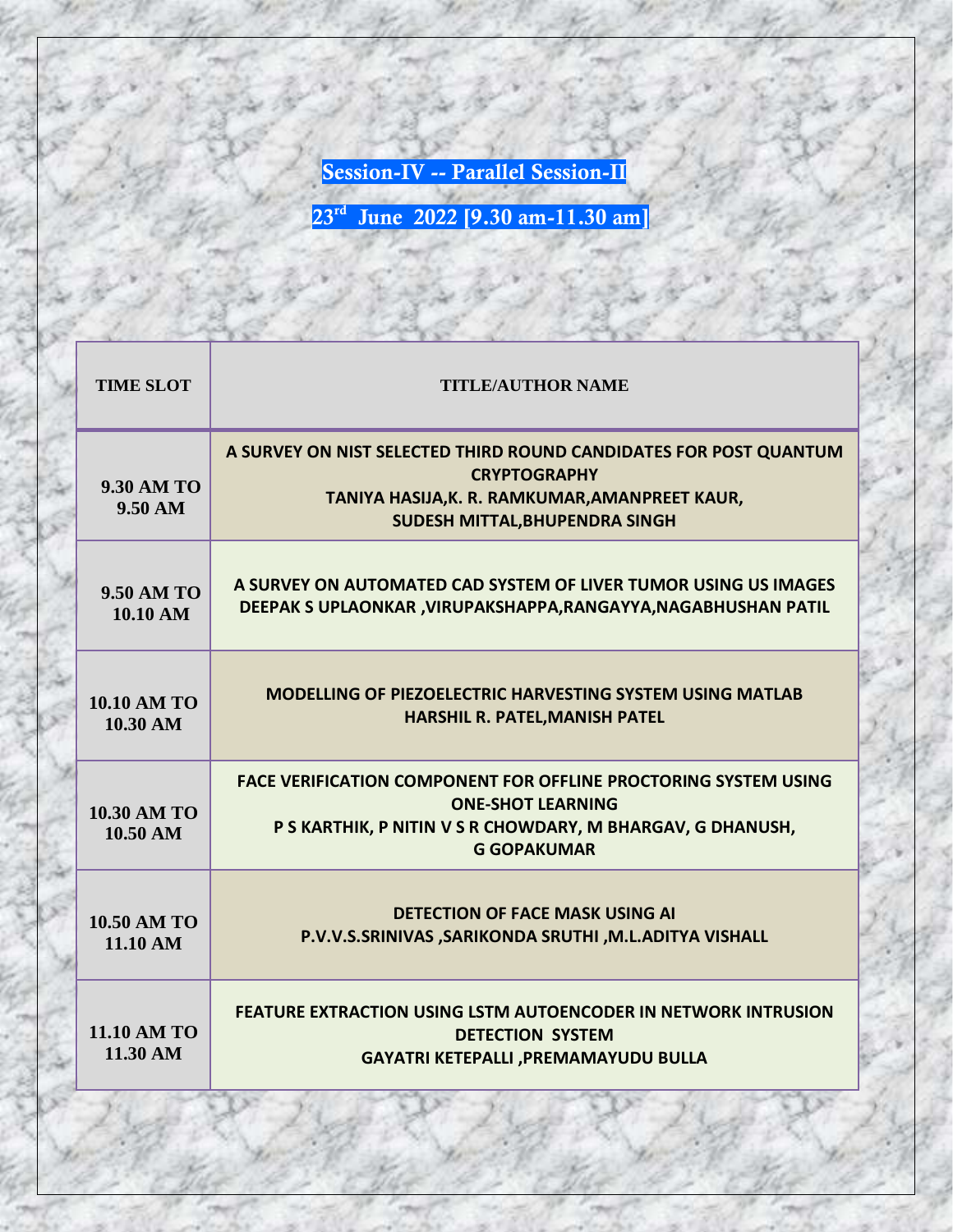## Session-IV -- Parallel Session-II

## 23rd June 2022 [9.30 am-11.30 am]

| TIME SLOT | TITLE/AUTHOR NAME |
|---|---|
| 9.30 AM TO 9.50 AM | A SURVEY ON NIST SELECTED THIRD ROUND CANDIDATES FOR POST QUANTUM CRYPTOGRAPHY<br>TANIYA HASIJA,K. R. RAMKUMAR,AMANPREET KAUR, SUDESH MITTAL,BHUPENDRA SINGH |
| 9.50 AM TO 10.10 AM | A SURVEY ON AUTOMATED CAD SYSTEM OF LIVER TUMOR USING US IMAGES<br>DEEPAK S UPLAONKAR ,VIRUPAKSHAPPA,RANGAYYA,NAGABHUSHAN PATIL |
| 10.10 AM TO 10.30 AM | MODELLING OF PIEZOELECTRIC HARVESTING SYSTEM USING MATLAB<br>HARSHIL R. PATEL,MANISH PATEL |
| 10.30 AM TO 10.50 AM | FACE VERIFICATION COMPONENT FOR OFFLINE PROCTORING SYSTEM USING ONE-SHOT LEARNING<br>P S KARTHIK, P NITIN V S R CHOWDARY, M BHARGAV, G DHANUSH, G GOPAKUMAR |
| 10.50 AM TO 11.10 AM | DETECTION OF FACE MASK USING AI<br>P.V.V.S.SRINIVAS ,SARIKONDA SRUTHI ,M.L.ADITYA VISHALL |
| 11.10 AM TO 11.30 AM | FEATURE EXTRACTION USING LSTM AUTOENCODER IN NETWORK INTRUSION DETECTION SYSTEM<br>GAYATRI KETEPALLI ,PREMAMAYUDU BULLA |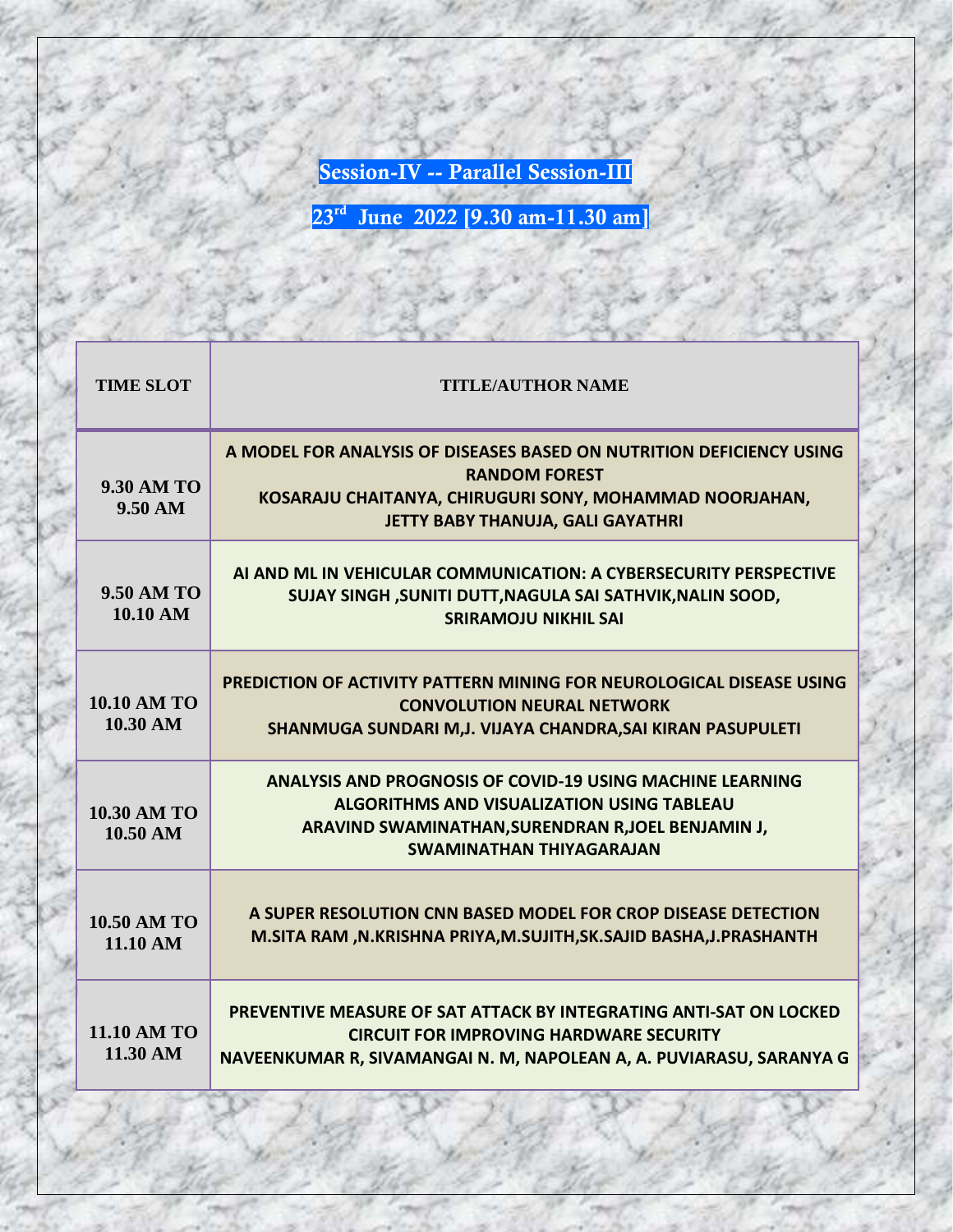## Session-IV -- Parallel Session-III

## 23rd June 2022 [9.30 am-11.30 am]

| TIME SLOT | TITLE/AUTHOR NAME |
|---|---|
| 9.30 AM TO 9.50 AM | **A MODEL FOR ANALYSIS OF DISEASES BASED ON NUTRITION DEFICIENCY USING RANDOM FOREST**<br>KOSARAJU CHAITANYA, CHIRUGURI SONY, MOHAMMAD NOORJAHAN, JETTY BABY THANUJA, GALI GAYATHRI |
| 9.50 AM TO 10.10 AM | **AI AND ML IN VEHICULAR COMMUNICATION: A CYBERSECURITY PERSPECTIVE**<br>SUJAY SINGH ,SUNITI DUTT,NAGULA SAI SATHVIK,NALIN SOOD, SRIRAMOJU NIKHIL SAI |
| 10.10 AM TO 10.30 AM | **PREDICTION OF ACTIVITY PATTERN MINING FOR NEUROLOGICAL DISEASE USING CONVOLUTION NEURAL NETWORK**<br>SHANMUGA SUNDARI M,J. VIJAYA CHANDRA,SAI KIRAN PASUPULETI |
| 10.30 AM TO 10.50 AM | **ANALYSIS AND PROGNOSIS OF COVID-19 USING MACHINE LEARNING ALGORITHMS AND VISUALIZATION USING TABLEAU**<br>ARAVIND SWAMINATHAN,SURENDRAN R,JOEL BENJAMIN J, SWAMINATHAN THIYAGARAJAN |
| 10.50 AM TO 11.10 AM | **A SUPER RESOLUTION CNN BASED MODEL FOR CROP DISEASE DETECTION**<br>M.SITA RAM ,N.KRISHNA PRIYA,M.SUJITH,SK.SAJID BASHA,J.PRASHANTH |
| 11.10 AM TO 11.30 AM | **PREVENTIVE MEASURE OF SAT ATTACK BY INTEGRATING ANTI-SAT ON LOCKED CIRCUIT FOR IMPROVING HARDWARE SECURITY**<br>NAVEENKUMAR R, SIVAMANGAI N. M, NAPOLEAN A, A. PUVIARASU, SARANYA G |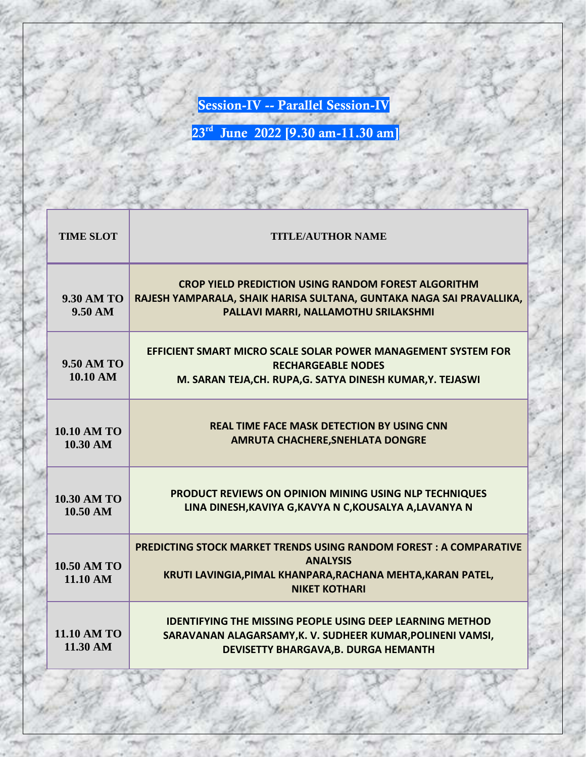## Session-IV -- Parallel Session-IV

## 23rd June 2022 [9.30 am-11.30 am]

| TIME SLOT | TITLE/AUTHOR NAME |
| --- | --- |
| 9.30 AM TO 9.50 AM | **CROP YIELD PREDICTION USING RANDOM FOREST ALGORITHM**<br>RAJESH YAMPARALA, SHAIK HARISA SULTANA, GUNTAKA NAGA SAI PRAVALLIKA, PALLAVI MARRI, NALLAMOTHU SRILAKSHMI |
| 9.50 AM TO 10.10 AM | **EFFICIENT SMART MICRO SCALE SOLAR POWER MANAGEMENT SYSTEM FOR RECHARGEABLE NODES**<br>M. SARAN TEJA,CH. RUPA,G. SATYA DINESH KUMAR,Y. TEJASWI |
| 10.10 AM TO 10.30 AM | **REAL TIME FACE MASK DETECTION BY USING CNN**<br>AMRUTA CHACHERE,SNEHLATA DONGRE |
| 10.30 AM TO 10.50 AM | **PRODUCT REVIEWS ON OPINION MINING USING NLP TECHNIQUES**<br>LINA DINESH,KAVIYA G,KAVYA N C,KOUSALYA A,LAVANYA N |
| 10.50 AM TO 11.10 AM | **PREDICTING STOCK MARKET TRENDS USING RANDOM FOREST : A COMPARATIVE ANALYSIS**<br>KRUTI LAVINGIA,PIMAL KHANPARA,RACHANA MEHTA,KARAN PATEL, NIKET KOTHARI |
| 11.10 AM TO 11.30 AM | **IDENTIFYING THE MISSING PEOPLE USING DEEP LEARNING METHOD**<br>SARAVANAN ALAGARSAMY,K. V. SUDHEER KUMAR,POLINENI VAMSI, DEVISETTY BHARGAVA,B. DURGA HEMANTH |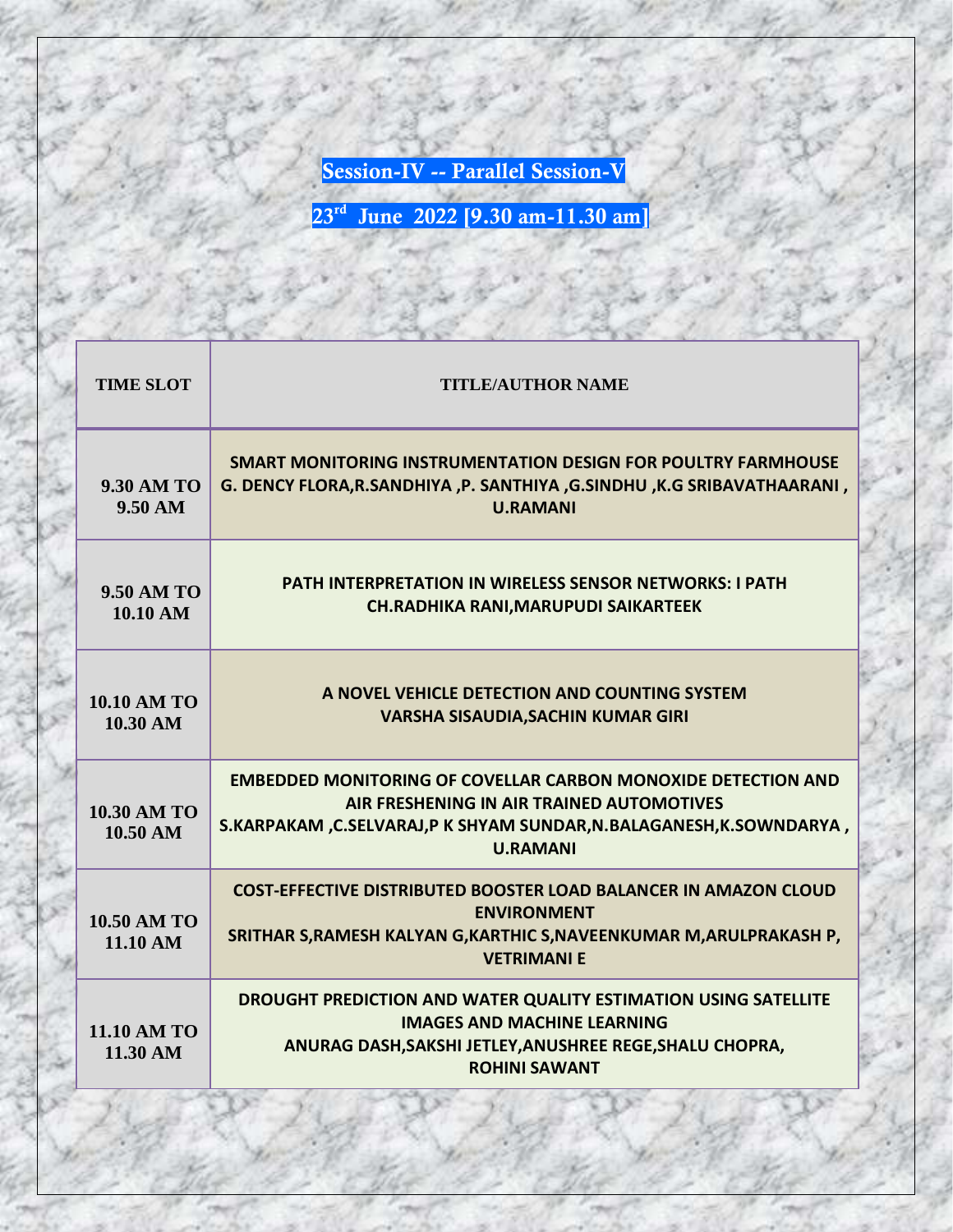## Session-IV -- Parallel Session-V

## 23rd June 2022 [9.30 am-11.30 am]

| TIME SLOT | TITLE/AUTHOR NAME |
|---|---|
| 9.30 AM TO 9.50 AM | **SMART MONITORING INSTRUMENTATION DESIGN FOR POULTRY FARMHOUSE**<br>G. DENCY FLORA,R.SANDHIYA ,P. SANTHIYA ,G.SINDHU ,K.G SRIBAVATHAARANI , U.RAMANI |
| 9.50 AM TO 10.10 AM | **PATH INTERPRETATION IN WIRELESS SENSOR NETWORKS: I PATH**<br>CH.RADHIKA RANI,MARUPUDI SAIKARTEEK |
| 10.10 AM TO 10.30 AM | **A NOVEL VEHICLE DETECTION AND COUNTING SYSTEM**<br>VARSHA SISAUDIA,SACHIN KUMAR GIRI |
| 10.30 AM TO 10.50 AM | **EMBEDDED MONITORING OF COVELLAR CARBON MONOXIDE DETECTION AND AIR FRESHENING IN AIR TRAINED AUTOMOTIVES**<br>S.KARPAKAM ,C.SELVARAJ,P K SHYAM SUNDAR,N.BALAGANESH,K.SOWNDARYA , U.RAMANI |
| 10.50 AM TO 11.10 AM | **COST-EFFECTIVE DISTRIBUTED BOOSTER LOAD BALANCER IN AMAZON CLOUD ENVIRONMENT**<br>SRITHAR S,RAMESH KALYAN G,KARTHIC S,NAVEENKUMAR M,ARULPRAKASH P, VETRIMANI E |
| 11.10 AM TO 11.30 AM | **DROUGHT PREDICTION AND WATER QUALITY ESTIMATION USING SATELLITE IMAGES AND MACHINE LEARNING**<br>ANURAG DASH,SAKSHI JETLEY,ANUSHREE REGE,SHALU CHOPRA, ROHINI SAWANT |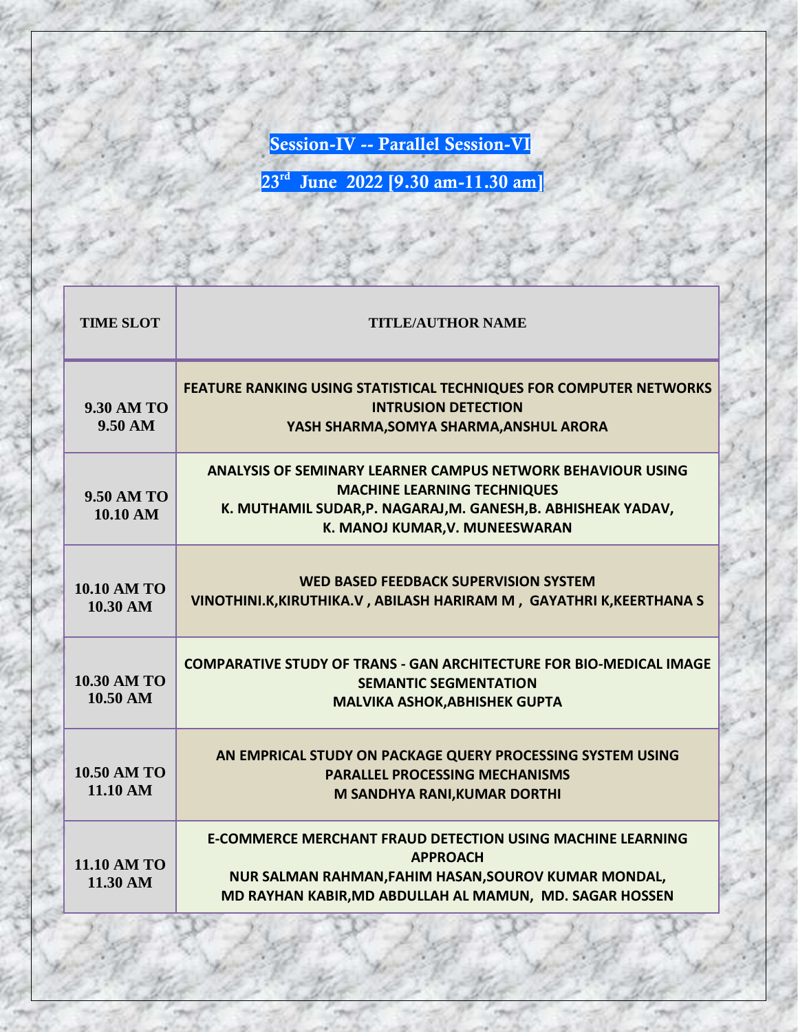## Session-IV -- Parallel Session-VI

## 23rd June 2022 [9.30 am-11.30 am]

| TIME SLOT | TITLE/AUTHOR NAME |
|---|---|
| 9.30 AM TO 9.50 AM | FEATURE RANKING USING STATISTICAL TECHNIQUES FOR COMPUTER NETWORKS INTRUSION DETECTION<br>YASH SHARMA,SOMYA SHARMA,ANSHUL ARORA |
| 9.50 AM TO 10.10 AM | ANALYSIS OF SEMINARY LEARNER CAMPUS NETWORK BEHAVIOUR USING MACHINE LEARNING TECHNIQUES<br>K. MUTHAMIL SUDAR,P. NAGARAJ,M. GANESH,B. ABHISHEAK YADAV, K. MANOJ KUMAR,V. MUNEESWARAN |
| 10.10 AM TO 10.30 AM | WED BASED FEEDBACK SUPERVISION SYSTEM<br>VINOTHINI.K,KIRUTHIKA.V , ABILASH HARIRAM M , GAYATHRI K,KEERTHANA S |
| 10.30 AM TO 10.50 AM | COMPARATIVE STUDY OF TRANS - GAN ARCHITECTURE FOR BIO-MEDICAL IMAGE SEMANTIC SEGMENTATION<br>MALVIKA ASHOK,ABHISHEK GUPTA |
| 10.50 AM TO 11.10 AM | AN EMPRICAL STUDY ON PACKAGE QUERY PROCESSING SYSTEM USING PARALLEL PROCESSING MECHANISMS<br>M SANDHYA RANI,KUMAR DORTHI |
| 11.10 AM TO 11.30 AM | E-COMMERCE MERCHANT FRAUD DETECTION USING MACHINE LEARNING APPROACH<br>NUR SALMAN RAHMAN,FAHIM HASAN,SOUROV KUMAR MONDAL, MD RAYHAN KABIR,MD ABDULLAH AL MAMUN, MD. SAGAR HOSSEN |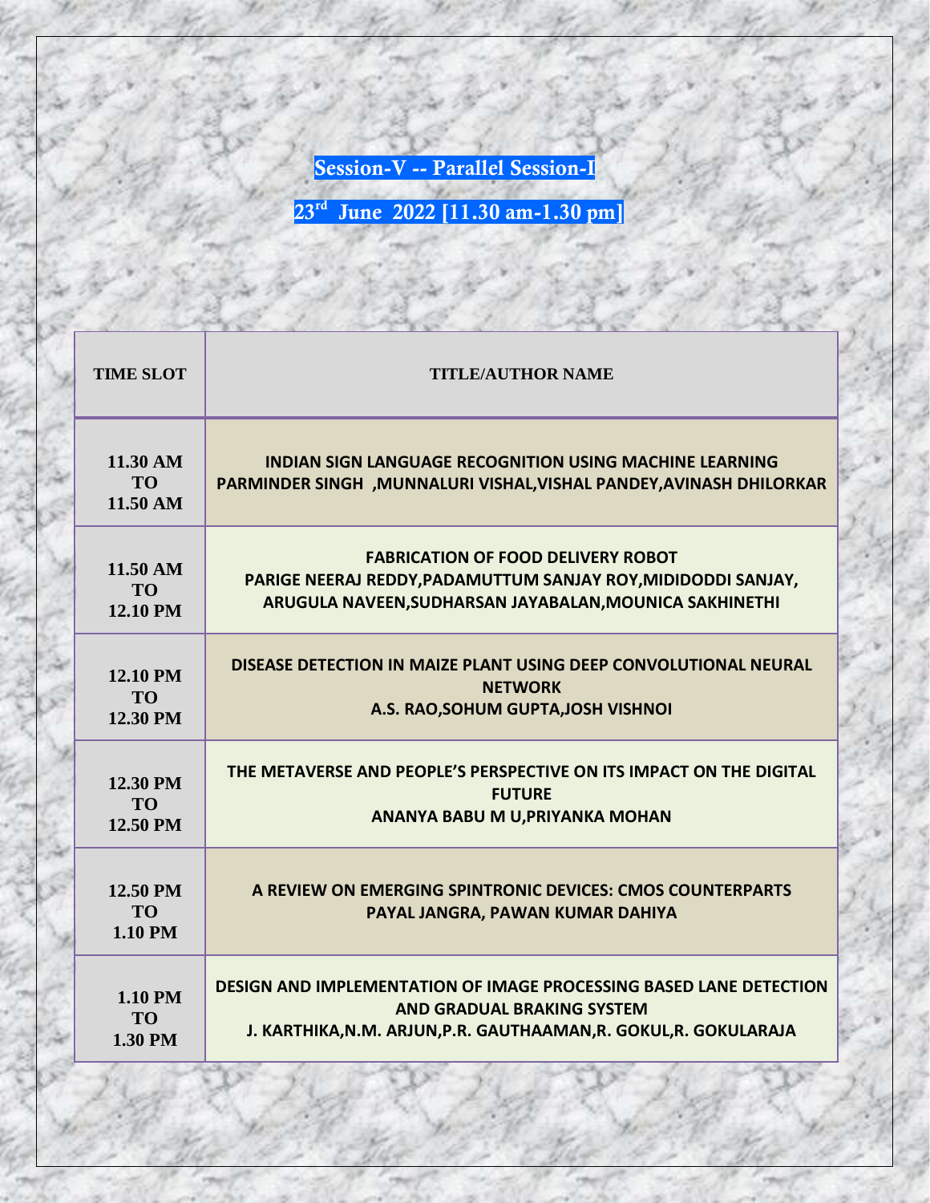## Session-V -- Parallel Session-I

## 23rd June 2022 [11.30 am-1.30 pm]

| TIME SLOT | TITLE/AUTHOR NAME |
|---|---|
| 11.30 AM TO 11.50 AM | **INDIAN SIGN LANGUAGE RECOGNITION USING MACHINE LEARNING**<br>**PARMINDER SINGH ,MUNNALURI VISHAL,VISHAL PANDEY,AVINASH DHILORKAR** |
| 11.50 AM TO 12.10 PM | **FABRICATION OF FOOD DELIVERY ROBOT**<br>**PARIGE NEERAJ REDDY,PADAMUTTUM SANJAY ROY,MIDIDODDI SANJAY, ARUGULA NAVEEN,SUDHARSAN JAYABALAN,MOUNICA SAKHINETHI** |
| 12.10 PM TO 12.30 PM | **DISEASE DETECTION IN MAIZE PLANT USING DEEP CONVOLUTIONAL NEURAL NETWORK**<br>**A.S. RAO,SOHUM GUPTA,JOSH VISHNOI** |
| 12.30 PM TO 12.50 PM | **THE METAVERSE AND PEOPLE'S PERSPECTIVE ON ITS IMPACT ON THE DIGITAL FUTURE**<br>**ANANYA BABU M U,PRIYANKA MOHAN** |
| 12.50 PM TO 1.10 PM | **A REVIEW ON EMERGING SPINTRONIC DEVICES: CMOS COUNTERPARTS**<br>**PAYAL JANGRA, PAWAN KUMAR DAHIYA** |
| 1.10 PM TO 1.30 PM | **DESIGN AND IMPLEMENTATION OF IMAGE PROCESSING BASED LANE DETECTION AND GRADUAL BRAKING SYSTEM**<br>**J. KARTHIKA,N.M. ARJUN,P.R. GAUTHAAMAN,R. GOKUL,R. GOKULARAJA** |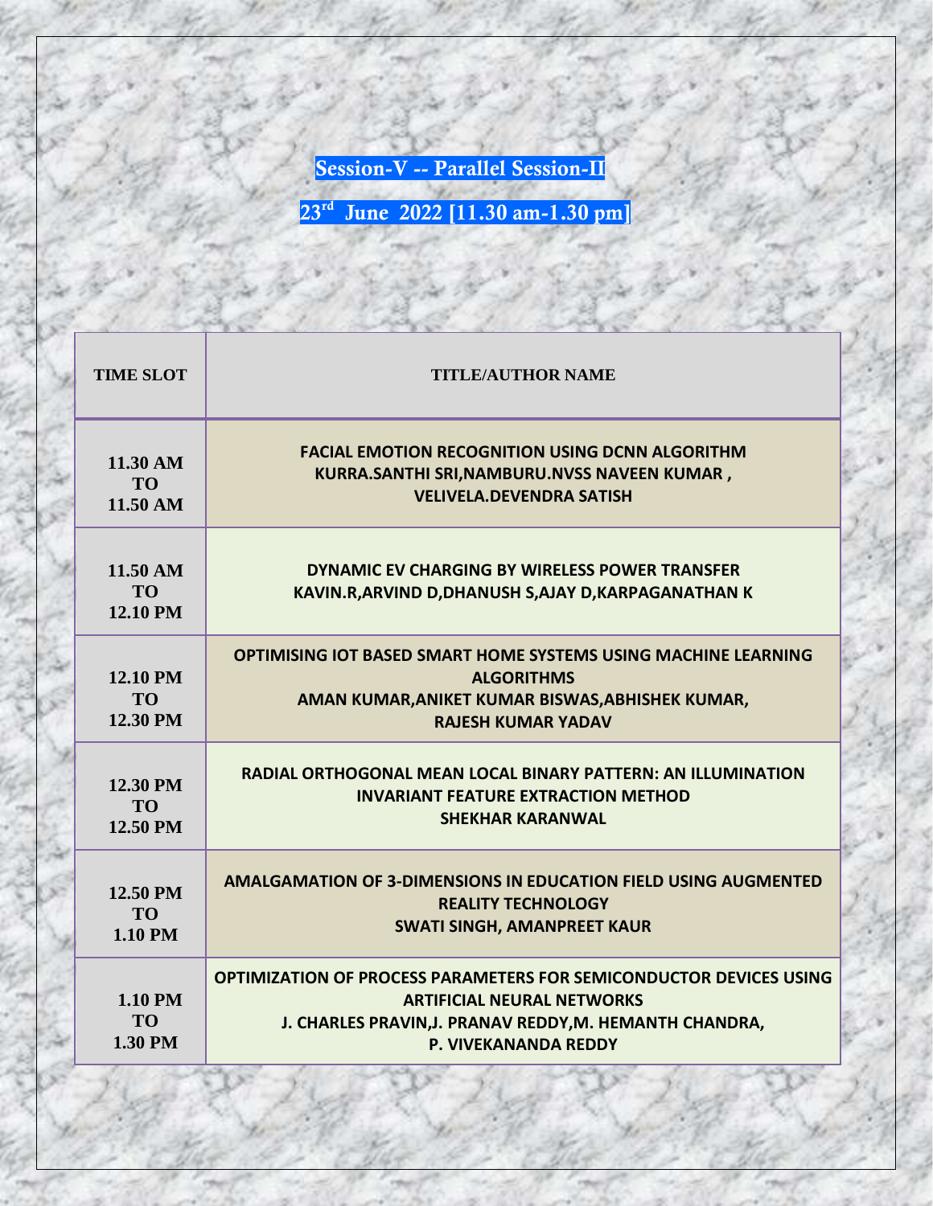## Session-V -- Parallel Session-II

## 23rd June 2022 [11.30 am-1.30 pm]

| TIME SLOT | TITLE/AUTHOR NAME |
|---|---|
| 11.30 AM TO 11.50 AM | **FACIAL EMOTION RECOGNITION USING DCNN ALGORITHM**<br>**KURRA.SANTHI SRI,NAMBURU.NVSS NAVEEN KUMAR , VELIVELA.DEVENDRA SATISH** |
| 11.50 AM TO 12.10 PM | **DYNAMIC EV CHARGING BY WIRELESS POWER TRANSFER**<br>**KAVIN.R,ARVIND D,DHANUSH S,AJAY D,KARPAGANATHAN K** |
| 12.10 PM TO 12.30 PM | **OPTIMISING IOT BASED SMART HOME SYSTEMS USING MACHINE LEARNING ALGORITHMS**<br>**AMAN KUMAR,ANIKET KUMAR BISWAS,ABHISHEK KUMAR, RAJESH KUMAR YADAV** |
| 12.30 PM TO 12.50 PM | **RADIAL ORTHOGONAL MEAN LOCAL BINARY PATTERN: AN ILLUMINATION INVARIANT FEATURE EXTRACTION METHOD**<br>**SHEKHAR KARANWAL** |
| 12.50 PM TO 1.10 PM | **AMALGAMATION OF 3-DIMENSIONS IN EDUCATION FIELD USING AUGMENTED REALITY TECHNOLOGY**<br>**SWATI SINGH, AMANPREET KAUR** |
| 1.10 PM TO 1.30 PM | **OPTIMIZATION OF PROCESS PARAMETERS FOR SEMICONDUCTOR DEVICES USING ARTIFICIAL NEURAL NETWORKS**<br>**J. CHARLES PRAVIN,J. PRANAV REDDY,M. HEMANTH CHANDRA, P. VIVEKANANDA REDDY** |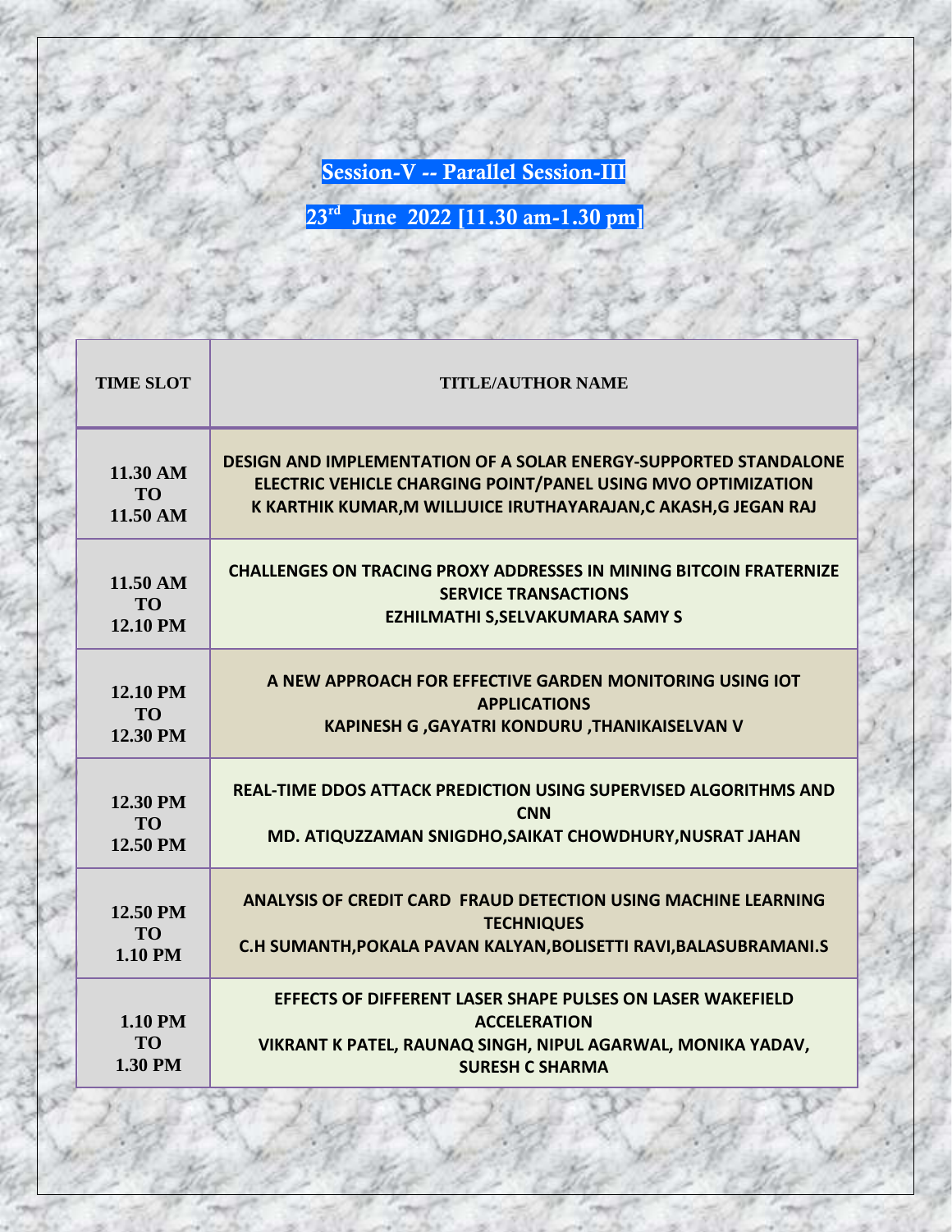## Session-V -- Parallel Session-III

## 23rd June 2022 [11.30 am-1.30 pm]

| TIME SLOT | TITLE/AUTHOR NAME |
|---|---|
| 11.30 AM TO 11.50 AM | **DESIGN AND IMPLEMENTATION OF A SOLAR ENERGY-SUPPORTED STANDALONE ELECTRIC VEHICLE CHARGING POINT/PANEL USING MVO OPTIMIZATION** K KARTHIK KUMAR,M WILLJUICE IRUTHAYARAJAN,C AKASH,G JEGAN RAJ |
| 11.50 AM TO 12.10 PM | **CHALLENGES ON TRACING PROXY ADDRESSES IN MINING BITCOIN FRATERNIZE SERVICE TRANSACTIONS** EZHILMATHI S,SELVAKUMARA SAMY S |
| 12.10 PM TO 12.30 PM | **A NEW APPROACH FOR EFFECTIVE GARDEN MONITORING USING IOT APPLICATIONS** KAPINESH G ,GAYATRI KONDURU ,THANIKAISELVAN V |
| 12.30 PM TO 12.50 PM | **REAL-TIME DDOS ATTACK PREDICTION USING SUPERVISED ALGORITHMS AND CNN** MD. ATIQUZZAMAN SNIGDHO,SAIKAT CHOWDHURY,NUSRAT JAHAN |
| 12.50 PM TO 1.10 PM | **ANALYSIS OF CREDIT CARD FRAUD DETECTION USING MACHINE LEARNING TECHNIQUES** C.H SUMANTH,POKALA PAVAN KALYAN,BOLISETTI RAVI,BALASUBRAMANI.S |
| 1.10 PM TO 1.30 PM | **EFFECTS OF DIFFERENT LASER SHAPE PULSES ON LASER WAKEFIELD ACCELERATION** VIKRANT K PATEL, RAUNAQ SINGH, NIPUL AGARWAL, MONIKA YADAV, SURESH C SHARMA |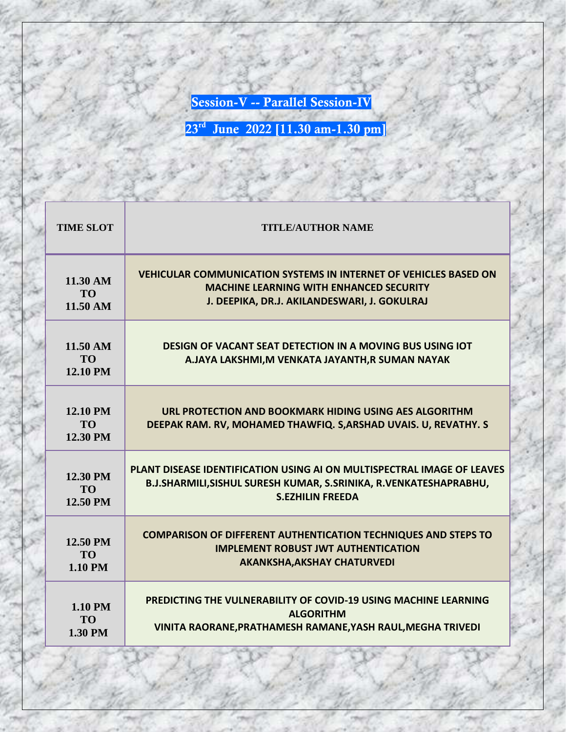## Session-V -- Parallel Session-IV

## 23rd June 2022 [11.30 am-1.30 pm]

| TIME SLOT | TITLE/AUTHOR NAME |
|---|---|
| 11.30 AM TO 11.50 AM | **VEHICULAR COMMUNICATION SYSTEMS IN INTERNET OF VEHICLES BASED ON MACHINE LEARNING WITH ENHANCED SECURITY**<br>**J. DEEPIKA, DR.J. AKILANDESWARI, J. GOKULRAJ** |
| 11.50 AM TO 12.10 PM | **DESIGN OF VACANT SEAT DETECTION IN A MOVING BUS USING IOT**<br>**A.JAYA LAKSHMI,M VENKATA JAYANTH,R SUMAN NAYAK** |
| 12.10 PM TO 12.30 PM | **URL PROTECTION AND BOOKMARK HIDING USING AES ALGORITHM**<br>**DEEPAK RAM. RV, MOHAMED THAWFIQ. S,ARSHAD UVAIS. U, REVATHY. S** |
| 12.30 PM TO 12.50 PM | **PLANT DISEASE IDENTIFICATION USING AI ON MULTISPECTRAL IMAGE OF LEAVES**<br>**B.J.SHARMILI,SISHUL SURESH KUMAR, S.SRINIKA, R.VENKATESHAPRABHU, S.EZHILIN FREEDA** |
| 12.50 PM TO 1.10 PM | **COMPARISON OF DIFFERENT AUTHENTICATION TECHNIQUES AND STEPS TO IMPLEMENT ROBUST JWT AUTHENTICATION**<br>**AKANKSHA,AKSHAY CHATURVEDI** |
| 1.10 PM TO 1.30 PM | **PREDICTING THE VULNERABILITY OF COVID-19 USING MACHINE LEARNING ALGORITHM**<br>**VINITA RAORANE,PRATHAMESH RAMANE,YASH RAUL,MEGHA TRIVEDI** |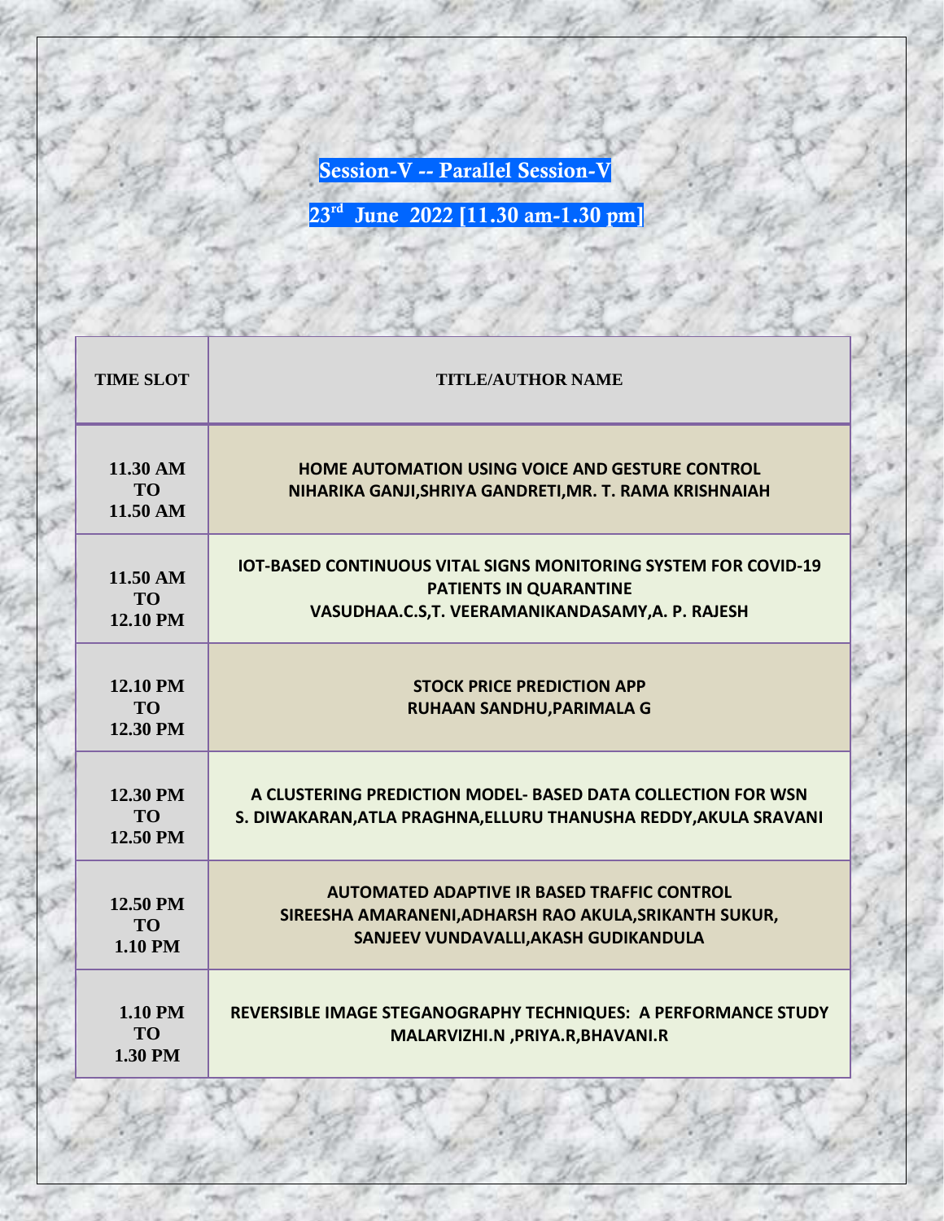## Session-V -- Parallel Session-V

## 23rd June 2022 [11.30 am-1.30 pm]

| TIME SLOT | TITLE/AUTHOR NAME |
|---|---|
| 11.30 AM TO 11.50 AM | **HOME AUTOMATION USING VOICE AND GESTURE CONTROL**<br>NIHARIKA GANJI,SHRIYA GANDRETI,MR. T. RAMA KRISHNAIAH |
| 11.50 AM TO 12.10 PM | **IOT-BASED CONTINUOUS VITAL SIGNS MONITORING SYSTEM FOR COVID-19 PATIENTS IN QUARANTINE**<br>VASUDHAA.C.S,T. VEERAMANIKANDASAMY,A. P. RAJESH |
| 12.10 PM TO 12.30 PM | **STOCK PRICE PREDICTION APP**<br>RUHAAN SANDHU,PARIMALA G |
| 12.30 PM TO 12.50 PM | **A CLUSTERING PREDICTION MODEL- BASED DATA COLLECTION FOR WSN**<br>S. DIWAKARAN,ATLA PRAGHNA,ELLURU THANUSHA REDDY,AKULA SRAVANI |
| 12.50 PM TO 1.10 PM | **AUTOMATED ADAPTIVE IR BASED TRAFFIC CONTROL**<br>SIREESHA AMARANENI,ADHARSH RAO AKULA,SRIKANTH SUKUR, SANJEEV VUNDAVALLI,AKASH GUDIKANDULA |
| 1.10 PM TO 1.30 PM | **REVERSIBLE IMAGE STEGANOGRAPHY TECHNIQUES: A PERFORMANCE STUDY**<br>MALARVIZHI.N ,PRIYA.R,BHAVANI.R |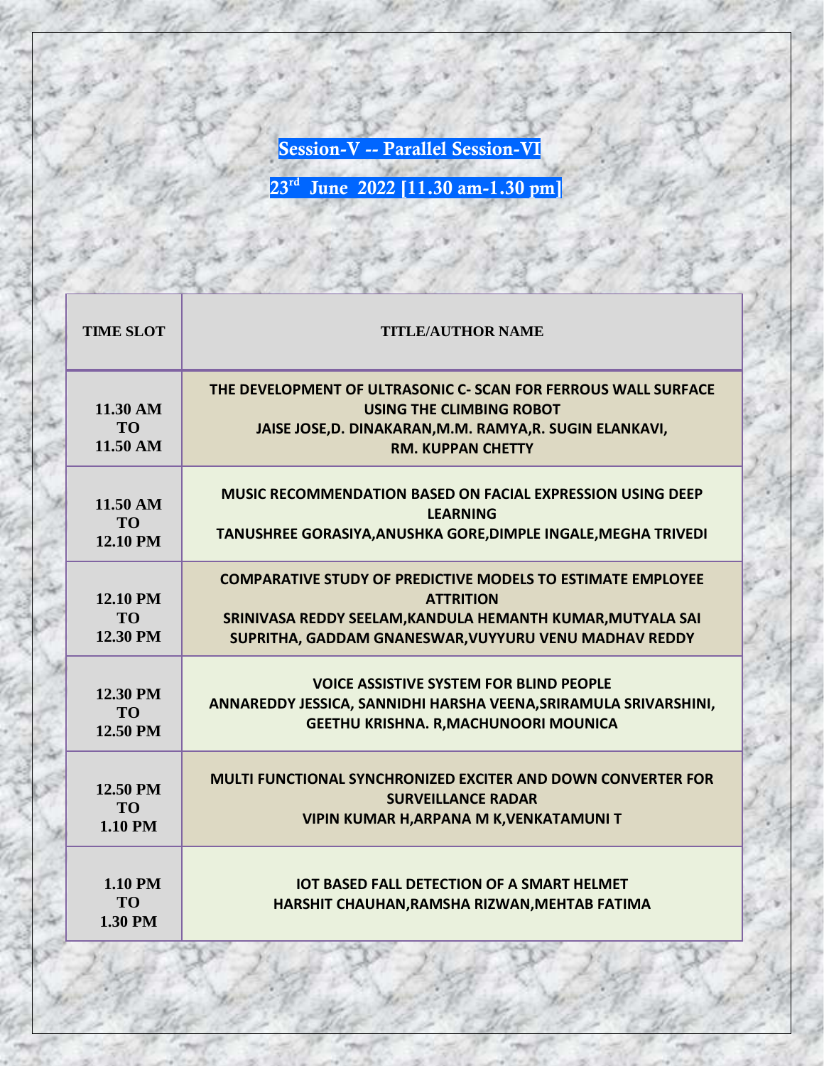## Session-V -- Parallel Session-VI

## 23rd June 2022 [11.30 am-1.30 pm]

| TIME SLOT | TITLE/AUTHOR NAME |
| --- | --- |
| 11.30 AM TO 11.50 AM | THE DEVELOPMENT OF ULTRASONIC C- SCAN FOR FERROUS WALL SURFACE USING THE CLIMBING ROBOT<br>JAISE JOSE,D. DINAKARAN,M.M. RAMYA,R. SUGIN ELANKAVI, RM. KUPPAN CHETTY |
| 11.50 AM TO 12.10 PM | MUSIC RECOMMENDATION BASED ON FACIAL EXPRESSION USING DEEP LEARNING<br>TANUSHREE GORASIYA,ANUSHKA GORE,DIMPLE INGALE,MEGHA TRIVEDI |
| 12.10 PM TO 12.30 PM | COMPARATIVE STUDY OF PREDICTIVE MODELS TO ESTIMATE EMPLOYEE ATTRITION<br>SRINIVASA REDDY SEELAM,KANDULA HEMANTH KUMAR,MUTYALA SAI SUPRITHA, GADDAM GNANESWAR,VUYYURU VENU MADHAV REDDY |
| 12.30 PM TO 12.50 PM | VOICE ASSISTIVE SYSTEM FOR BLIND PEOPLE<br>ANNAREDDY JESSICA, SANNIDHI HARSHA VEENA,SRIRAMULA SRIVARSHINI, GEETHU KRISHNA. R,MACHUNOORI MOUNICA |
| 12.50 PM TO 1.10 PM | MULTI FUNCTIONAL SYNCHRONIZED EXCITER AND DOWN CONVERTER FOR SURVEILLANCE RADAR<br>VIPIN KUMAR H,ARPANA M K,VENKATAMUNI T |
| 1.10 PM TO 1.30 PM | IOT BASED FALL DETECTION OF A SMART HELMET<br>HARSHIT CHAUHAN,RAMSHA RIZWAN,MEHTAB FATIMA |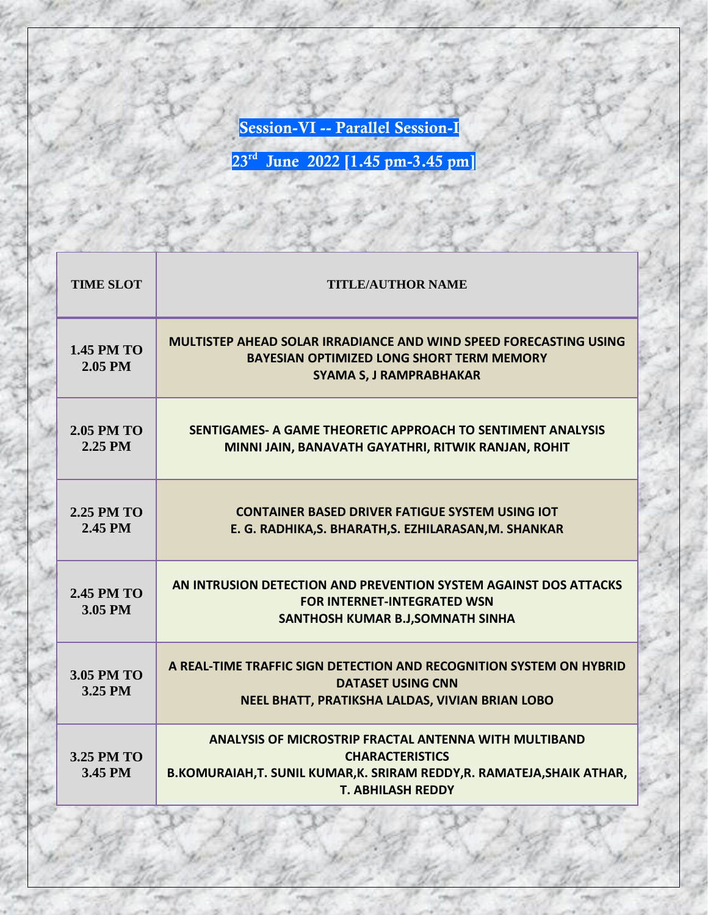## Session-VI -- Parallel Session-I

## 23rd June 2022 [1.45 pm-3.45 pm]

| TIME SLOT | TITLE/AUTHOR NAME |
|---|---|
| 1.45 PM TO 2.05 PM | **MULTISTEP AHEAD SOLAR IRRADIANCE AND WIND SPEED FORECASTING USING BAYESIAN OPTIMIZED LONG SHORT TERM MEMORY**<br>**SYAMA S, J RAMPRABHAKAR** |
| 2.05 PM TO 2.25 PM | **SENTIGAMES- A GAME THEORETIC APPROACH TO SENTIMENT ANALYSIS**<br>**MINNI JAIN, BANAVATH GAYATHRI, RITWIK RANJAN, ROHIT** |
| 2.25 PM TO 2.45 PM | **CONTAINER BASED DRIVER FATIGUE SYSTEM USING IOT**<br>**E. G. RADHIKA,S. BHARATH,S. EZHILARASAN,M. SHANKAR** |
| 2.45 PM TO 3.05 PM | **AN INTRUSION DETECTION AND PREVENTION SYSTEM AGAINST DOS ATTACKS FOR INTERNET-INTEGRATED WSN**<br>**SANTHOSH KUMAR B.J,SOMNATH SINHA** |
| 3.05 PM TO 3.25 PM | **A REAL-TIME TRAFFIC SIGN DETECTION AND RECOGNITION SYSTEM ON HYBRID DATASET USING CNN**<br>**NEEL BHATT, PRATIKSHA LALDAS, VIVIAN BRIAN LOBO** |
| 3.25 PM TO 3.45 PM | **ANALYSIS OF MICROSTRIP FRACTAL ANTENNA WITH MULTIBAND CHARACTERISTICS**<br>**B.KOMURAIAH,T. SUNIL KUMAR,K. SRIRAM REDDY,R. RAMATEJA,SHAIK ATHAR, T. ABHILASH REDDY** |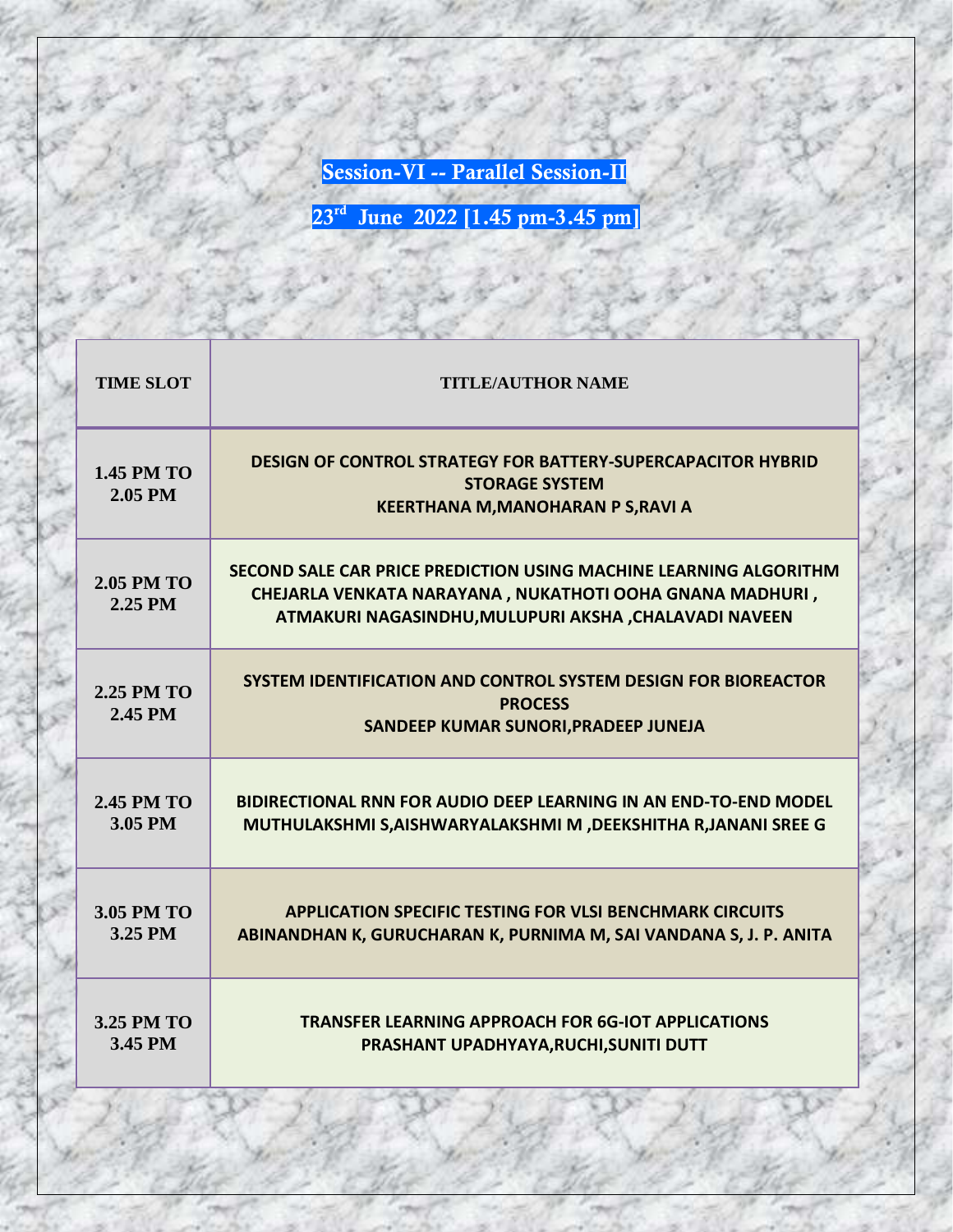## Session-VI -- Parallel Session-II

## 23rd June 2022 [1.45 pm-3.45 pm]

| TIME SLOT | TITLE/AUTHOR NAME |
|---|---|
| 1.45 PM TO 2.05 PM | DESIGN OF CONTROL STRATEGY FOR BATTERY-SUPERCAPACITOR HYBRID STORAGE SYSTEM<br>KEERTHANA M,MANOHARAN P S,RAVI A |
| 2.05 PM TO 2.25 PM | SECOND SALE CAR PRICE PREDICTION USING MACHINE LEARNING ALGORITHM<br>CHEJARLA VENKATA NARAYANA , NUKATHOTI OOHA GNANA MADHURI , ATMAKURI NAGASINDHU,MULUPURI AKSHA ,CHALAVADI NAVEEN |
| 2.25 PM TO 2.45 PM | SYSTEM IDENTIFICATION AND CONTROL SYSTEM DESIGN FOR BIOREACTOR PROCESS<br>SANDEEP KUMAR SUNORI,PRADEEP JUNEJA |
| 2.45 PM TO 3.05 PM | BIDIRECTIONAL RNN FOR AUDIO DEEP LEARNING IN AN END-TO-END MODEL<br>MUTHULAKSHMI S,AISHWARYALAKSHMI M ,DEEKSHITHA R,JANANI SREE G |
| 3.05 PM TO 3.25 PM | APPLICATION SPECIFIC TESTING FOR VLSI BENCHMARK CIRCUITS<br>ABINANDHAN K, GURUCHARAN K, PURNIMA M, SAI VANDANA S, J. P. ANITA |
| 3.25 PM TO 3.45 PM | TRANSFER LEARNING APPROACH FOR 6G-IOT APPLICATIONS<br>PRASHANT UPADHYAYA,RUCHI,SUNITI DUTT |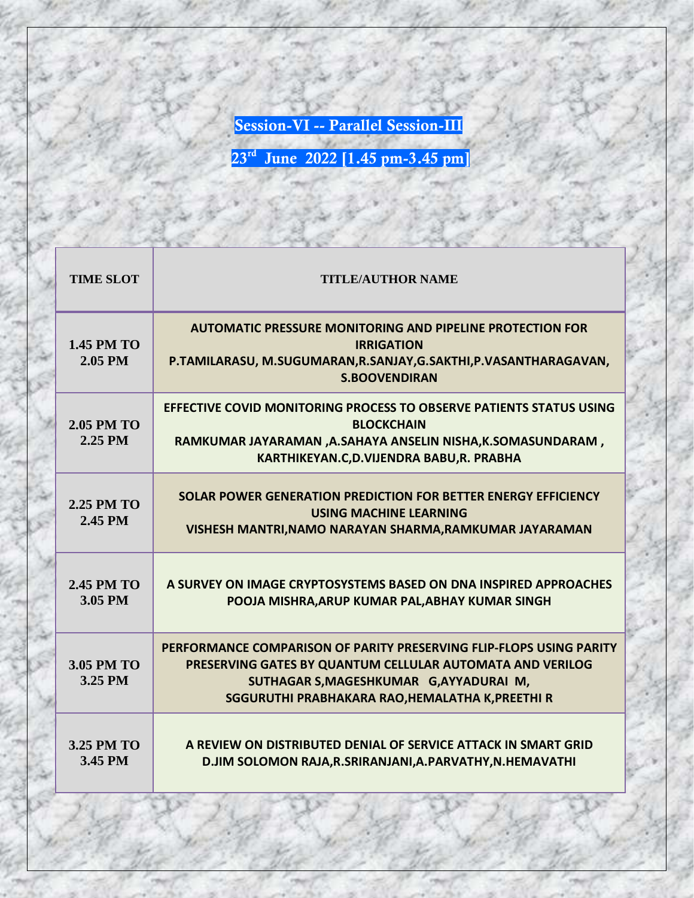## Session-VI -- Parallel Session-III

## 23rd June 2022 [1.45 pm-3.45 pm]

| TIME SLOT | TITLE/AUTHOR NAME |
|---|---|
| 1.45 PM TO 2.05 PM | **AUTOMATIC PRESSURE MONITORING AND PIPELINE PROTECTION FOR IRRIGATION**<br>**P.TAMILARASU, M.SUGUMARAN,R.SANJAY,G.SAKTHI,P.VASANTHARAGAVAN, S.BOOVENDIRAN** |
| 2.05 PM TO 2.25 PM | **EFFECTIVE COVID MONITORING PROCESS TO OBSERVE PATIENTS STATUS USING BLOCKCHAIN**<br>**RAMKUMAR JAYARAMAN ,A.SAHAYA ANSELIN NISHA,K.SOMASUNDARAM , KARTHIKEYAN.C,D.VIJENDRA BABU,R. PRABHA** |
| 2.25 PM TO 2.45 PM | **SOLAR POWER GENERATION PREDICTION FOR BETTER ENERGY EFFICIENCY USING MACHINE LEARNING**<br>**VISHESH MANTRI,NAMO NARAYAN SHARMA,RAMKUMAR JAYARAMAN** |
| 2.45 PM TO 3.05 PM | **A SURVEY ON IMAGE CRYPTOSYSTEMS BASED ON DNA INSPIRED APPROACHES**<br>**POOJA MISHRA,ARUP KUMAR PAL,ABHAY KUMAR SINGH** |
| 3.05 PM TO 3.25 PM | **PERFORMANCE COMPARISON OF PARITY PRESERVING FLIP-FLOPS USING PARITY PRESERVING GATES BY QUANTUM CELLULAR AUTOMATA AND VERILOG**<br>**SUTHAGAR S,MAGESHKUMAR G,AYYADURAI M, SGGURUTHI PRABHAKARA RAO,HEMALATHA K,PREETHI R** |
| 3.25 PM TO 3.45 PM | **A REVIEW ON DISTRIBUTED DENIAL OF SERVICE ATTACK IN SMART GRID**<br>**D.JIM SOLOMON RAJA,R.SRIRANJANI,A.PARVATHY,N.HEMAVATHI** |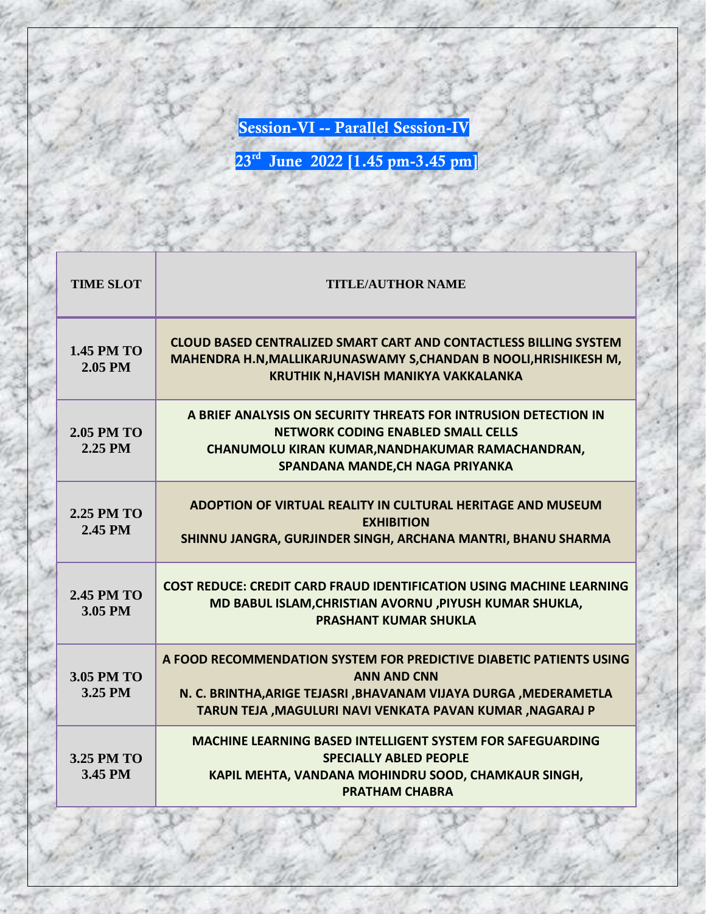## Session-VI -- Parallel Session-IV

## 23rd June 2022 [1.45 pm-3.45 pm]

| TIME SLOT | TITLE/AUTHOR NAME |
|---|---|
| 1.45 PM TO 2.05 PM | CLOUD BASED CENTRALIZED SMART CART AND CONTACTLESS BILLING SYSTEM<br>MAHENDRA H.N,MALLIKARJUNASWAMY S,CHANDAN B NOOLI,HRISHIKESH M, KRUTHIK N,HAVISH MANIKYA VAKKALANKA |
| 2.05 PM TO 2.25 PM | A BRIEF ANALYSIS ON SECURITY THREATS FOR INTRUSION DETECTION IN NETWORK CODING ENABLED SMALL CELLS<br>CHANUMOLU KIRAN KUMAR,NANDHAKUMAR RAMACHANDRAN, SPANDANA MANDE,CH NAGA PRIYANKA |
| 2.25 PM TO 2.45 PM | ADOPTION OF VIRTUAL REALITY IN CULTURAL HERITAGE AND MUSEUM EXHIBITION<br>SHINNU JANGRA, GURJINDER SINGH, ARCHANA MANTRI, BHANU SHARMA |
| 2.45 PM TO 3.05 PM | COST REDUCE: CREDIT CARD FRAUD IDENTIFICATION USING MACHINE LEARNING<br>MD BABUL ISLAM,CHRISTIAN AVORNU ,PIYUSH KUMAR SHUKLA, PRASHANT KUMAR SHUKLA |
| 3.05 PM TO 3.25 PM | A FOOD RECOMMENDATION SYSTEM FOR PREDICTIVE DIABETIC PATIENTS USING ANN AND CNN<br>N. C. BRINTHA,ARIGE TEJASRI ,BHAVANAM VIJAYA DURGA ,MEDERAMETLA TARUN TEJA ,MAGULURI NAVI VENKATA PAVAN KUMAR ,NAGARAJ P |
| 3.25 PM TO 3.45 PM | MACHINE LEARNING BASED INTELLIGENT SYSTEM FOR SAFEGUARDING SPECIALLY ABLED PEOPLE<br>KAPIL MEHTA, VANDANA MOHINDRU SOOD, CHAMKAUR SINGH, PRATHAM CHABRA |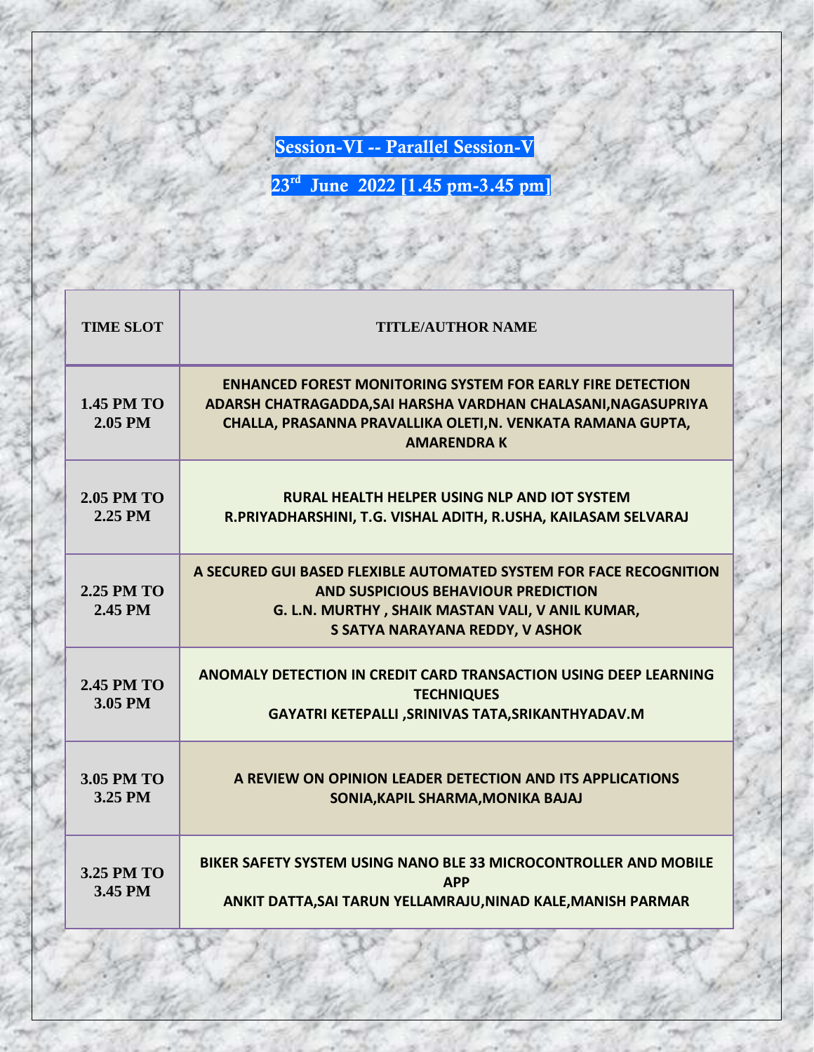## Session-VI -- Parallel Session-V

## 23rd June 2022 [1.45 pm-3.45 pm]

| TIME SLOT | TITLE/AUTHOR NAME |
|---|---|
| 1.45 PM TO 2.05 PM | **ENHANCED FOREST MONITORING SYSTEM FOR EARLY FIRE DETECTION** ADARSH CHATRAGADDA,SAI HARSHA VARDHAN CHALASANI,NAGASUPRIYA CHALLA, PRASANNA PRAVALLIKA OLETI,N. VENKATA RAMANA GUPTA, AMARENDRA K |
| 2.05 PM TO 2.25 PM | **RURAL HEALTH HELPER USING NLP AND IOT SYSTEM** R.PRIYADHARSHINI, T.G. VISHAL ADITH, R.USHA, KAILASAM SELVARAJ |
| 2.25 PM TO 2.45 PM | **A SECURED GUI BASED FLEXIBLE AUTOMATED SYSTEM FOR FACE RECOGNITION AND SUSPICIOUS BEHAVIOUR PREDICTION** G. L.N. MURTHY , SHAIK MASTAN VALI, V ANIL KUMAR, S SATYA NARAYANA REDDY, V ASHOK |
| 2.45 PM TO 3.05 PM | **ANOMALY DETECTION IN CREDIT CARD TRANSACTION USING DEEP LEARNING TECHNIQUES** GAYATRI KETEPALLI ,SRINIVAS TATA,SRIKANTHYADAV.M |
| 3.05 PM TO 3.25 PM | **A REVIEW ON OPINION LEADER DETECTION AND ITS APPLICATIONS** SONIA,KAPIL SHARMA,MONIKA BAJAJ |
| 3.25 PM TO 3.45 PM | **BIKER SAFETY SYSTEM USING NANO BLE 33 MICROCONTROLLER AND MOBILE APP** ANKIT DATTA,SAI TARUN YELLAMRAJU,NINAD KALE,MANISH PARMAR |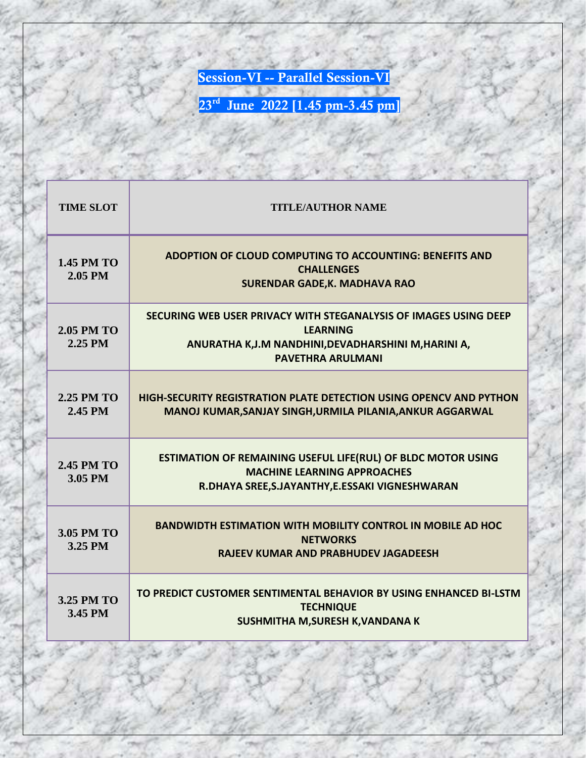## Session-VI -- Parallel Session-VI

## 23rd June 2022 [1.45 pm-3.45 pm]

| TIME SLOT | TITLE/AUTHOR NAME |
|---|---|
| 1.45 PM TO 2.05 PM | **ADOPTION OF CLOUD COMPUTING TO ACCOUNTING: BENEFITS AND CHALLENGES**<br>**SURENDAR GADE,K. MADHAVA RAO** |
| 2.05 PM TO 2.25 PM | **SECURING WEB USER PRIVACY WITH STEGANALYSIS OF IMAGES USING DEEP LEARNING**<br>**ANURATHA K,J.M NANDHINI,DEVADHARSHINI M,HARINI A, PAVETHRA ARULMANI** |
| 2.25 PM TO 2.45 PM | **HIGH-SECURITY REGISTRATION PLATE DETECTION USING OPENCV AND PYTHON**<br>**MANOJ KUMAR,SANJAY SINGH,URMILA PILANIA,ANKUR AGGARWAL** |
| 2.45 PM TO 3.05 PM | **ESTIMATION OF REMAINING USEFUL LIFE(RUL) OF BLDC MOTOR USING MACHINE LEARNING APPROACHES**<br>**R.DHAYA SREE,S.JAYANTHY,E.ESSAKI VIGNESHWARAN** |
| 3.05 PM TO 3.25 PM | **BANDWIDTH ESTIMATION WITH MOBILITY CONTROL IN MOBILE AD HOC NETWORKS**<br>**RAJEEV KUMAR AND PRABHUDEV JAGADEESH** |
| 3.25 PM TO 3.45 PM | **TO PREDICT CUSTOMER SENTIMENTAL BEHAVIOR BY USING ENHANCED BI-LSTM TECHNIQUE**<br>**SUSHMITHA M,SURESH K,VANDANA K** |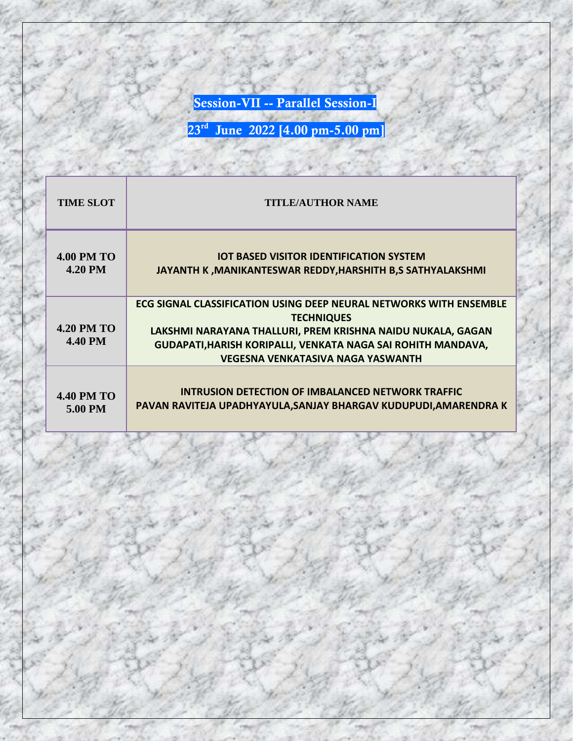## Session-VII -- Parallel Session-I

## 23rd June 2022 [4.00 pm-5.00 pm]

| TIME SLOT | TITLE/AUTHOR NAME |
| --- | --- |
| 4.00 PM TO 4.20 PM | **IOT BASED VISITOR IDENTIFICATION SYSTEM**<br>**JAYANTH K ,MANIKANTESWAR REDDY,HARSHITH B,S SATHYALAKSHMI** |
| 4.20 PM TO 4.40 PM | **ECG SIGNAL CLASSIFICATION USING DEEP NEURAL NETWORKS WITH ENSEMBLE TECHNIQUES**<br>**LAKSHMI NARAYANA THALLURI, PREM KRISHNA NAIDU NUKALA, GAGAN GUDAPATI,HARISH KORIPALLI, VENKATA NAGA SAI ROHITH MANDAVA, VEGESNA VENKATASIVA NAGA YASWANTH** |
| 4.40 PM TO 5.00 PM | **INTRUSION DETECTION OF IMBALANCED NETWORK TRAFFIC**<br>**PAVAN RAVITEJA UPADHYAYULA,SANJAY BHARGAV KUDUPUDI,AMARENDRA K** |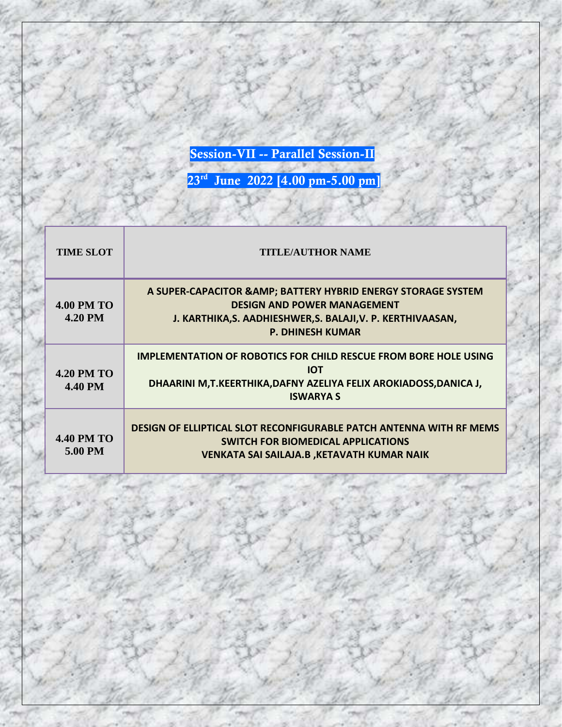# Session-VII -- Parallel Session-II

## 23rd June 2022 [4.00 pm-5.00 pm]

| TIME SLOT | TITLE/AUTHOR NAME |
|---|---|
| 4.00 PM TO 4.20 PM | **A SUPER-CAPACITOR &AMP; BATTERY HYBRID ENERGY STORAGE SYSTEM DESIGN AND POWER MANAGEMENT**<br>**J. KARTHIKA,S. AADHIESHWER,S. BALAJI,V. P. KERTHIVAASAN, P. DHINESH KUMAR** |
| 4.20 PM TO 4.40 PM | **IMPLEMENTATION OF ROBOTICS FOR CHILD RESCUE FROM BORE HOLE USING IOT**<br>**DHAARINI M,T.KEERTHIKA,DAFNY AZELIYA FELIX AROKIADOSS,DANICA J, ISWARYA S** |
| 4.40 PM TO 5.00 PM | **DESIGN OF ELLIPTICAL SLOT RECONFIGURABLE PATCH ANTENNA WITH RF MEMS SWITCH FOR BIOMEDICAL APPLICATIONS**<br>**VENKATA SAI SAILAJA.B ,KETAVATH KUMAR NAIK** |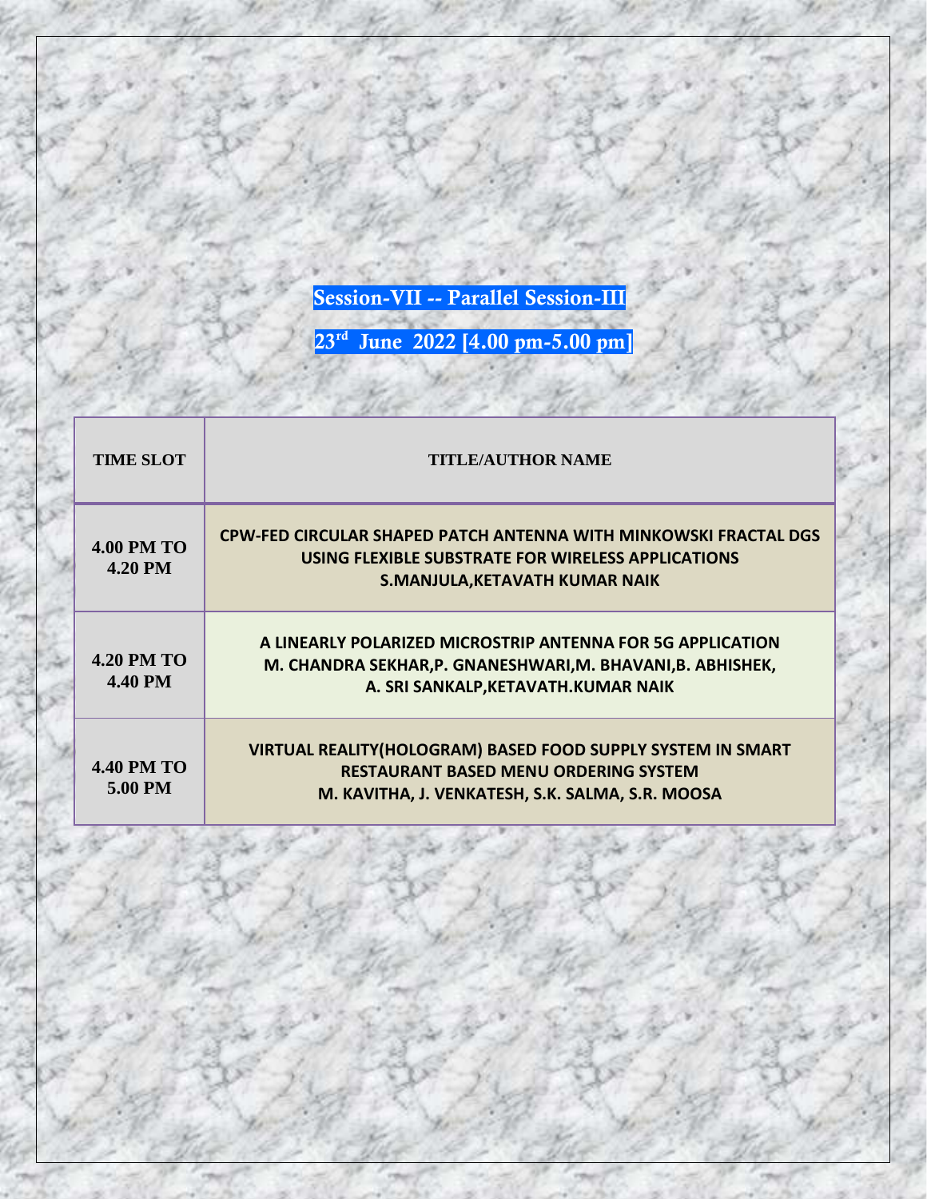## Session-VII -- Parallel Session-III

## 23rd June 2022 [4.00 pm-5.00 pm]

| TIME SLOT | TITLE/AUTHOR NAME |
|---|---|
| 4.00 PM TO 4.20 PM | **CPW-FED CIRCULAR SHAPED PATCH ANTENNA WITH MINKOWSKI FRACTAL DGS USING FLEXIBLE SUBSTRATE FOR WIRELESS APPLICATIONS**<br>**S.MANJULA,KETAVATH KUMAR NAIK** |
| 4.20 PM TO 4.40 PM | **A LINEARLY POLARIZED MICROSTRIP ANTENNA FOR 5G APPLICATION**<br>**M. CHANDRA SEKHAR,P. GNANESHWARI,M. BHAVANI,B. ABHISHEK, A. SRI SANKALP,KETAVATH.KUMAR NAIK** |
| 4.40 PM TO 5.00 PM | **VIRTUAL REALITY(HOLOGRAM) BASED FOOD SUPPLY SYSTEM IN SMART RESTAURANT BASED MENU ORDERING SYSTEM**<br>**M. KAVITHA, J. VENKATESH, S.K. SALMA, S.R. MOOSA** |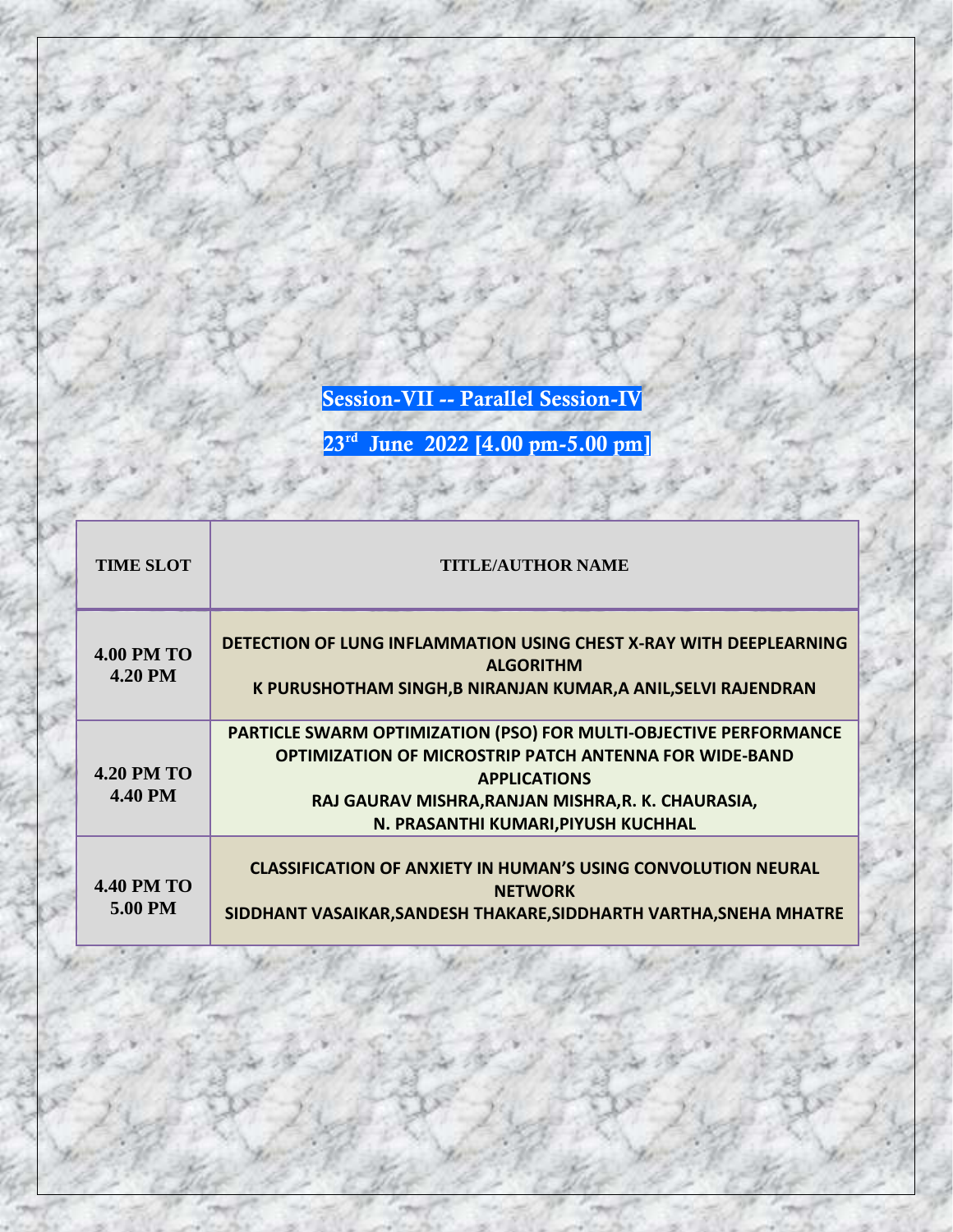## Session-VII -- Parallel Session-IV

## 23rd June 2022 [4.00 pm-5.00 pm]

| TIME SLOT | TITLE/AUTHOR NAME |
|---|---|
| 4.00 PM TO 4.20 PM | **DETECTION OF LUNG INFLAMMATION USING CHEST X-RAY WITH DEEPLEARNING ALGORITHM**<br>**K PURUSHOTHAM SINGH,B NIRANJAN KUMAR,A ANIL,SELVI RAJENDRAN** |
| 4.20 PM TO 4.40 PM | **PARTICLE SWARM OPTIMIZATION (PSO) FOR MULTI-OBJECTIVE PERFORMANCE OPTIMIZATION OF MICROSTRIP PATCH ANTENNA FOR WIDE-BAND APPLICATIONS**<br>**RAJ GAURAV MISHRA,RANJAN MISHRA,R. K. CHAURASIA, N. PRASANTHI KUMARI,PIYUSH KUCHHAL** |
| 4.40 PM TO 5.00 PM | **CLASSIFICATION OF ANXIETY IN HUMAN'S USING CONVOLUTION NEURAL NETWORK**<br>**SIDDHANT VASAIKAR,SANDESH THAKARE,SIDDHARTH VARTHA,SNEHA MHATRE** |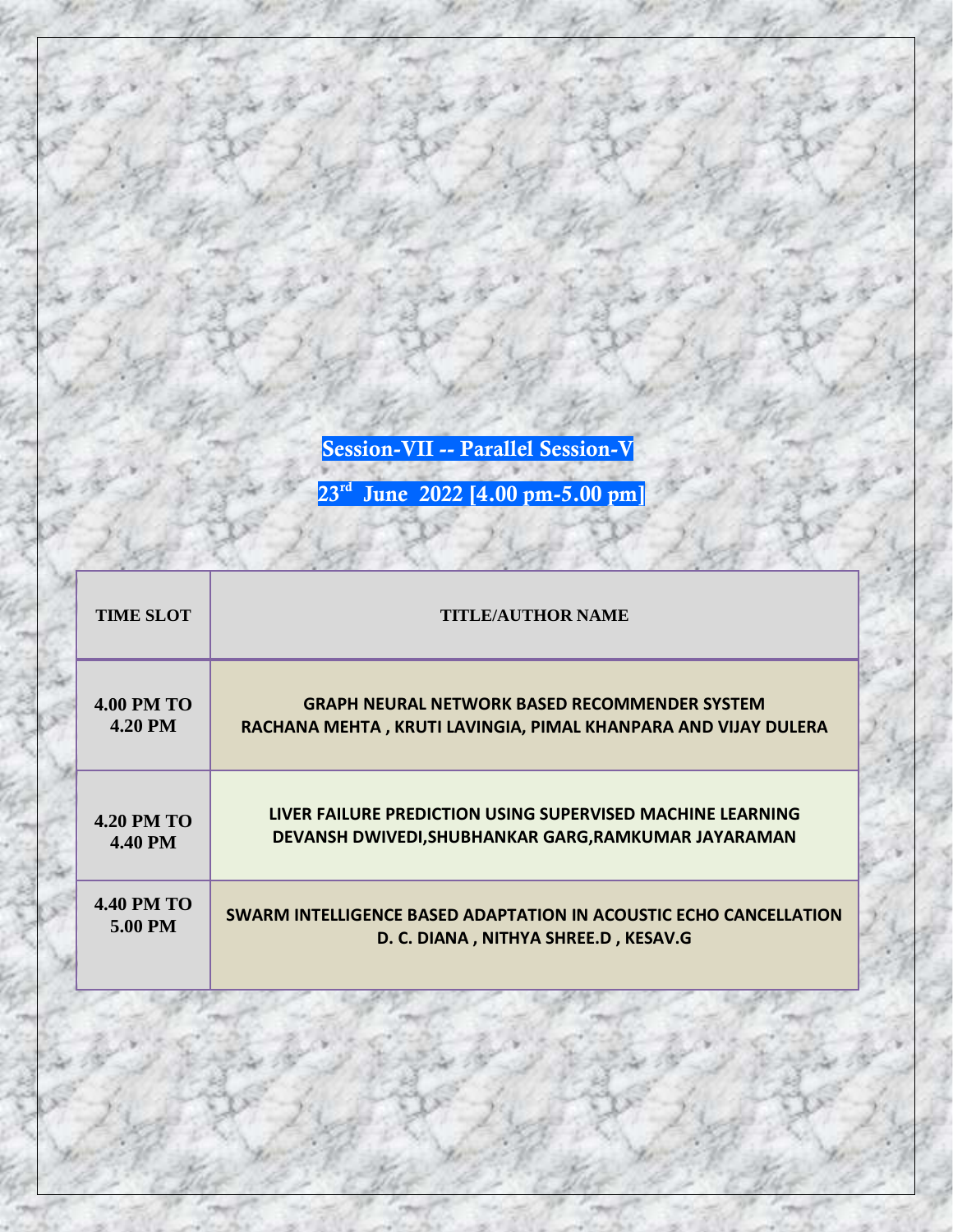## Session-VII -- Parallel Session-V

## 23rd June 2022 [4.00 pm-5.00 pm]

| TIME SLOT | TITLE/AUTHOR NAME |
|---|---|
| 4.00 PM TO 4.20 PM | **GRAPH NEURAL NETWORK BASED RECOMMENDER SYSTEM**<br>**RACHANA MEHTA , KRUTI LAVINGIA, PIMAL KHANPARA AND VIJAY DULERA** |
| 4.20 PM TO 4.40 PM | **LIVER FAILURE PREDICTION USING SUPERVISED MACHINE LEARNING**<br>**DEVANSH DWIVEDI,SHUBHANKAR GARG,RAMKUMAR JAYARAMAN** |
| 4.40 PM TO 5.00 PM | **SWARM INTELLIGENCE BASED ADAPTATION IN ACOUSTIC ECHO CANCELLATION**<br>**D. C. DIANA , NITHYA SHREE.D , KESAV.G** |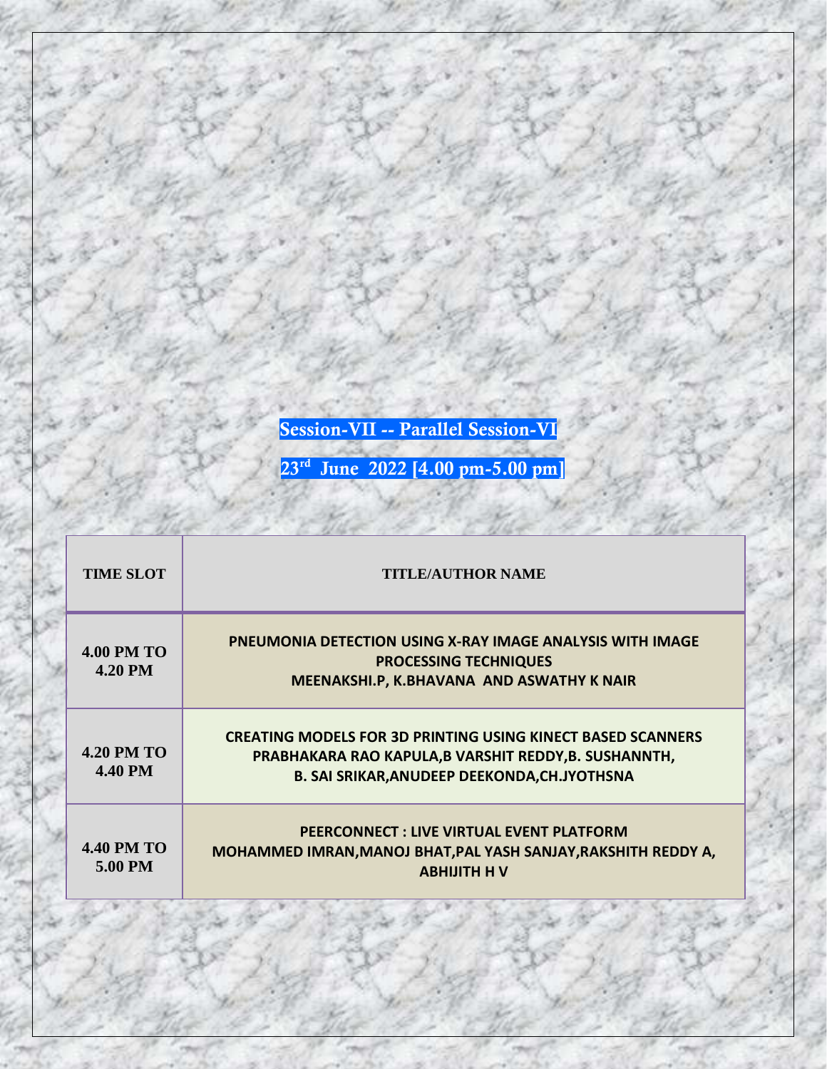## Session-VII -- Parallel Session-VI

## 23rd June 2022 [4.00 pm-5.00 pm]

| TIME SLOT | TITLE/AUTHOR NAME |
|---|---|
| 4.00 PM TO 4.20 PM | PNEUMONIA DETECTION USING X-RAY IMAGE ANALYSIS WITH IMAGE PROCESSING TECHNIQUES<br>MEENAKSHI.P, K.BHAVANA AND ASWATHY K NAIR |
| 4.20 PM TO 4.40 PM | CREATING MODELS FOR 3D PRINTING USING KINECT BASED SCANNERS<br>PRABHAKARA RAO KAPULA,B VARSHIT REDDY,B. SUSHANNTH, B. SAI SRIKAR,ANUDEEP DEEKONDA,CH.JYOTHSNA |
| 4.40 PM TO 5.00 PM | PEERCONNECT : LIVE VIRTUAL EVENT PLATFORM<br>MOHAMMED IMRAN,MANOJ BHAT,PAL YASH SANJAY,RAKSHITH REDDY A, ABHIJITH H V |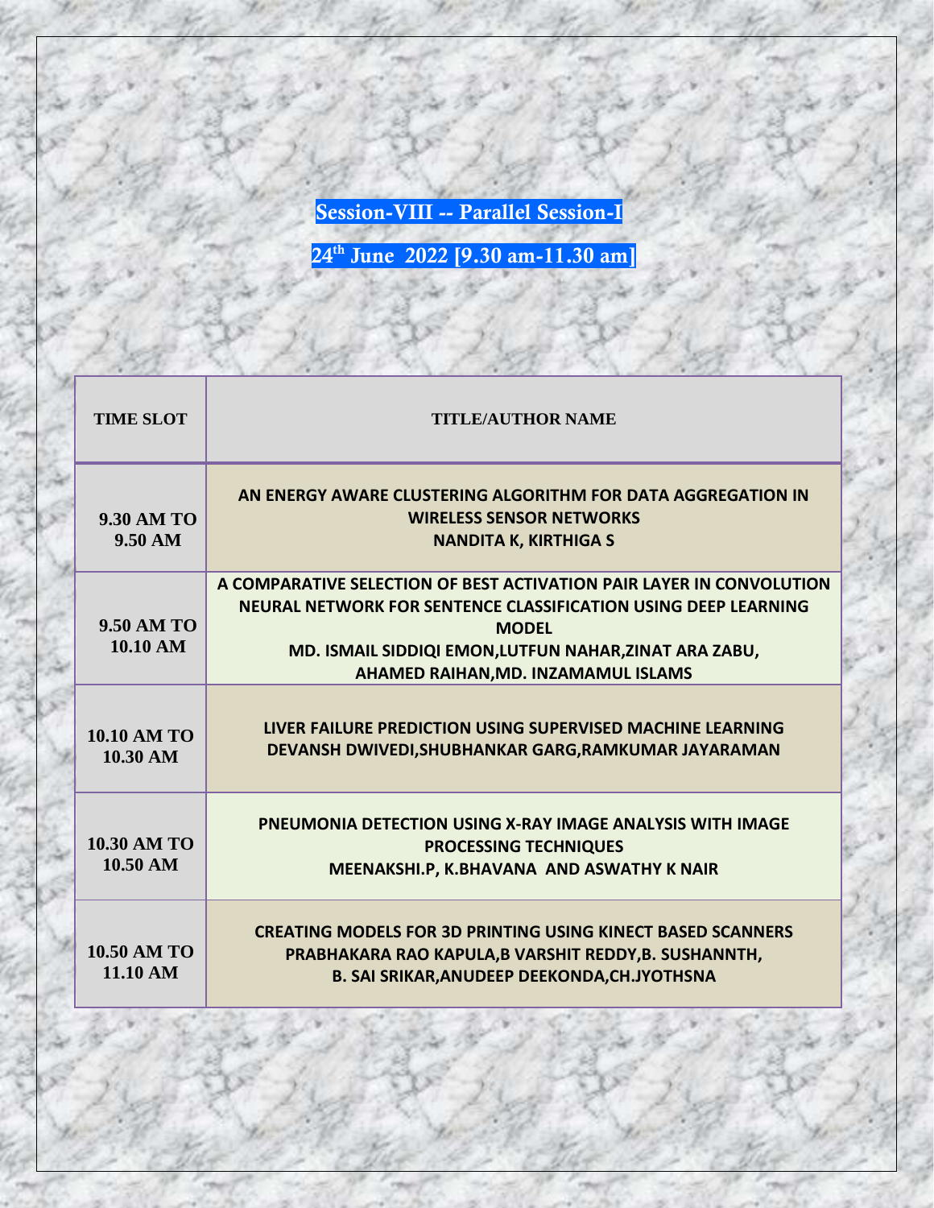## Session-VIII -- Parallel Session-I

## 24th June 2022 [9.30 am-11.30 am]

| TIME SLOT | TITLE/AUTHOR NAME |
|---|---|
| 9.30 AM TO 9.50 AM | **AN ENERGY AWARE CLUSTERING ALGORITHM FOR DATA AGGREGATION IN WIRELESS SENSOR NETWORKS**<br>**NANDITA K, KIRTHIGA S** |
| 9.50 AM TO 10.10 AM | **A COMPARATIVE SELECTION OF BEST ACTIVATION PAIR LAYER IN CONVOLUTION NEURAL NETWORK FOR SENTENCE CLASSIFICATION USING DEEP LEARNING MODEL**<br>**MD. ISMAIL SIDDIQI EMON,LUTFUN NAHAR,ZINAT ARA ZABU, AHAMED RAIHAN,MD. INZAMAMUL ISLAMS** |
| 10.10 AM TO 10.30 AM | **LIVER FAILURE PREDICTION USING SUPERVISED MACHINE LEARNING**<br>**DEVANSH DWIVEDI,SHUBHANKAR GARG,RAMKUMAR JAYARAMAN** |
| 10.30 AM TO 10.50 AM | **PNEUMONIA DETECTION USING X-RAY IMAGE ANALYSIS WITH IMAGE PROCESSING TECHNIQUES**<br>**MEENAKSHI.P, K.BHAVANA AND ASWATHY K NAIR** |
| 10.50 AM TO 11.10 AM | **CREATING MODELS FOR 3D PRINTING USING KINECT BASED SCANNERS**<br>**PRABHAKARA RAO KAPULA,B VARSHIT REDDY,B. SUSHANNTH, B. SAI SRIKAR,ANUDEEP DEEKONDA,CH.JYOTHSNA** |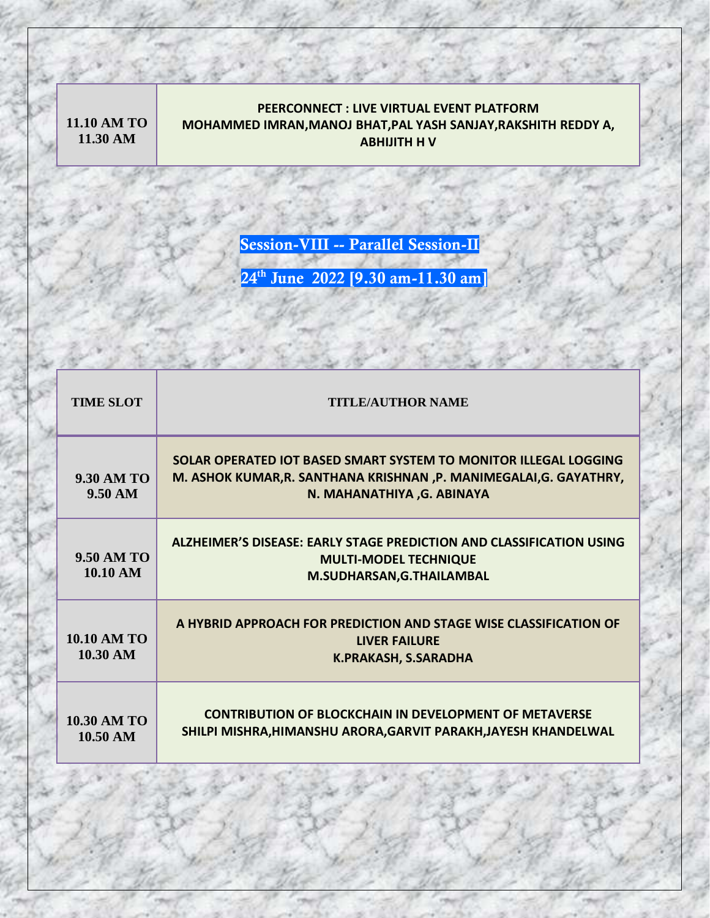| | |
|---|---|
| 11.10 AM TO 11.30 AM | **PEERCONNECT : LIVE VIRTUAL EVENT PLATFORM**<br>**MOHAMMED IMRAN,MANOJ BHAT,PAL YASH SANJAY,RAKSHITH REDDY A, ABHIJITH H V** |

## Session-VIII -- Parallel Session-II

## 24[th] June 2022 [9.30 am-11.30 am]

| TIME SLOT | TITLE/AUTHOR NAME |
|---|---|
| 9.30 AM TO 9.50 AM | **SOLAR OPERATED IOT BASED SMART SYSTEM TO MONITOR ILLEGAL LOGGING**<br>**M. ASHOK KUMAR,R. SANTHANA KRISHNAN ,P. MANIMEGALAI,G. GAYATHRY, N. MAHANATHIYA ,G. ABINAYA** |
| 9.50 AM TO 10.10 AM | **ALZHEIMER'S DISEASE: EARLY STAGE PREDICTION AND CLASSIFICATION USING MULTI-MODEL TECHNIQUE**<br>**M.SUDHARSAN,G.THAILAMBAL** |
| 10.10 AM TO 10.30 AM | **A HYBRID APPROACH FOR PREDICTION AND STAGE WISE CLASSIFICATION OF LIVER FAILURE**<br>**K.PRAKASH, S.SARADHA** |
| 10.30 AM TO 10.50 AM | **CONTRIBUTION OF BLOCKCHAIN IN DEVELOPMENT OF METAVERSE**<br>**SHILPI MISHRA,HIMANSHU ARORA,GARVIT PARAKH,JAYESH KHANDELWAL** |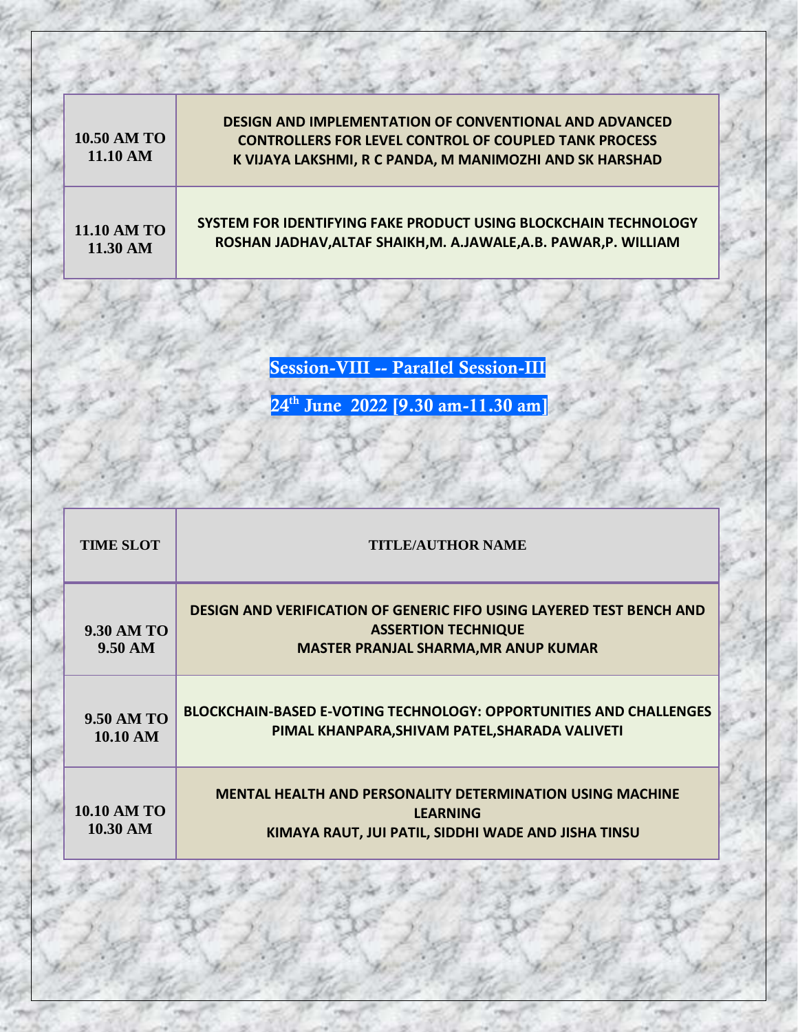| | |
|---|---|
| 10.50 AM TO 11.10 AM | **DESIGN AND IMPLEMENTATION OF CONVENTIONAL AND ADVANCED CONTROLLERS FOR LEVEL CONTROL OF COUPLED TANK PROCESS**<br>**K VIJAYA LAKSHMI, R C PANDA, M MANIMOZHI AND SK HARSHAD** |
| 11.10 AM TO 11.30 AM | **SYSTEM FOR IDENTIFYING FAKE PRODUCT USING BLOCKCHAIN TECHNOLOGY**<br>**ROSHAN JADHAV,ALTAF SHAIKH,M. A.JAWALE,A.B. PAWAR,P. WILLIAM** |

## Session-VIII -- Parallel Session-III

## 24th June 2022 [9.30 am-11.30 am]

| TIME SLOT | TITLE/AUTHOR NAME |
|---|---|
| 9.30 AM TO 9.50 AM | **DESIGN AND VERIFICATION OF GENERIC FIFO USING LAYERED TEST BENCH AND ASSERTION TECHNIQUE**<br>**MASTER PRANJAL SHARMA,MR ANUP KUMAR** |
| 9.50 AM TO 10.10 AM | **BLOCKCHAIN-BASED E-VOTING TECHNOLOGY: OPPORTUNITIES AND CHALLENGES**<br>**PIMAL KHANPARA,SHIVAM PATEL,SHARADA VALIVETI** |
| 10.10 AM TO 10.30 AM | **MENTAL HEALTH AND PERSONALITY DETERMINATION USING MACHINE LEARNING**<br>**KIMAYA RAUT, JUI PATIL, SIDDHI WADE AND JISHA TINSU** |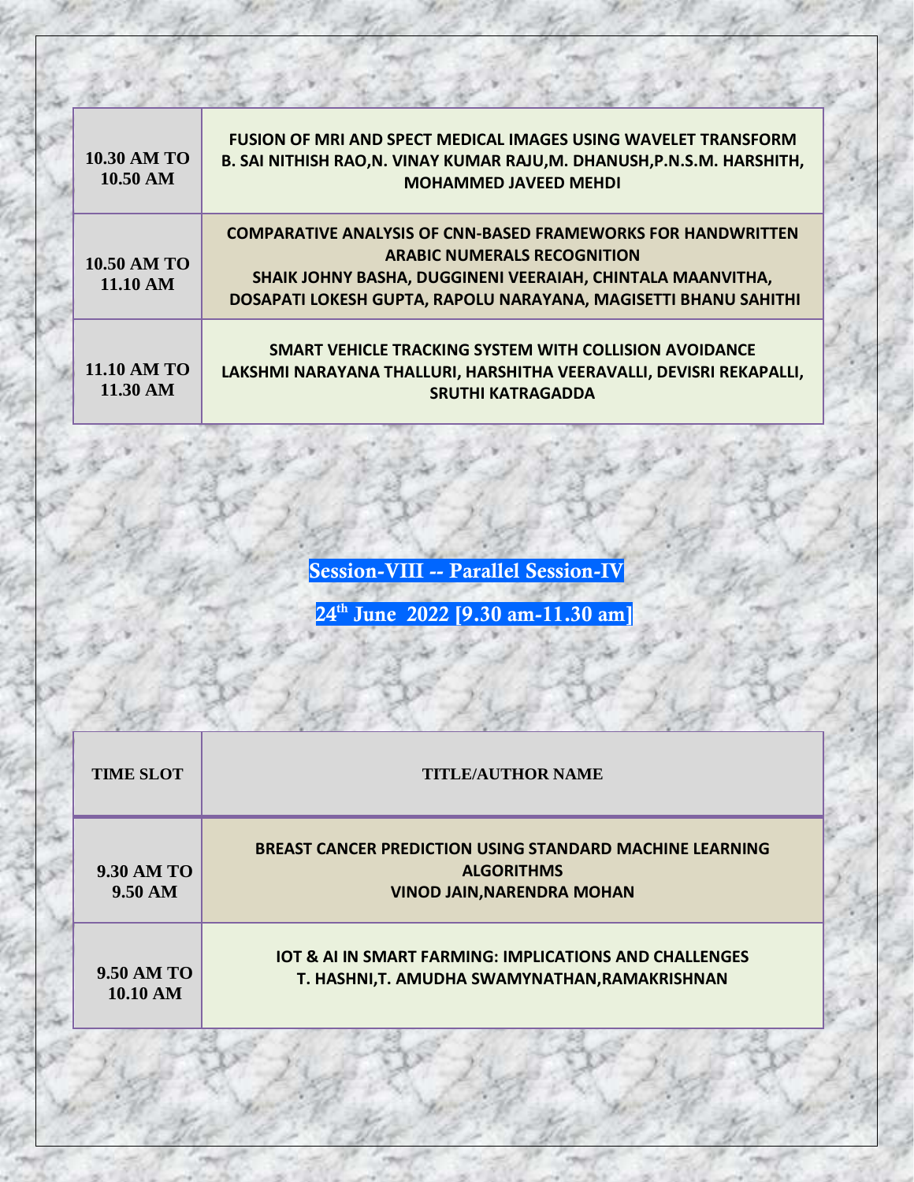| | |
|---|---|
| 10.30 AM TO 10.50 AM | FUSION OF MRI AND SPECT MEDICAL IMAGES USING WAVELET TRANSFORM<br>B. SAI NITHISH RAO,N. VINAY KUMAR RAJU,M. DHANUSH,P.N.S.M. HARSHITH, MOHAMMED JAVEED MEHDI |
| 10.50 AM TO 11.10 AM | COMPARATIVE ANALYSIS OF CNN-BASED FRAMEWORKS FOR HANDWRITTEN ARABIC NUMERALS RECOGNITION<br>SHAIK JOHNY BASHA, DUGGINENI VEERAIAH, CHINTALA MAANVITHA, DOSAPATI LOKESH GUPTA, RAPOLU NARAYANA, MAGISETTI BHANU SAHITHI |
| 11.10 AM TO 11.30 AM | SMART VEHICLE TRACKING SYSTEM WITH COLLISION AVOIDANCE<br>LAKSHMI NARAYANA THALLURI, HARSHITHA VEERAVALLI, DEVISRI REKAPALLI, SRUTHI KATRAGADDA |

## Session-VIII -- Parallel Session-IV

## 24th June 2022 [9.30 am-11.30 am]

| TIME SLOT | TITLE/AUTHOR NAME |
|---|---|
| 9.30 AM TO 9.50 AM | BREAST CANCER PREDICTION USING STANDARD MACHINE LEARNING ALGORITHMS<br>VINOD JAIN,NARENDRA MOHAN |
| 9.50 AM TO 10.10 AM | IOT & AI IN SMART FARMING: IMPLICATIONS AND CHALLENGES<br>T. HASHNI,T. AMUDHA SWAMYNATHAN,RAMAKRISHNAN |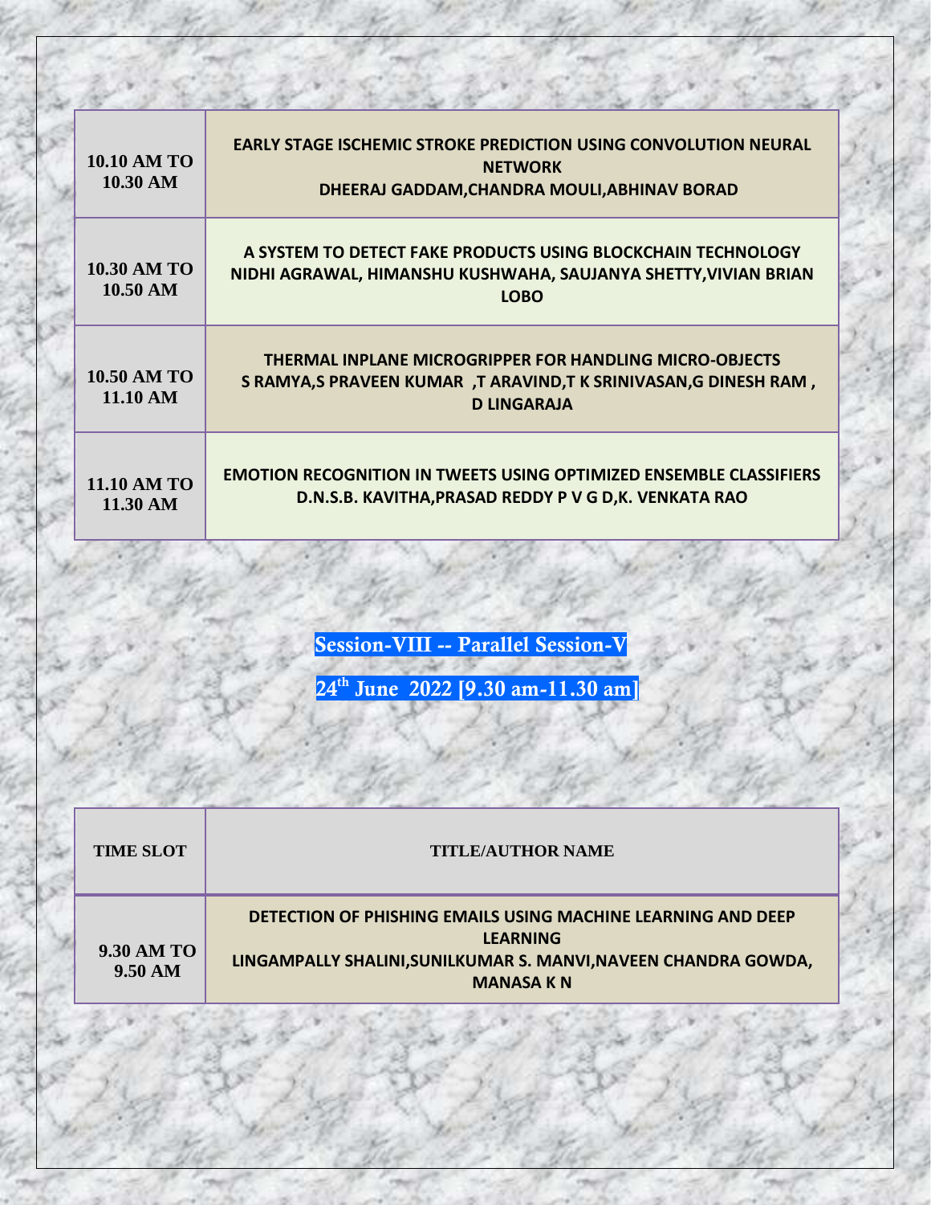| | |
|---|---|
| 10.10 AM TO 10.30 AM | EARLY STAGE ISCHEMIC STROKE PREDICTION USING CONVOLUTION NEURAL NETWORK<br>DHEERAJ GADDAM,CHANDRA MOULI,ABHINAV BORAD |
| 10.30 AM TO 10.50 AM | A SYSTEM TO DETECT FAKE PRODUCTS USING BLOCKCHAIN TECHNOLOGY<br>NIDHI AGRAWAL, HIMANSHU KUSHWAHA, SAUJANYA SHETTY,VIVIAN BRIAN LOBO |
| 10.50 AM TO 11.10 AM | THERMAL INPLANE MICROGRIPPER FOR HANDLING MICRO-OBJECTS<br>S RAMYA,S PRAVEEN KUMAR ,T ARAVIND,T K SRINIVASAN,G DINESH RAM , D LINGARAJA |
| 11.10 AM TO 11.30 AM | EMOTION RECOGNITION IN TWEETS USING OPTIMIZED ENSEMBLE CLASSIFIERS<br>D.N.S.B. KAVITHA,PRASAD REDDY P V G D,K. VENKATA RAO |

## Session-VIII -- Parallel Session-V

**24th June 2022 [9.30 am-11.30 am]**

| TIME SLOT | TITLE/AUTHOR NAME |
|---|---|
| 9.30 AM TO 9.50 AM | DETECTION OF PHISHING EMAILS USING MACHINE LEARNING AND DEEP LEARNING<br>LINGAMPALLY SHALINI,SUNILKUMAR S. MANVI,NAVEEN CHANDRA GOWDA, MANASA K N |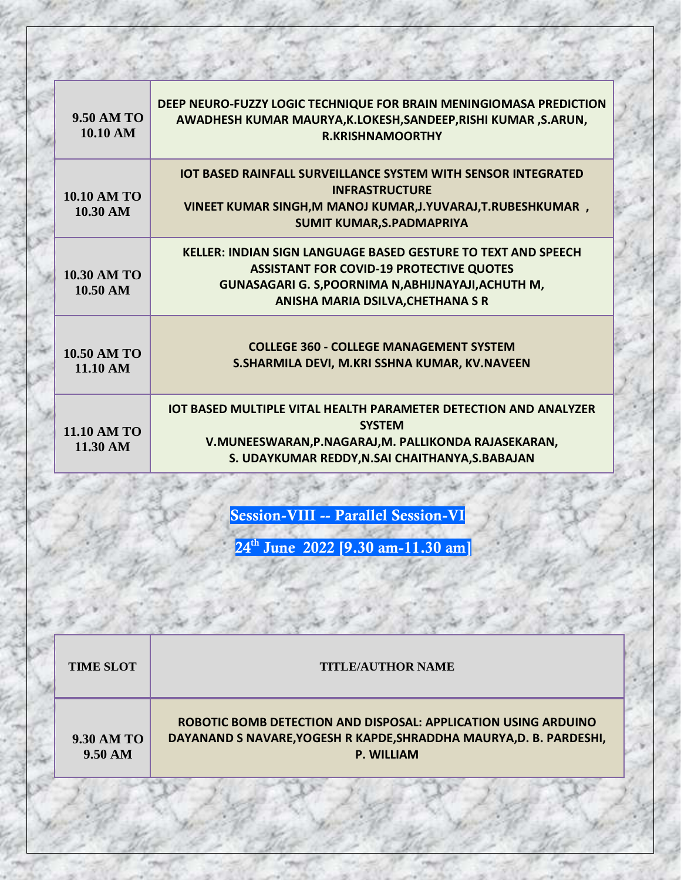| | |
|---|---|
| 9.50 AM TO 10.10 AM | DEEP NEURO-FUZZY LOGIC TECHNIQUE FOR BRAIN MENINGIOMASA PREDICTION AWADHESH KUMAR MAURYA,K.LOKESH,SANDEEP,RISHI KUMAR ,S.ARUN, R.KRISHNAMOORTHY |
| 10.10 AM TO 10.30 AM | IOT BASED RAINFALL SURVEILLANCE SYSTEM WITH SENSOR INTEGRATED INFRASTRUCTURE VINEET KUMAR SINGH,M MANOJ KUMAR,J.YUVARAJ,T.RUBESHKUMAR , SUMIT KUMAR,S.PADMAPRIYA |
| 10.30 AM TO 10.50 AM | KELLER: INDIAN SIGN LANGUAGE BASED GESTURE TO TEXT AND SPEECH ASSISTANT FOR COVID-19 PROTECTIVE QUOTES GUNASAGARI G. S,POORNIMA N,ABHIJNAYAJI,ACHUTH M, ANISHA MARIA DSILVA,CHETHANA S R |
| 10.50 AM TO 11.10 AM | COLLEGE 360 - COLLEGE MANAGEMENT SYSTEM S.SHARMILA DEVI, M.KRI SSHNA KUMAR, KV.NAVEEN |
| 11.10 AM TO 11.30 AM | IOT BASED MULTIPLE VITAL HEALTH PARAMETER DETECTION AND ANALYZER SYSTEM V.MUNEESWARAN,P.NAGARAJ,M. PALLIKONDA RAJASEKARAN, S. UDAYKUMAR REDDY,N.SAI CHAITHANYA,S.BABAJAN |

## Session-VIII -- Parallel Session-VI

## 24th June 2022 [9.30 am-11.30 am]

| TIME SLOT | TITLE/AUTHOR NAME |
|---|---|
| 9.30 AM TO 9.50 AM | ROBOTIC BOMB DETECTION AND DISPOSAL: APPLICATION USING ARDUINO DAYANAND S NAVARE,YOGESH R KAPDE,SHRADDHA MAURYA,D. B. PARDESHI, P. WILLIAM |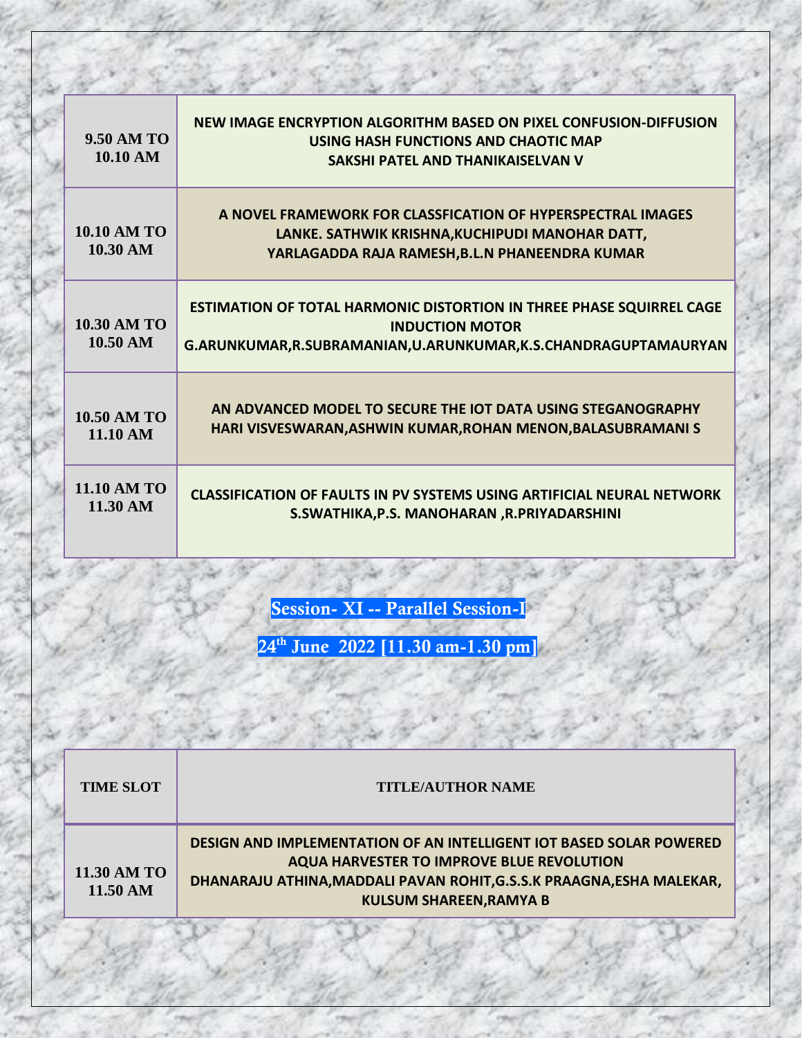| | |
|---|---|
| 9.50 AM TO 10.10 AM | NEW IMAGE ENCRYPTION ALGORITHM BASED ON PIXEL CONFUSION-DIFFUSION USING HASH FUNCTIONS AND CHAOTIC MAP<br>SAKSHI PATEL AND THANIKAISELVAN V |
| 10.10 AM TO 10.30 AM | A NOVEL FRAMEWORK FOR CLASSFICATION OF HYPERSPECTRAL IMAGES<br>LANKE. SATHWIK KRISHNA,KUCHIPUDI MANOHAR DATT, YARLAGADDA RAJA RAMESH,B.L.N PHANEENDRA KUMAR |
| 10.30 AM TO 10.50 AM | ESTIMATION OF TOTAL HARMONIC DISTORTION IN THREE PHASE SQUIRREL CAGE INDUCTION MOTOR<br>G.ARUNKUMAR,R.SUBRAMANIAN,U.ARUNKUMAR,K.S.CHANDRAGUPTAMAURYAN |
| 10.50 AM TO 11.10 AM | AN ADVANCED MODEL TO SECURE THE IOT DATA USING STEGANOGRAPHY<br>HARI VISVESWARAN,ASHWIN KUMAR,ROHAN MENON,BALASUBRAMANI S |
| 11.10 AM TO 11.30 AM | CLASSIFICATION OF FAULTS IN PV SYSTEMS USING ARTIFICIAL NEURAL NETWORK<br>S.SWATHIKA,P.S. MANOHARAN ,R.PRIYADARSHINI |

## Session- XI -- Parallel Session-I

## 24th June 2022 [11.30 am-1.30 pm]

| TIME SLOT | TITLE/AUTHOR NAME |
|---|---|
| 11.30 AM TO 11.50 AM | DESIGN AND IMPLEMENTATION OF AN INTELLIGENT IOT BASED SOLAR POWERED AQUA HARVESTER TO IMPROVE BLUE REVOLUTION<br>DHANARAJU ATHINA,MADDALI PAVAN ROHIT,G.S.S.K PRAAGNA,ESHA MALEKAR, KULSUM SHAREEN,RAMYA B |